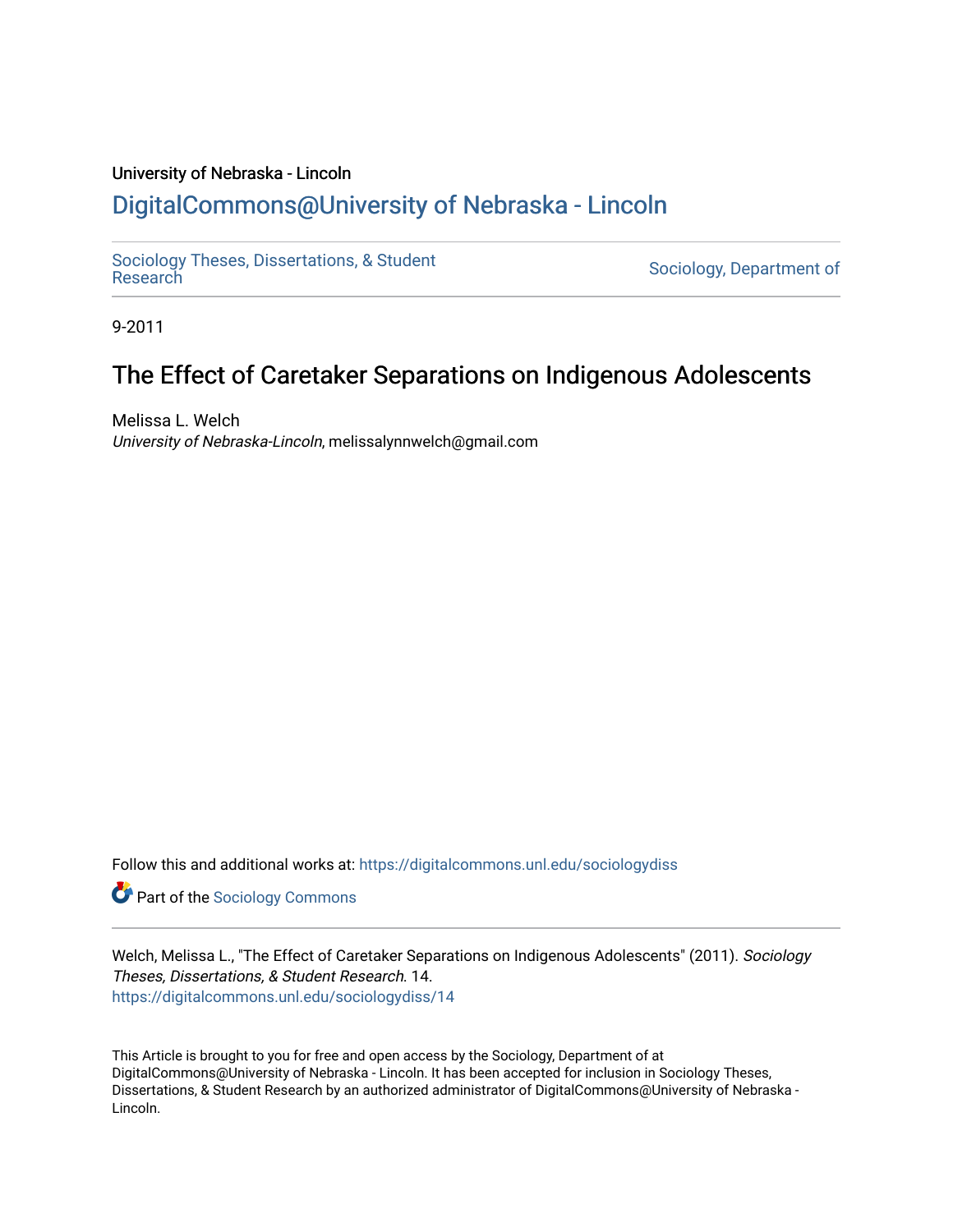University of Nebraska - Lincoln

# DigitalCommons@University of Nebraska - Lincoln

Sociology Theses, Dissertations, & Student Research

Sociology, Department of

9-2011

## The Effect of Caretaker Separations on Indigenous Adolescents

Melissa L. Welch
*University of Nebraska-Lincoln*, melissalynnwelch@gmail.com

Follow this and additional works at: https://digitalcommons.unl.edu/sociologydiss

Part of the Sociology Commons

Welch, Melissa L., "The Effect of Caretaker Separations on Indigenous Adolescents" (2011). *Sociology Theses, Dissertations, & Student Research*. 14.
https://digitalcommons.unl.edu/sociologydiss/14

This Article is brought to you for free and open access by the Sociology, Department of at DigitalCommons@University of Nebraska - Lincoln. It has been accepted for inclusion in Sociology Theses, Dissertations, & Student Research by an authorized administrator of DigitalCommons@University of Nebraska - Lincoln.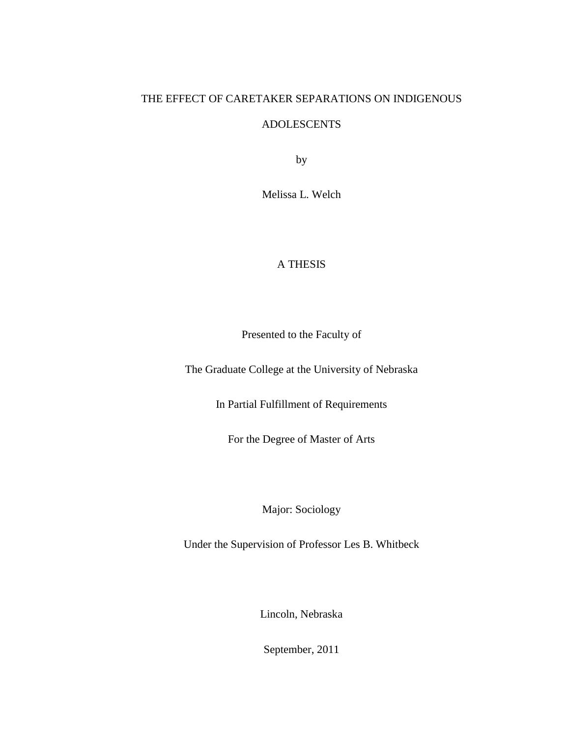THE EFFECT OF CARETAKER SEPARATIONS ON INDIGENOUS ADOLESCENTS

by

Melissa L. Welch

A THESIS

Presented to the Faculty of

The Graduate College at the University of Nebraska

In Partial Fulfillment of Requirements

For the Degree of Master of Arts

Major: Sociology

Under the Supervision of Professor Les B. Whitbeck

Lincoln, Nebraska

September, 2011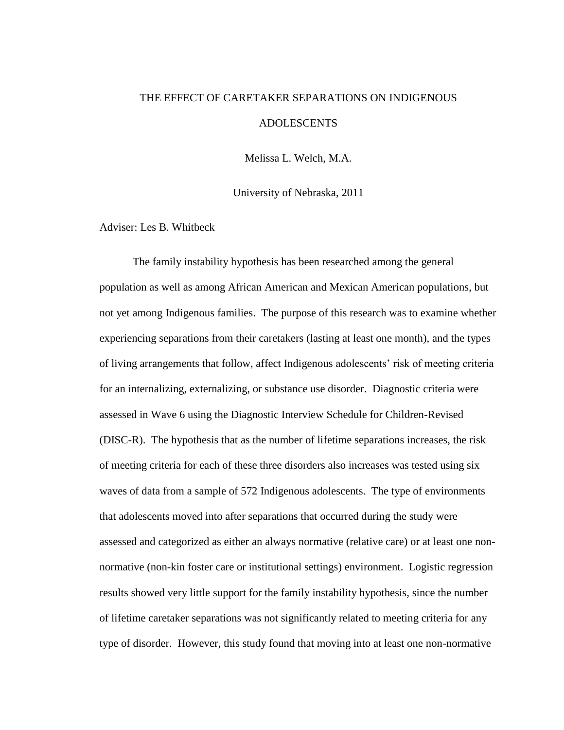# THE EFFECT OF CARETAKER SEPARATIONS ON INDIGENOUS ADOLESCENTS

Melissa L. Welch, M.A.

University of Nebraska, 2011

Adviser: Les B. Whitbeck

The family instability hypothesis has been researched among the general population as well as among African American and Mexican American populations, but not yet among Indigenous families. The purpose of this research was to examine whether experiencing separations from their caretakers (lasting at least one month), and the types of living arrangements that follow, affect Indigenous adolescents' risk of meeting criteria for an internalizing, externalizing, or substance use disorder. Diagnostic criteria were assessed in Wave 6 using the Diagnostic Interview Schedule for Children-Revised (DISC-R). The hypothesis that as the number of lifetime separations increases, the risk of meeting criteria for each of these three disorders also increases was tested using six waves of data from a sample of 572 Indigenous adolescents. The type of environments that adolescents moved into after separations that occurred during the study were assessed and categorized as either an always normative (relative care) or at least one non-normative (non-kin foster care or institutional settings) environment. Logistic regression results showed very little support for the family instability hypothesis, since the number of lifetime caretaker separations was not significantly related to meeting criteria for any type of disorder. However, this study found that moving into at least one non-normative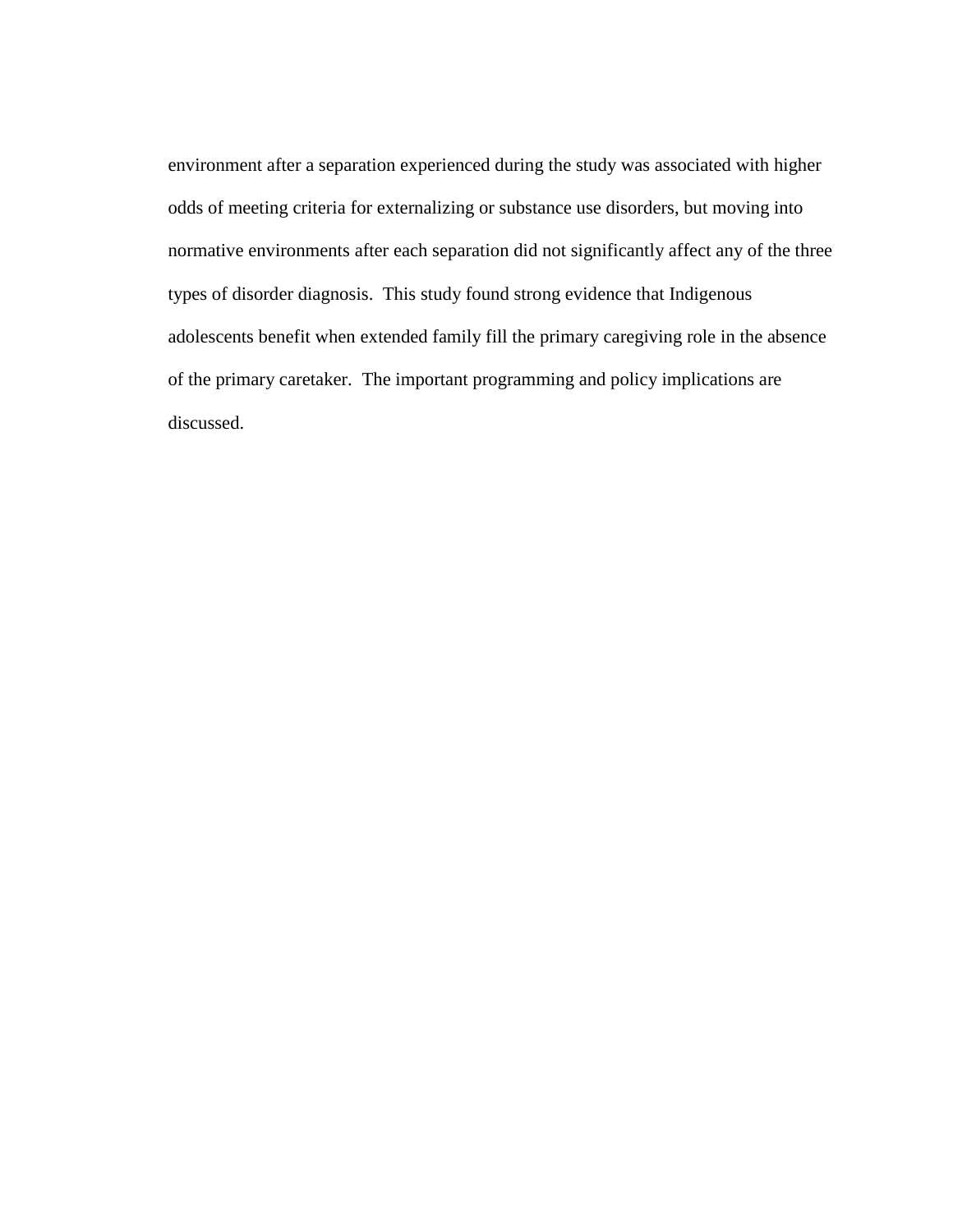environment after a separation experienced during the study was associated with higher odds of meeting criteria for externalizing or substance use disorders, but moving into normative environments after each separation did not significantly affect any of the three types of disorder diagnosis. This study found strong evidence that Indigenous adolescents benefit when extended family fill the primary caregiving role in the absence of the primary caretaker. The important programming and policy implications are discussed.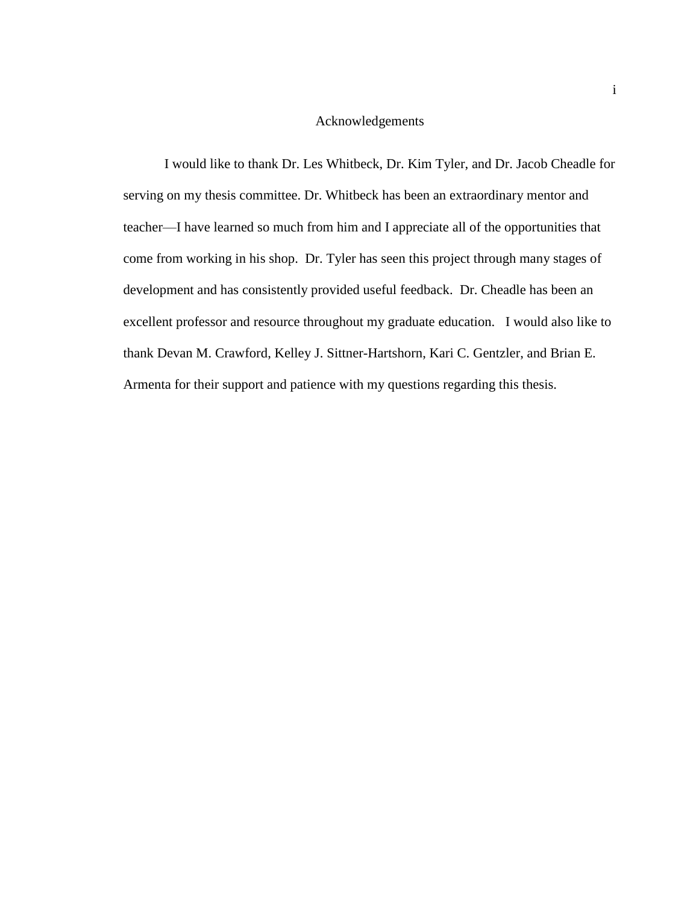# Acknowledgements

I would like to thank Dr. Les Whitbeck, Dr. Kim Tyler, and Dr. Jacob Cheadle for serving on my thesis committee. Dr. Whitbeck has been an extraordinary mentor and teacher—I have learned so much from him and I appreciate all of the opportunities that come from working in his shop. Dr. Tyler has seen this project through many stages of development and has consistently provided useful feedback. Dr. Cheadle has been an excellent professor and resource throughout my graduate education. I would also like to thank Devan M. Crawford, Kelley J. Sittner-Hartshorn, Kari C. Gentzler, and Brian E. Armenta for their support and patience with my questions regarding this thesis.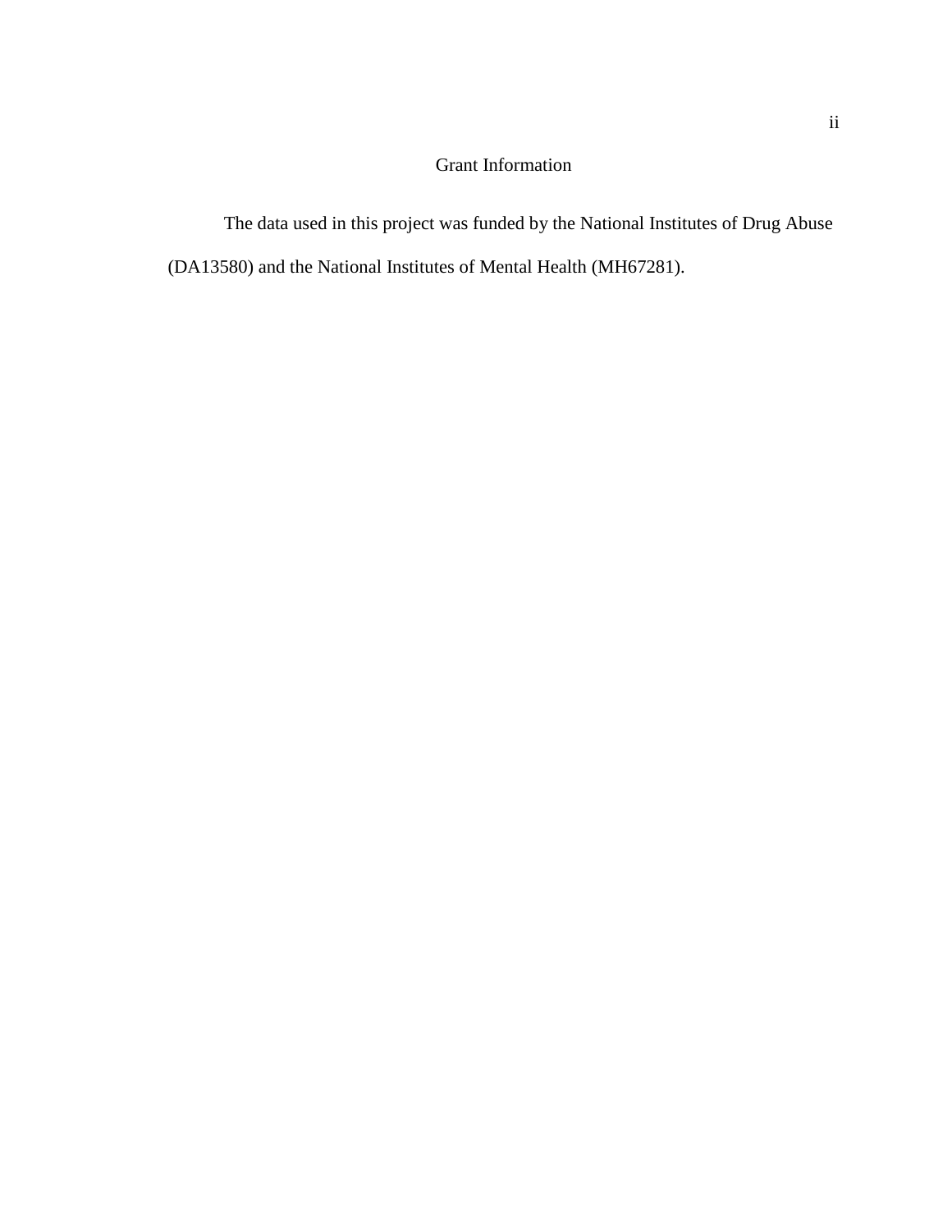## Grant Information

The data used in this project was funded by the National Institutes of Drug Abuse (DA13580) and the National Institutes of Mental Health (MH67281).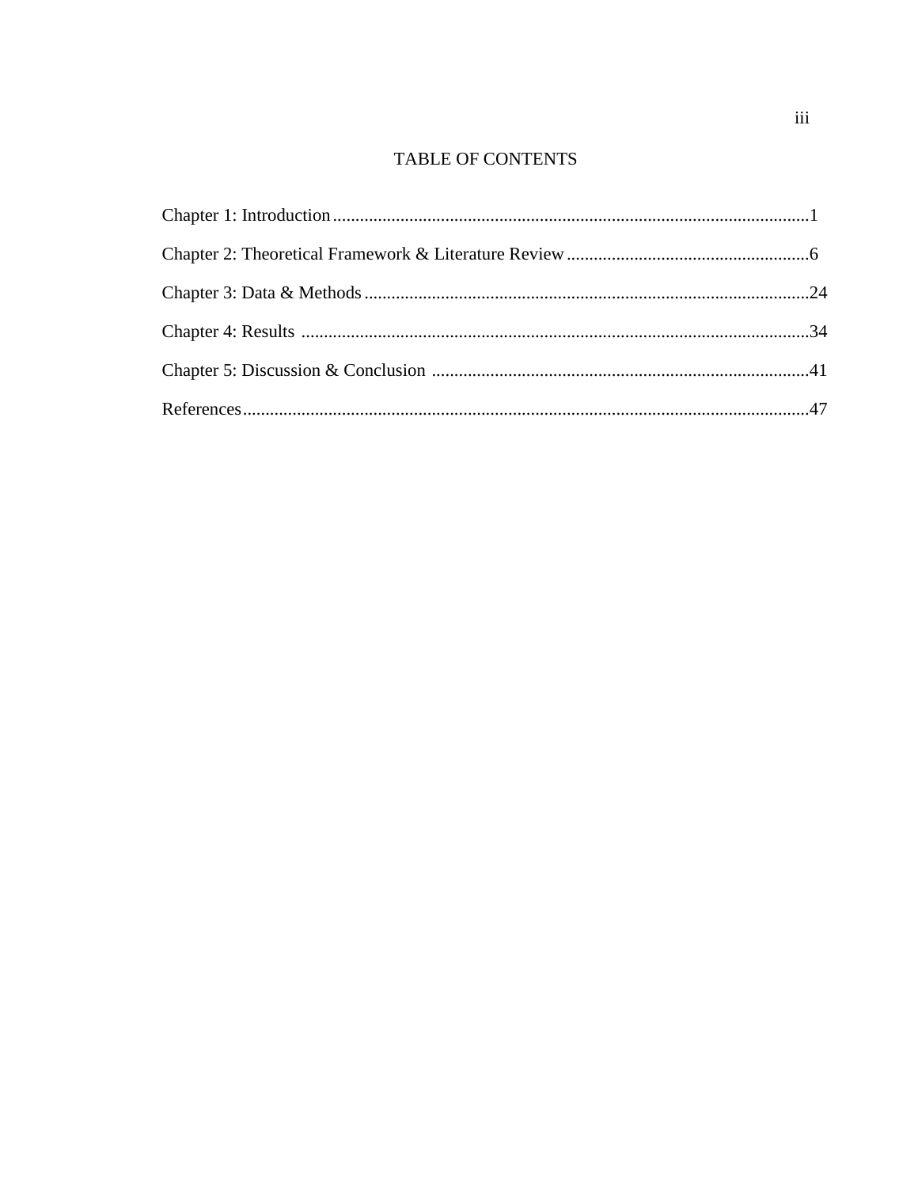# TABLE OF CONTENTS

Chapter 1: Introduction..........................................................................................................1

Chapter 2: Theoretical Framework & Literature Review......................................................6

Chapter 3: Data & Methods..................................................................................................24

Chapter 4: Results ................................................................................................................34

Chapter 5: Discussion & Conclusion ...................................................................................41

References.............................................................................................................................47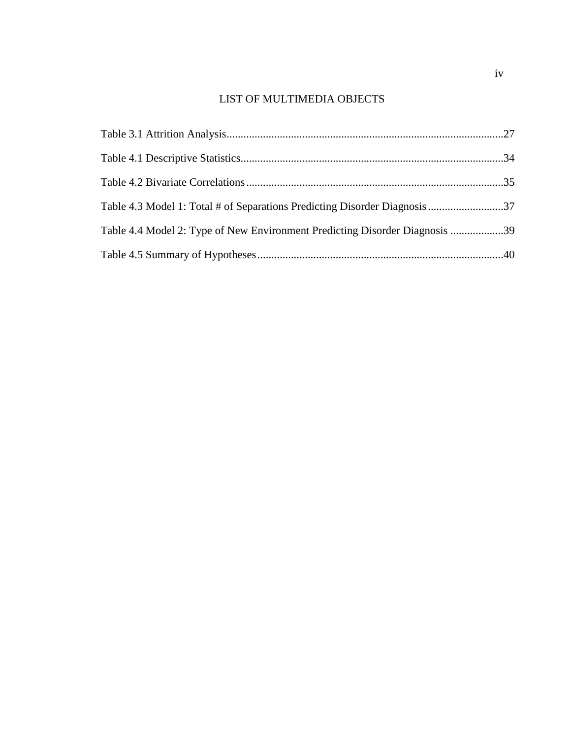# LIST OF MULTIMEDIA OBJECTS

Table 3.1 Attrition Analysis....................................................................................................27

Table 4.1 Descriptive Statistics...............................................................................................34

Table 4.2 Bivariate Correlations..............................................................................................35

Table 4.3 Model 1: Total # of Separations Predicting Disorder Diagnosis...........................37

Table 4.4 Model 2: Type of New Environment Predicting Disorder Diagnosis ...................39

Table 4.5 Summary of Hypotheses.........................................................................................40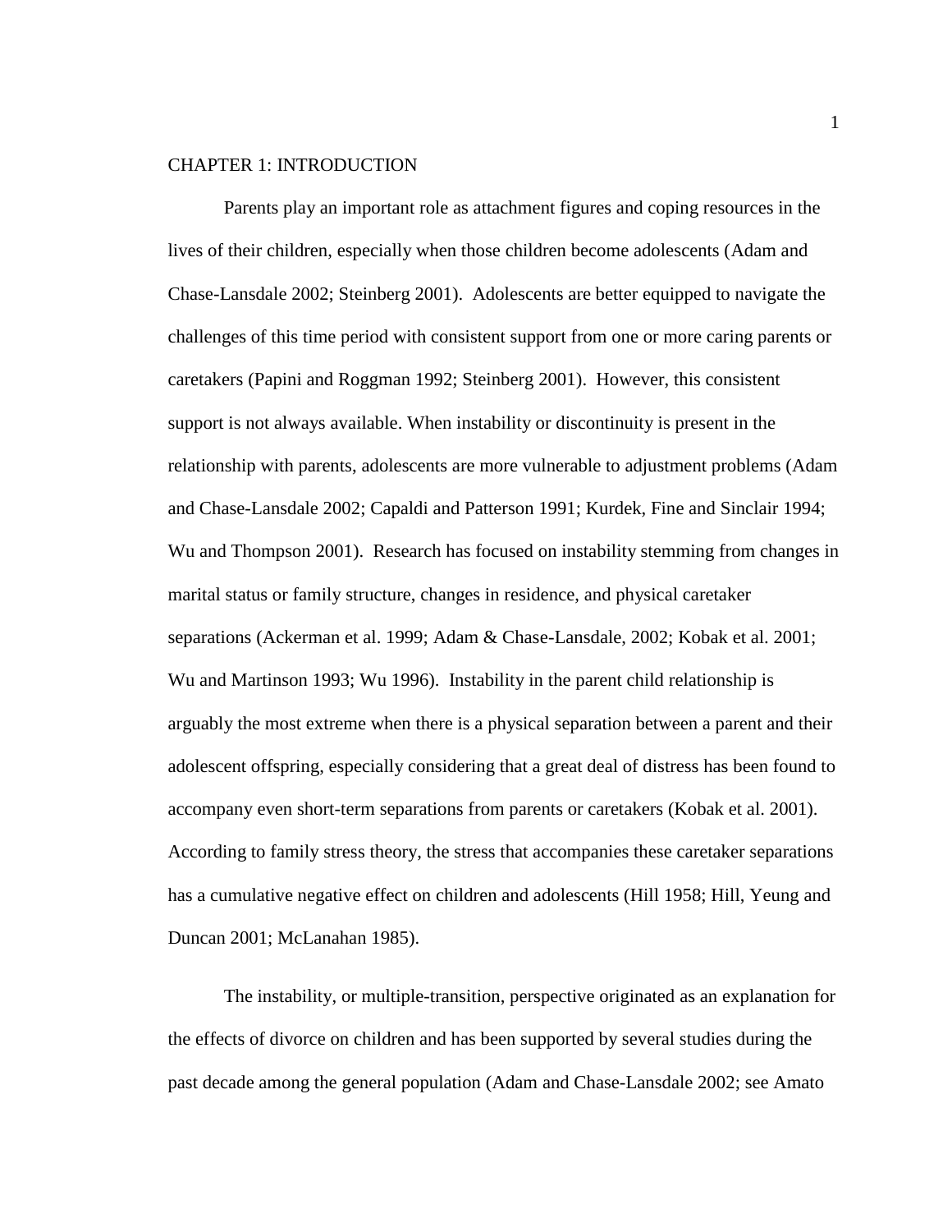# CHAPTER 1: INTRODUCTION

Parents play an important role as attachment figures and coping resources in the lives of their children, especially when those children become adolescents (Adam and Chase-Lansdale 2002; Steinberg 2001). Adolescents are better equipped to navigate the challenges of this time period with consistent support from one or more caring parents or caretakers (Papini and Roggman 1992; Steinberg 2001). However, this consistent support is not always available. When instability or discontinuity is present in the relationship with parents, adolescents are more vulnerable to adjustment problems (Adam and Chase-Lansdale 2002; Capaldi and Patterson 1991; Kurdek, Fine and Sinclair 1994; Wu and Thompson 2001). Research has focused on instability stemming from changes in marital status or family structure, changes in residence, and physical caretaker separations (Ackerman et al. 1999; Adam & Chase-Lansdale, 2002; Kobak et al. 2001; Wu and Martinson 1993; Wu 1996). Instability in the parent child relationship is arguably the most extreme when there is a physical separation between a parent and their adolescent offspring, especially considering that a great deal of distress has been found to accompany even short-term separations from parents or caretakers (Kobak et al. 2001). According to family stress theory, the stress that accompanies these caretaker separations has a cumulative negative effect on children and adolescents (Hill 1958; Hill, Yeung and Duncan 2001; McLanahan 1985).

The instability, or multiple-transition, perspective originated as an explanation for the effects of divorce on children and has been supported by several studies during the past decade among the general population (Adam and Chase-Lansdale 2002; see Amato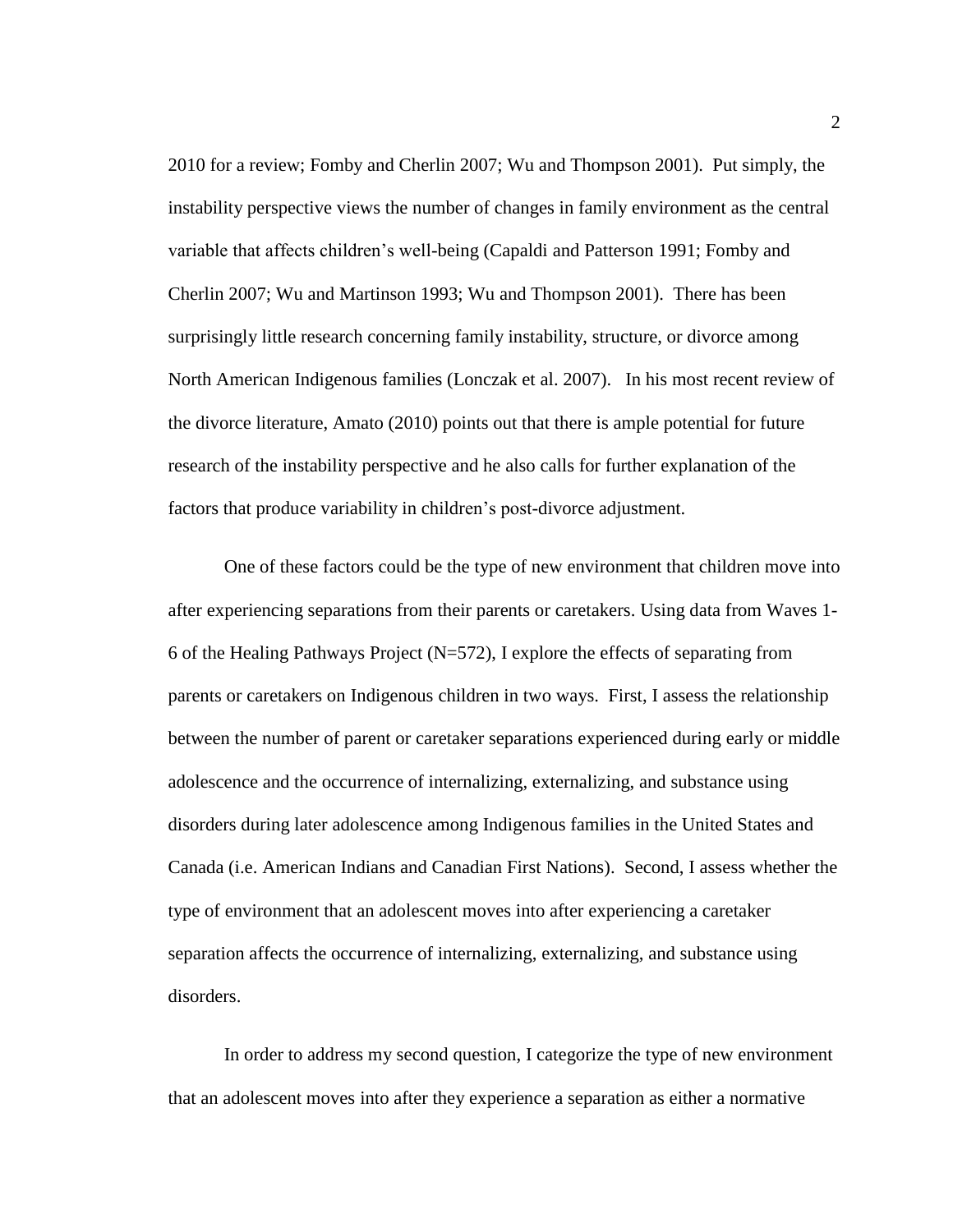2010 for a review; Fomby and Cherlin 2007; Wu and Thompson 2001). Put simply, the instability perspective views the number of changes in family environment as the central variable that affects children's well-being (Capaldi and Patterson 1991; Fomby and Cherlin 2007; Wu and Martinson 1993; Wu and Thompson 2001). There has been surprisingly little research concerning family instability, structure, or divorce among North American Indigenous families (Lonczak et al. 2007). In his most recent review of the divorce literature, Amato (2010) points out that there is ample potential for future research of the instability perspective and he also calls for further explanation of the factors that produce variability in children's post-divorce adjustment.

One of these factors could be the type of new environment that children move into after experiencing separations from their parents or caretakers. Using data from Waves 1-6 of the Healing Pathways Project (N=572), I explore the effects of separating from parents or caretakers on Indigenous children in two ways. First, I assess the relationship between the number of parent or caretaker separations experienced during early or middle adolescence and the occurrence of internalizing, externalizing, and substance using disorders during later adolescence among Indigenous families in the United States and Canada (i.e. American Indians and Canadian First Nations). Second, I assess whether the type of environment that an adolescent moves into after experiencing a caretaker separation affects the occurrence of internalizing, externalizing, and substance using disorders.

In order to address my second question, I categorize the type of new environment that an adolescent moves into after they experience a separation as either a normative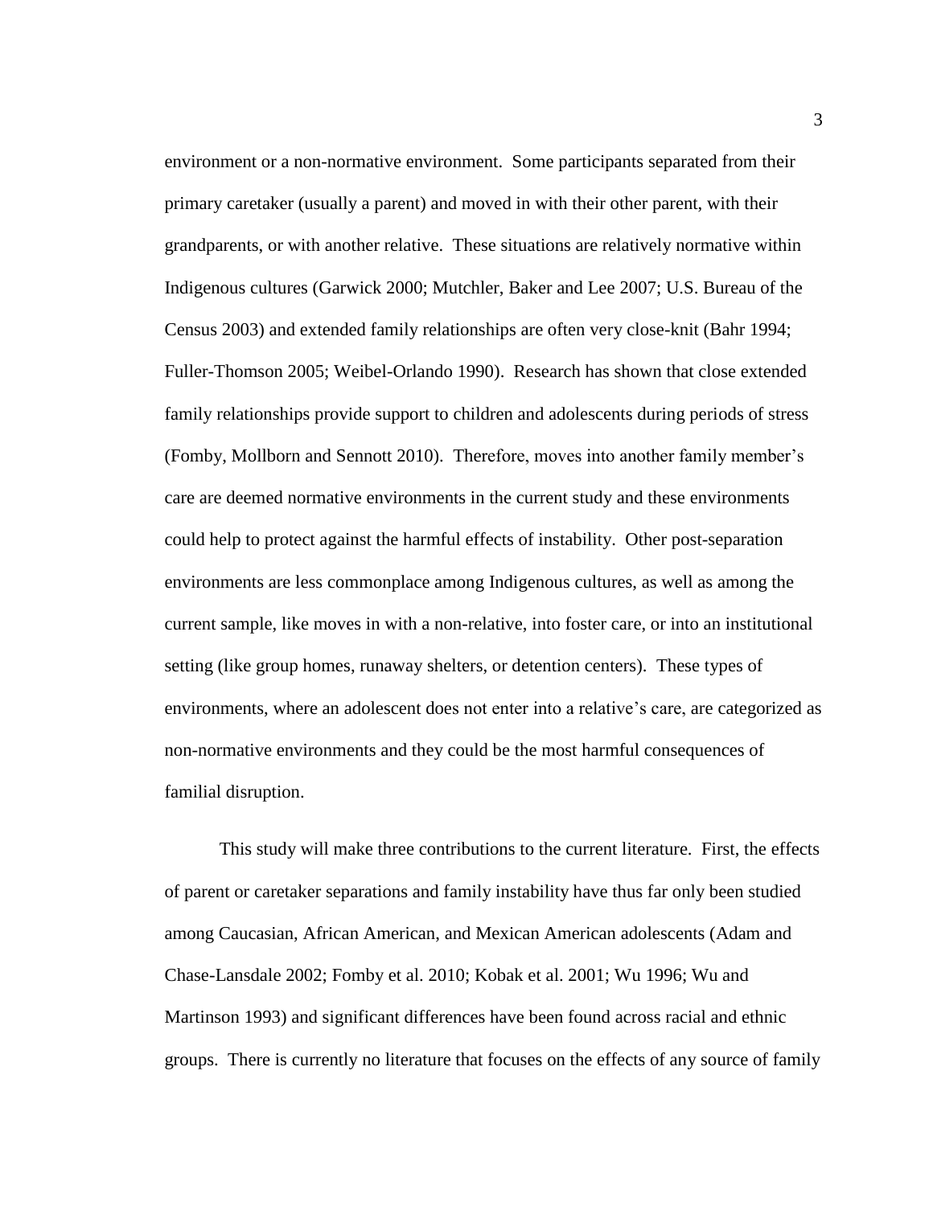environment or a non-normative environment. Some participants separated from their primary caretaker (usually a parent) and moved in with their other parent, with their grandparents, or with another relative. These situations are relatively normative within Indigenous cultures (Garwick 2000; Mutchler, Baker and Lee 2007; U.S. Bureau of the Census 2003) and extended family relationships are often very close-knit (Bahr 1994; Fuller-Thomson 2005; Weibel-Orlando 1990). Research has shown that close extended family relationships provide support to children and adolescents during periods of stress (Fomby, Mollborn and Sennott 2010). Therefore, moves into another family member's care are deemed normative environments in the current study and these environments could help to protect against the harmful effects of instability. Other post-separation environments are less commonplace among Indigenous cultures, as well as among the current sample, like moves in with a non-relative, into foster care, or into an institutional setting (like group homes, runaway shelters, or detention centers). These types of environments, where an adolescent does not enter into a relative's care, are categorized as non-normative environments and they could be the most harmful consequences of familial disruption.

This study will make three contributions to the current literature. First, the effects of parent or caretaker separations and family instability have thus far only been studied among Caucasian, African American, and Mexican American adolescents (Adam and Chase-Lansdale 2002; Fomby et al. 2010; Kobak et al. 2001; Wu 1996; Wu and Martinson 1993) and significant differences have been found across racial and ethnic groups. There is currently no literature that focuses on the effects of any source of family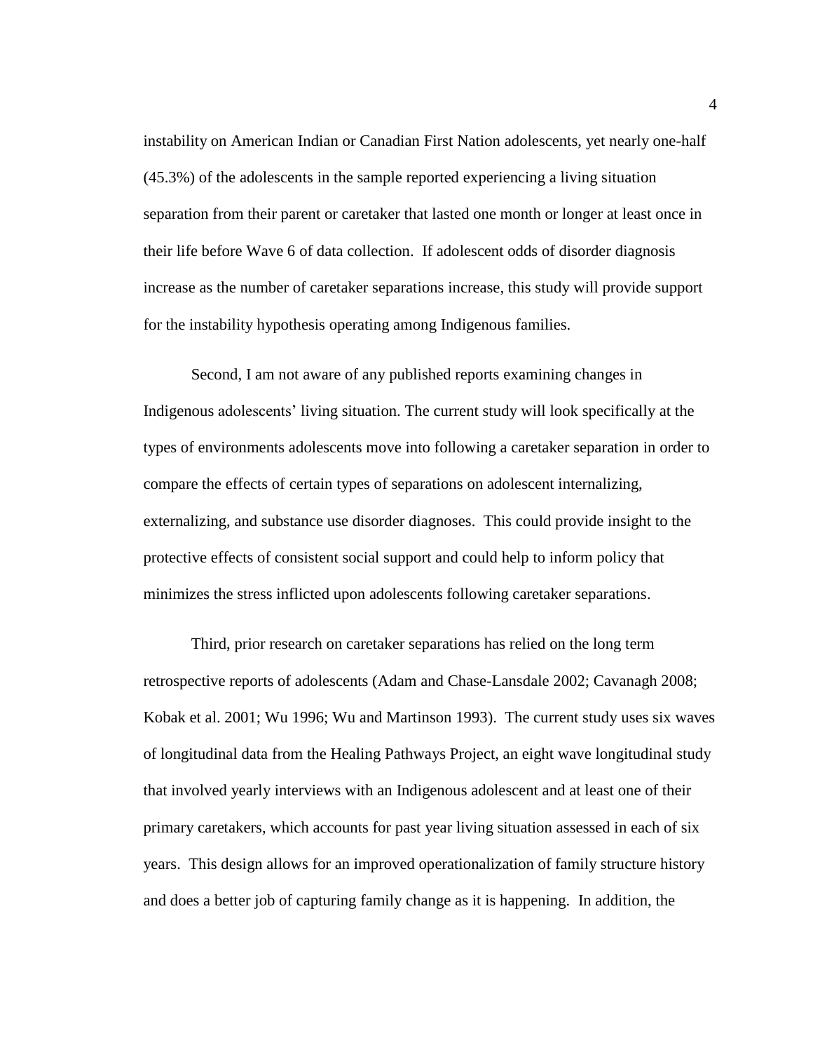instability on American Indian or Canadian First Nation adolescents, yet nearly one-half (45.3%) of the adolescents in the sample reported experiencing a living situation separation from their parent or caretaker that lasted one month or longer at least once in their life before Wave 6 of data collection. If adolescent odds of disorder diagnosis increase as the number of caretaker separations increase, this study will provide support for the instability hypothesis operating among Indigenous families.

Second, I am not aware of any published reports examining changes in Indigenous adolescents' living situation. The current study will look specifically at the types of environments adolescents move into following a caretaker separation in order to compare the effects of certain types of separations on adolescent internalizing, externalizing, and substance use disorder diagnoses. This could provide insight to the protective effects of consistent social support and could help to inform policy that minimizes the stress inflicted upon adolescents following caretaker separations.

Third, prior research on caretaker separations has relied on the long term retrospective reports of adolescents (Adam and Chase-Lansdale 2002; Cavanagh 2008; Kobak et al. 2001; Wu 1996; Wu and Martinson 1993). The current study uses six waves of longitudinal data from the Healing Pathways Project, an eight wave longitudinal study that involved yearly interviews with an Indigenous adolescent and at least one of their primary caretakers, which accounts for past year living situation assessed in each of six years. This design allows for an improved operationalization of family structure history and does a better job of capturing family change as it is happening. In addition, the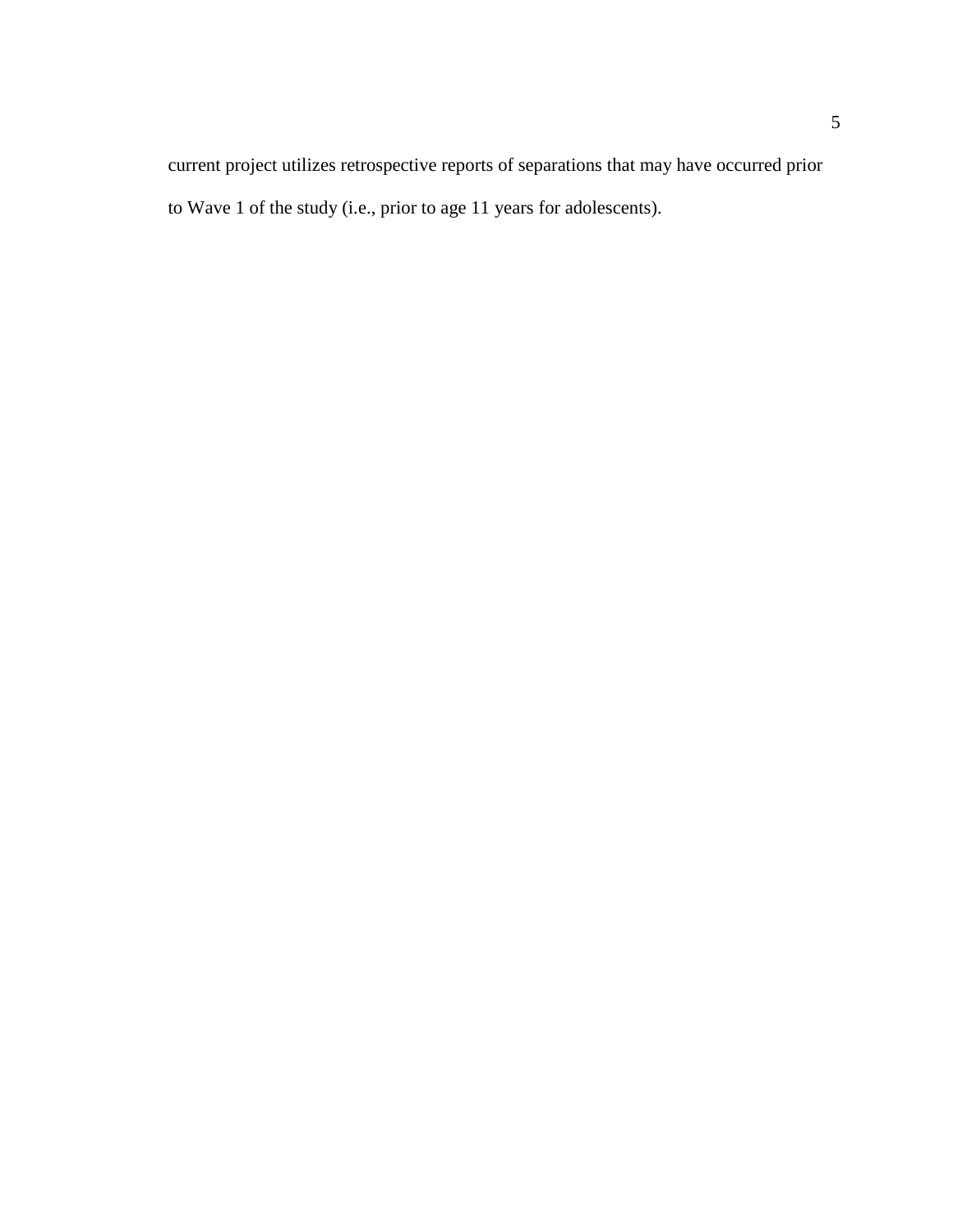current project utilizes retrospective reports of separations that may have occurred prior to Wave 1 of the study (i.e., prior to age 11 years for adolescents).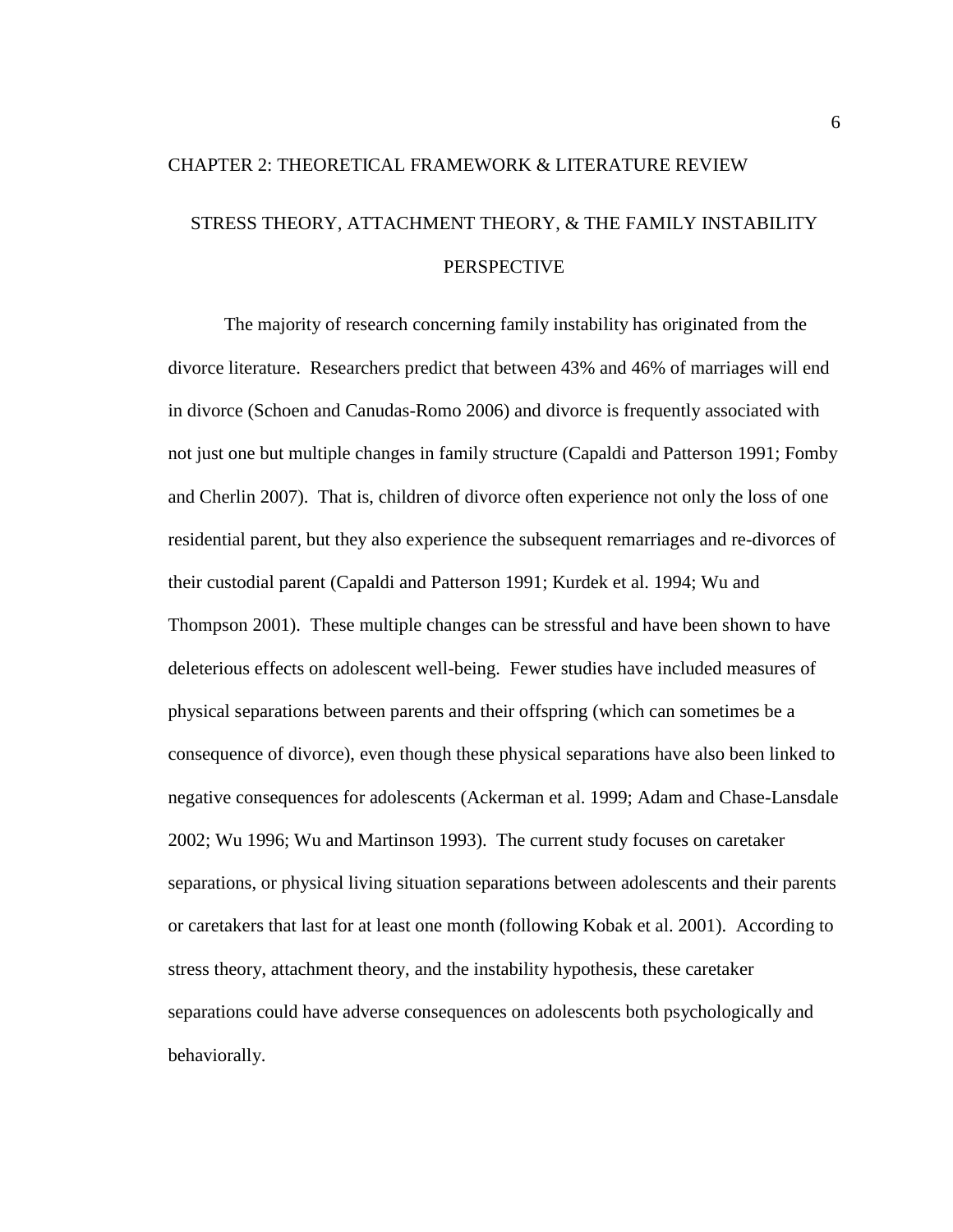# CHAPTER 2: THEORETICAL FRAMEWORK & LITERATURE REVIEW

## STRESS THEORY, ATTACHMENT THEORY, & THE FAMILY INSTABILITY PERSPECTIVE

The majority of research concerning family instability has originated from the divorce literature. Researchers predict that between 43% and 46% of marriages will end in divorce (Schoen and Canudas-Romo 2006) and divorce is frequently associated with not just one but multiple changes in family structure (Capaldi and Patterson 1991; Fomby and Cherlin 2007). That is, children of divorce often experience not only the loss of one residential parent, but they also experience the subsequent remarriages and re-divorces of their custodial parent (Capaldi and Patterson 1991; Kurdek et al. 1994; Wu and Thompson 2001). These multiple changes can be stressful and have been shown to have deleterious effects on adolescent well-being. Fewer studies have included measures of physical separations between parents and their offspring (which can sometimes be a consequence of divorce), even though these physical separations have also been linked to negative consequences for adolescents (Ackerman et al. 1999; Adam and Chase-Lansdale 2002; Wu 1996; Wu and Martinson 1993). The current study focuses on caretaker separations, or physical living situation separations between adolescents and their parents or caretakers that last for at least one month (following Kobak et al. 2001). According to stress theory, attachment theory, and the instability hypothesis, these caretaker separations could have adverse consequences on adolescents both psychologically and behaviorally.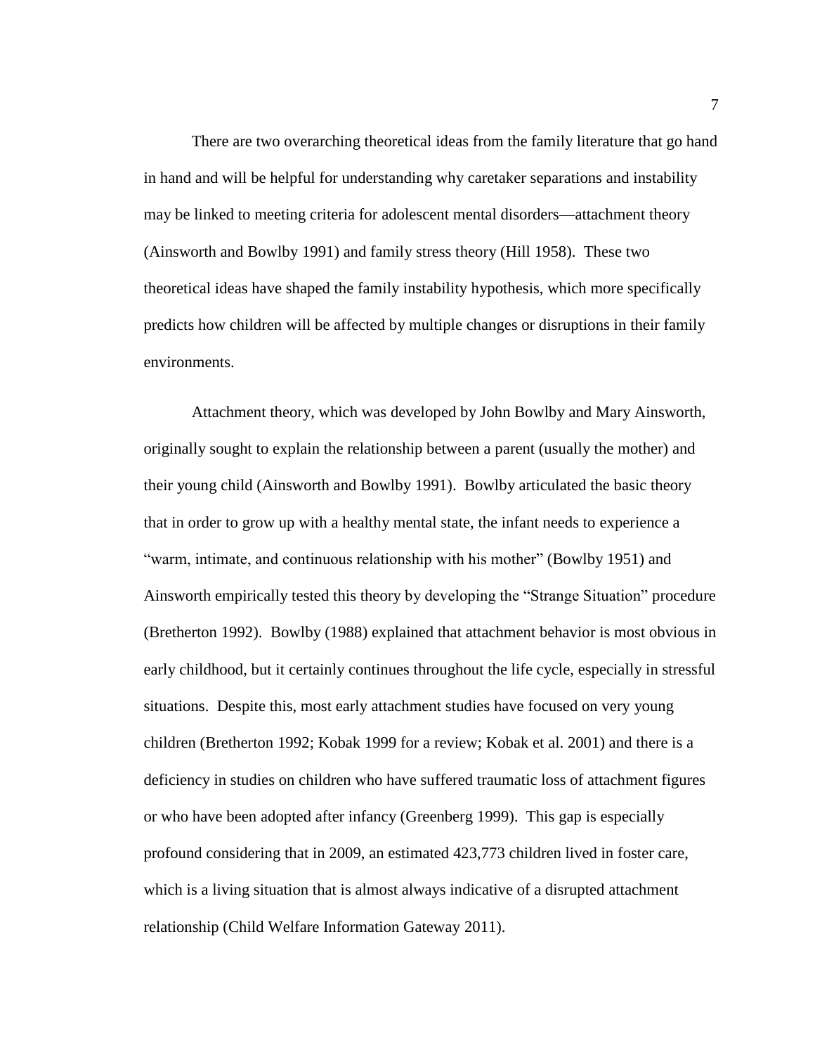There are two overarching theoretical ideas from the family literature that go hand in hand and will be helpful for understanding why caretaker separations and instability may be linked to meeting criteria for adolescent mental disorders—attachment theory (Ainsworth and Bowlby 1991) and family stress theory (Hill 1958). These two theoretical ideas have shaped the family instability hypothesis, which more specifically predicts how children will be affected by multiple changes or disruptions in their family environments.

Attachment theory, which was developed by John Bowlby and Mary Ainsworth, originally sought to explain the relationship between a parent (usually the mother) and their young child (Ainsworth and Bowlby 1991). Bowlby articulated the basic theory that in order to grow up with a healthy mental state, the infant needs to experience a "warm, intimate, and continuous relationship with his mother" (Bowlby 1951) and Ainsworth empirically tested this theory by developing the "Strange Situation" procedure (Bretherton 1992). Bowlby (1988) explained that attachment behavior is most obvious in early childhood, but it certainly continues throughout the life cycle, especially in stressful situations. Despite this, most early attachment studies have focused on very young children (Bretherton 1992; Kobak 1999 for a review; Kobak et al. 2001) and there is a deficiency in studies on children who have suffered traumatic loss of attachment figures or who have been adopted after infancy (Greenberg 1999). This gap is especially profound considering that in 2009, an estimated 423,773 children lived in foster care, which is a living situation that is almost always indicative of a disrupted attachment relationship (Child Welfare Information Gateway 2011).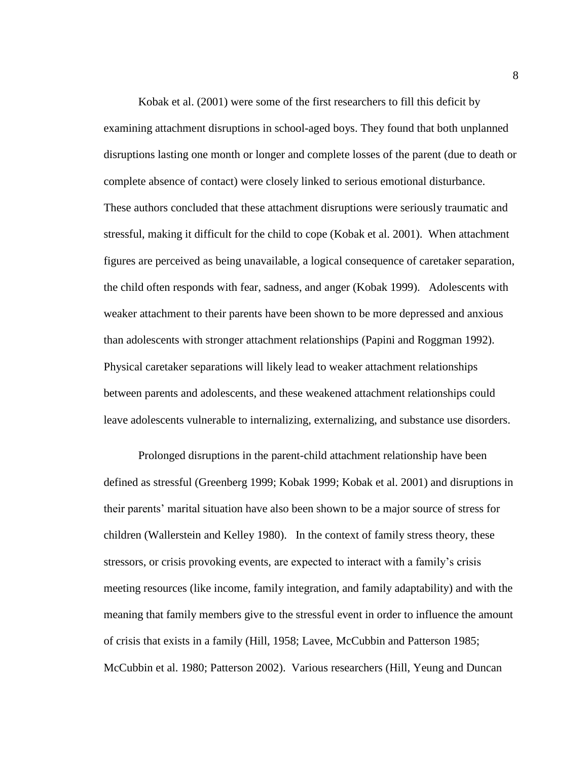Kobak et al. (2001) were some of the first researchers to fill this deficit by examining attachment disruptions in school-aged boys. They found that both unplanned disruptions lasting one month or longer and complete losses of the parent (due to death or complete absence of contact) were closely linked to serious emotional disturbance. These authors concluded that these attachment disruptions were seriously traumatic and stressful, making it difficult for the child to cope (Kobak et al. 2001). When attachment figures are perceived as being unavailable, a logical consequence of caretaker separation, the child often responds with fear, sadness, and anger (Kobak 1999). Adolescents with weaker attachment to their parents have been shown to be more depressed and anxious than adolescents with stronger attachment relationships (Papini and Roggman 1992). Physical caretaker separations will likely lead to weaker attachment relationships between parents and adolescents, and these weakened attachment relationships could leave adolescents vulnerable to internalizing, externalizing, and substance use disorders.

Prolonged disruptions in the parent-child attachment relationship have been defined as stressful (Greenberg 1999; Kobak 1999; Kobak et al. 2001) and disruptions in their parents' marital situation have also been shown to be a major source of stress for children (Wallerstein and Kelley 1980). In the context of family stress theory, these stressors, or crisis provoking events, are expected to interact with a family's crisis meeting resources (like income, family integration, and family adaptability) and with the meaning that family members give to the stressful event in order to influence the amount of crisis that exists in a family (Hill, 1958; Lavee, McCubbin and Patterson 1985; McCubbin et al. 1980; Patterson 2002). Various researchers (Hill, Yeung and Duncan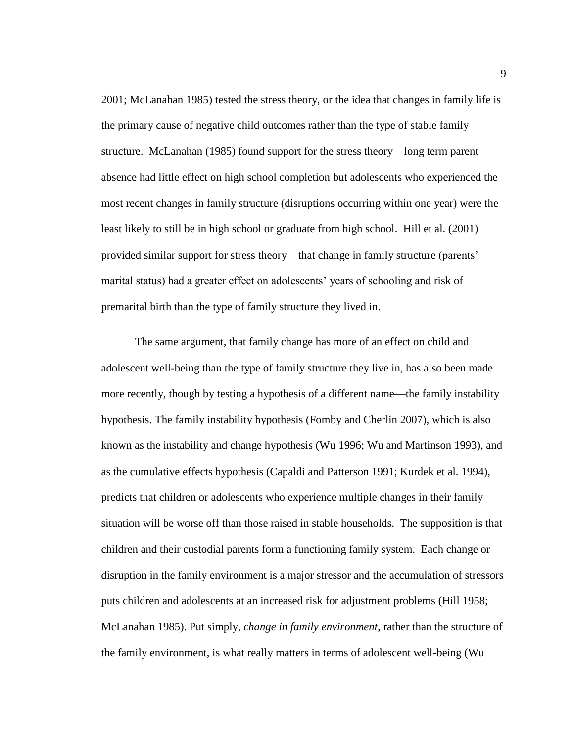2001; McLanahan 1985) tested the stress theory, or the idea that changes in family life is the primary cause of negative child outcomes rather than the type of stable family structure. McLanahan (1985) found support for the stress theory—long term parent absence had little effect on high school completion but adolescents who experienced the most recent changes in family structure (disruptions occurring within one year) were the least likely to still be in high school or graduate from high school. Hill et al. (2001) provided similar support for stress theory—that change in family structure (parents' marital status) had a greater effect on adolescents' years of schooling and risk of premarital birth than the type of family structure they lived in.

The same argument, that family change has more of an effect on child and adolescent well-being than the type of family structure they live in, has also been made more recently, though by testing a hypothesis of a different name—the family instability hypothesis. The family instability hypothesis (Fomby and Cherlin 2007), which is also known as the instability and change hypothesis (Wu 1996; Wu and Martinson 1993), and as the cumulative effects hypothesis (Capaldi and Patterson 1991; Kurdek et al. 1994), predicts that children or adolescents who experience multiple changes in their family situation will be worse off than those raised in stable households. The supposition is that children and their custodial parents form a functioning family system. Each change or disruption in the family environment is a major stressor and the accumulation of stressors puts children and adolescents at an increased risk for adjustment problems (Hill 1958; McLanahan 1985). Put simply, *change in family environment*, rather than the structure of the family environment, is what really matters in terms of adolescent well-being (Wu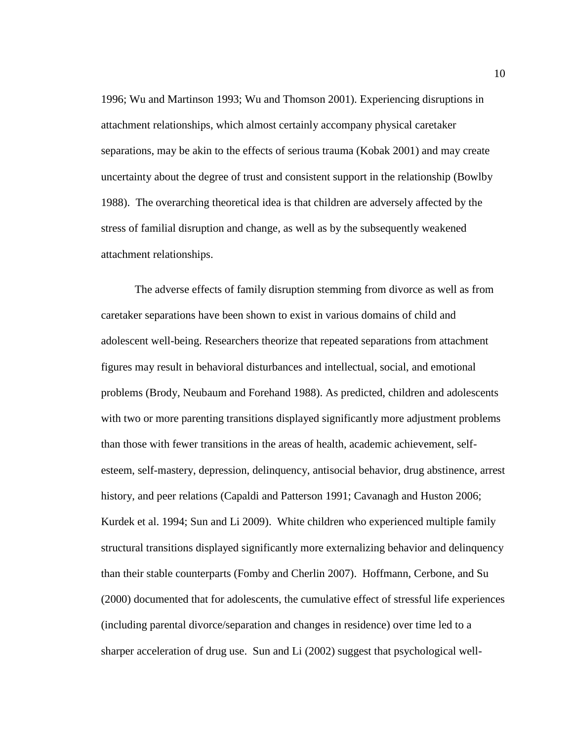1996; Wu and Martinson 1993; Wu and Thomson 2001). Experiencing disruptions in attachment relationships, which almost certainly accompany physical caretaker separations, may be akin to the effects of serious trauma (Kobak 2001) and may create uncertainty about the degree of trust and consistent support in the relationship (Bowlby 1988). The overarching theoretical idea is that children are adversely affected by the stress of familial disruption and change, as well as by the subsequently weakened attachment relationships.

The adverse effects of family disruption stemming from divorce as well as from caretaker separations have been shown to exist in various domains of child and adolescent well-being. Researchers theorize that repeated separations from attachment figures may result in behavioral disturbances and intellectual, social, and emotional problems (Brody, Neubaum and Forehand 1988). As predicted, children and adolescents with two or more parenting transitions displayed significantly more adjustment problems than those with fewer transitions in the areas of health, academic achievement, self-esteem, self-mastery, depression, delinquency, antisocial behavior, drug abstinence, arrest history, and peer relations (Capaldi and Patterson 1991; Cavanagh and Huston 2006; Kurdek et al. 1994; Sun and Li 2009). White children who experienced multiple family structural transitions displayed significantly more externalizing behavior and delinquency than their stable counterparts (Fomby and Cherlin 2007). Hoffmann, Cerbone, and Su (2000) documented that for adolescents, the cumulative effect of stressful life experiences (including parental divorce/separation and changes in residence) over time led to a sharper acceleration of drug use. Sun and Li (2002) suggest that psychological well-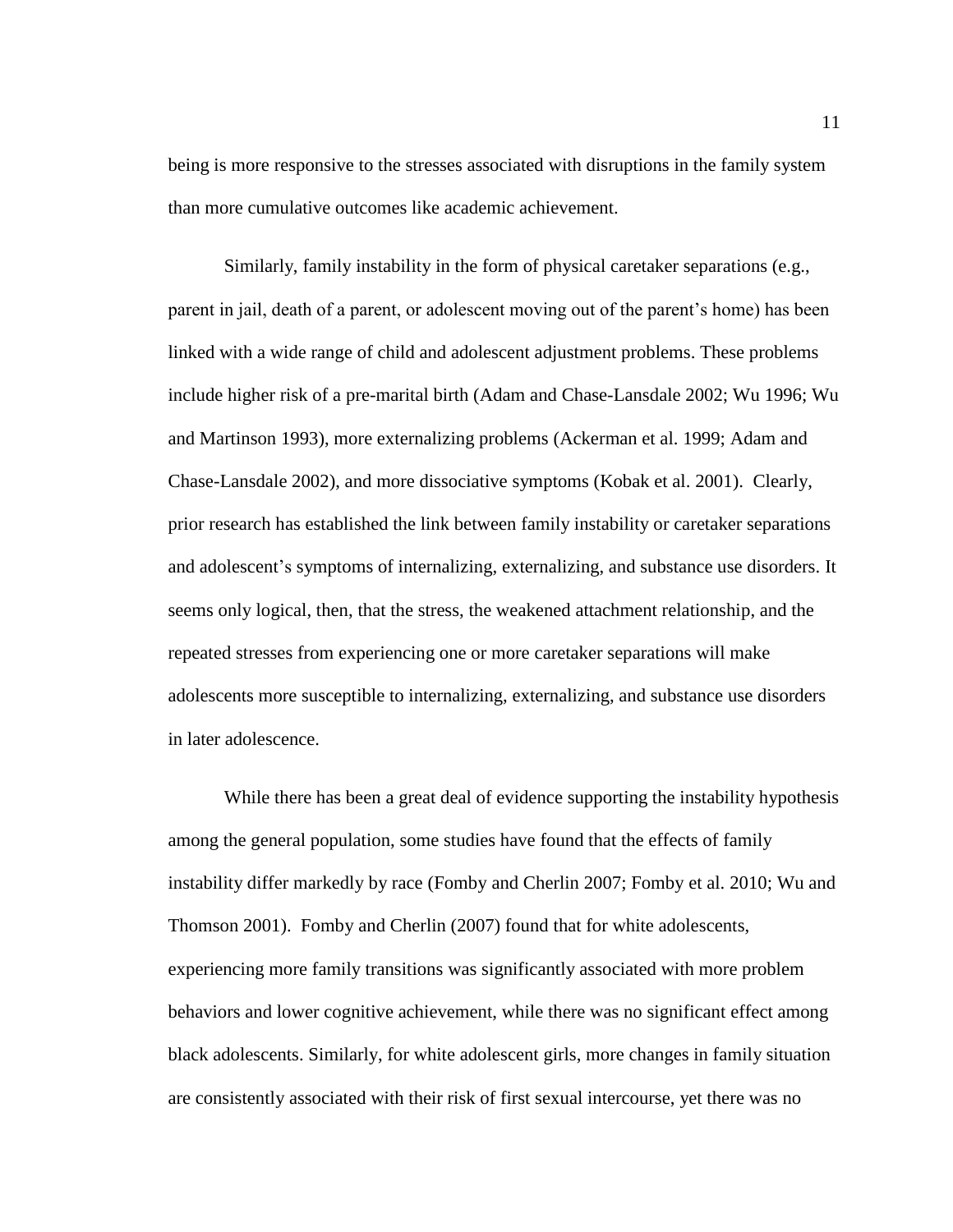being is more responsive to the stresses associated with disruptions in the family system than more cumulative outcomes like academic achievement.

Similarly, family instability in the form of physical caretaker separations (e.g., parent in jail, death of a parent, or adolescent moving out of the parent's home) has been linked with a wide range of child and adolescent adjustment problems. These problems include higher risk of a pre-marital birth (Adam and Chase-Lansdale 2002; Wu 1996; Wu and Martinson 1993), more externalizing problems (Ackerman et al. 1999; Adam and Chase-Lansdale 2002), and more dissociative symptoms (Kobak et al. 2001). Clearly, prior research has established the link between family instability or caretaker separations and adolescent's symptoms of internalizing, externalizing, and substance use disorders. It seems only logical, then, that the stress, the weakened attachment relationship, and the repeated stresses from experiencing one or more caretaker separations will make adolescents more susceptible to internalizing, externalizing, and substance use disorders in later adolescence.

While there has been a great deal of evidence supporting the instability hypothesis among the general population, some studies have found that the effects of family instability differ markedly by race (Fomby and Cherlin 2007; Fomby et al. 2010; Wu and Thomson 2001). Fomby and Cherlin (2007) found that for white adolescents, experiencing more family transitions was significantly associated with more problem behaviors and lower cognitive achievement, while there was no significant effect among black adolescents. Similarly, for white adolescent girls, more changes in family situation are consistently associated with their risk of first sexual intercourse, yet there was no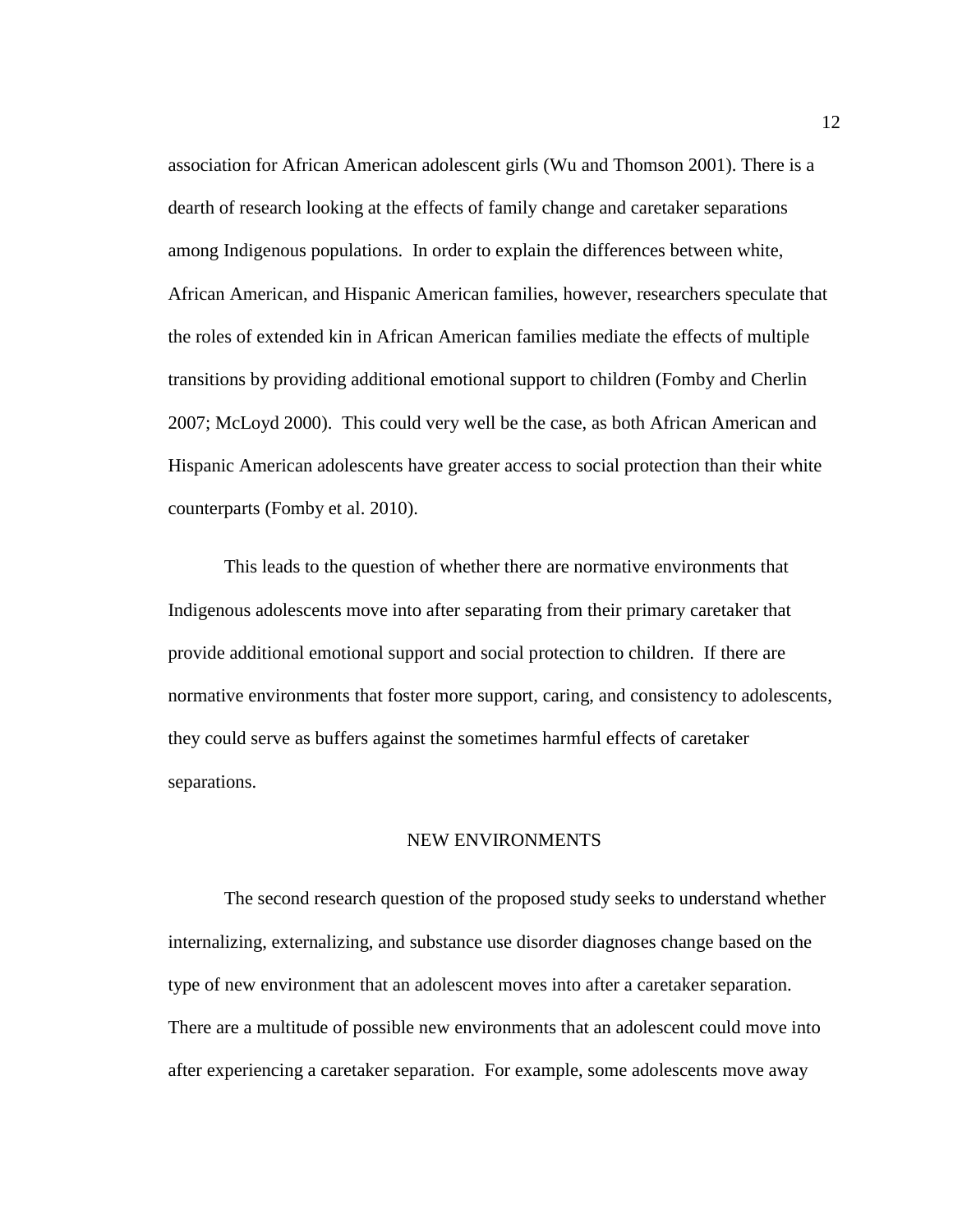association for African American adolescent girls (Wu and Thomson 2001). There is a dearth of research looking at the effects of family change and caretaker separations among Indigenous populations. In order to explain the differences between white, African American, and Hispanic American families, however, researchers speculate that the roles of extended kin in African American families mediate the effects of multiple transitions by providing additional emotional support to children (Fomby and Cherlin 2007; McLoyd 2000). This could very well be the case, as both African American and Hispanic American adolescents have greater access to social protection than their white counterparts (Fomby et al. 2010).

This leads to the question of whether there are normative environments that Indigenous adolescents move into after separating from their primary caretaker that provide additional emotional support and social protection to children. If there are normative environments that foster more support, caring, and consistency to adolescents, they could serve as buffers against the sometimes harmful effects of caretaker separations.

## NEW ENVIRONMENTS

The second research question of the proposed study seeks to understand whether internalizing, externalizing, and substance use disorder diagnoses change based on the type of new environment that an adolescent moves into after a caretaker separation. There are a multitude of possible new environments that an adolescent could move into after experiencing a caretaker separation. For example, some adolescents move away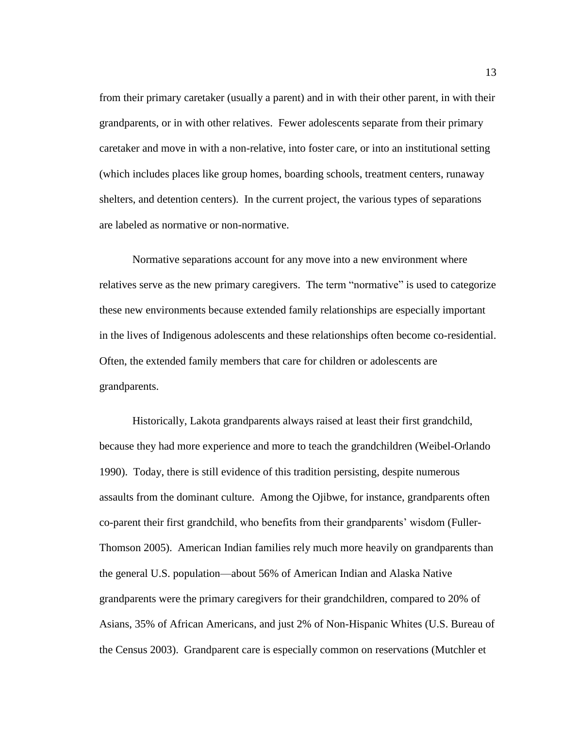from their primary caretaker (usually a parent) and in with their other parent, in with their grandparents, or in with other relatives. Fewer adolescents separate from their primary caretaker and move in with a non-relative, into foster care, or into an institutional setting (which includes places like group homes, boarding schools, treatment centers, runaway shelters, and detention centers). In the current project, the various types of separations are labeled as normative or non-normative.

Normative separations account for any move into a new environment where relatives serve as the new primary caregivers. The term "normative" is used to categorize these new environments because extended family relationships are especially important in the lives of Indigenous adolescents and these relationships often become co-residential. Often, the extended family members that care for children or adolescents are grandparents.

Historically, Lakota grandparents always raised at least their first grandchild, because they had more experience and more to teach the grandchildren (Weibel-Orlando 1990). Today, there is still evidence of this tradition persisting, despite numerous assaults from the dominant culture. Among the Ojibwe, for instance, grandparents often co-parent their first grandchild, who benefits from their grandparents' wisdom (Fuller-Thomson 2005). American Indian families rely much more heavily on grandparents than the general U.S. population—about 56% of American Indian and Alaska Native grandparents were the primary caregivers for their grandchildren, compared to 20% of Asians, 35% of African Americans, and just 2% of Non-Hispanic Whites (U.S. Bureau of the Census 2003). Grandparent care is especially common on reservations (Mutchler et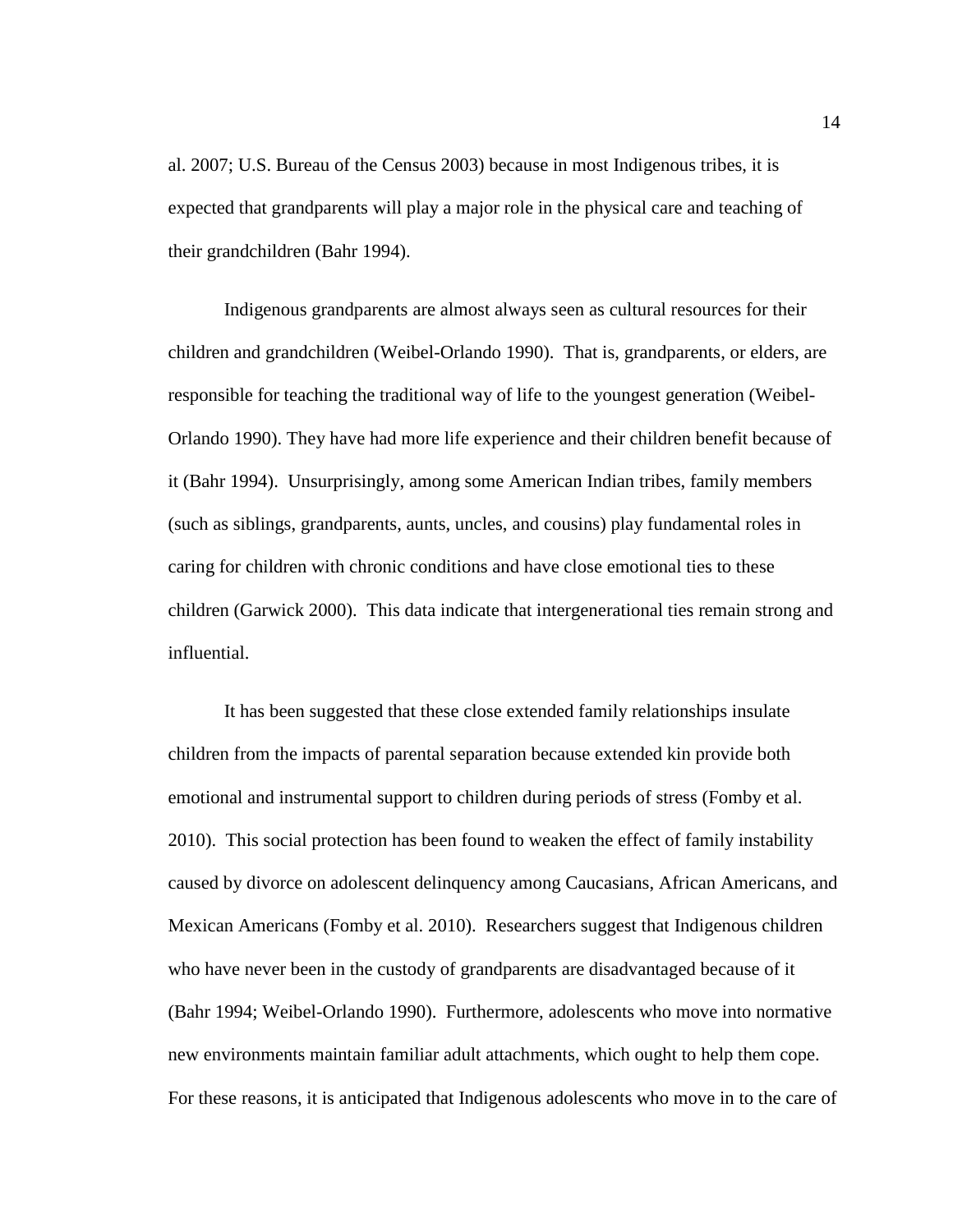al. 2007; U.S. Bureau of the Census 2003) because in most Indigenous tribes, it is expected that grandparents will play a major role in the physical care and teaching of their grandchildren (Bahr 1994).

Indigenous grandparents are almost always seen as cultural resources for their children and grandchildren (Weibel-Orlando 1990). That is, grandparents, or elders, are responsible for teaching the traditional way of life to the youngest generation (Weibel-Orlando 1990). They have had more life experience and their children benefit because of it (Bahr 1994). Unsurprisingly, among some American Indian tribes, family members (such as siblings, grandparents, aunts, uncles, and cousins) play fundamental roles in caring for children with chronic conditions and have close emotional ties to these children (Garwick 2000). This data indicate that intergenerational ties remain strong and influential.

It has been suggested that these close extended family relationships insulate children from the impacts of parental separation because extended kin provide both emotional and instrumental support to children during periods of stress (Fomby et al. 2010). This social protection has been found to weaken the effect of family instability caused by divorce on adolescent delinquency among Caucasians, African Americans, and Mexican Americans (Fomby et al. 2010). Researchers suggest that Indigenous children who have never been in the custody of grandparents are disadvantaged because of it (Bahr 1994; Weibel-Orlando 1990). Furthermore, adolescents who move into normative new environments maintain familiar adult attachments, which ought to help them cope. For these reasons, it is anticipated that Indigenous adolescents who move in to the care of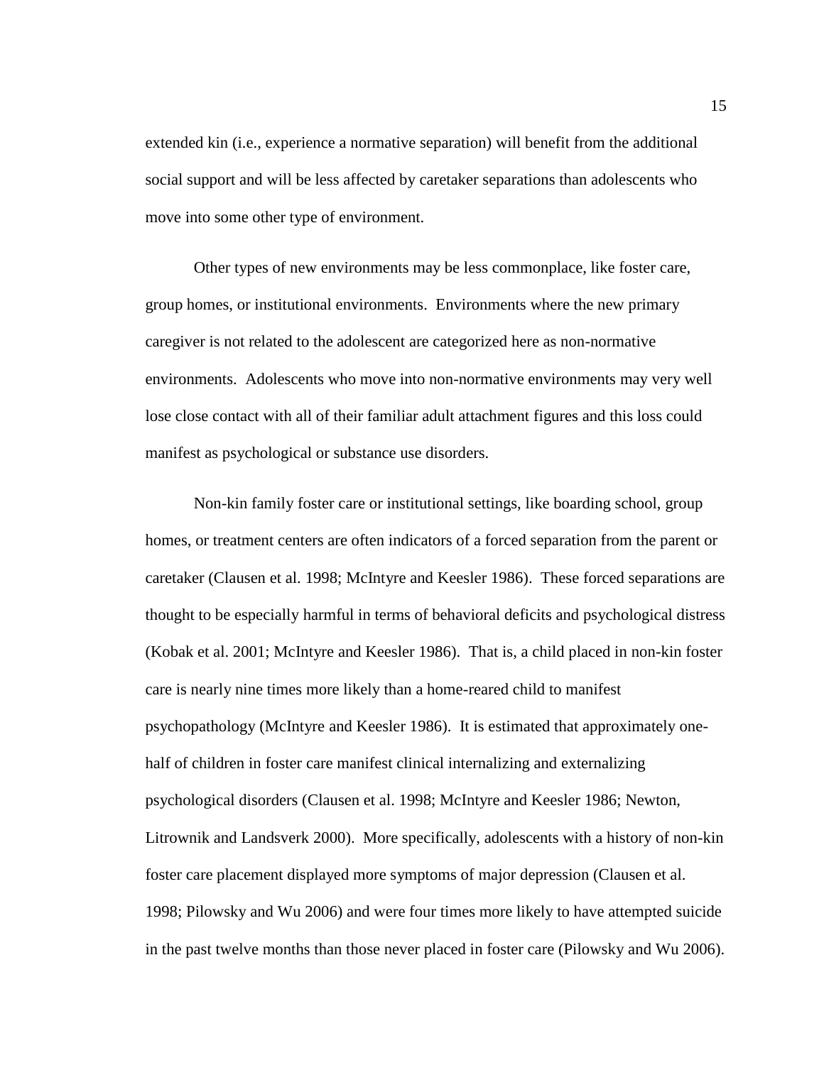extended kin (i.e., experience a normative separation) will benefit from the additional social support and will be less affected by caretaker separations than adolescents who move into some other type of environment.

Other types of new environments may be less commonplace, like foster care, group homes, or institutional environments. Environments where the new primary caregiver is not related to the adolescent are categorized here as non-normative environments. Adolescents who move into non-normative environments may very well lose close contact with all of their familiar adult attachment figures and this loss could manifest as psychological or substance use disorders.

Non-kin family foster care or institutional settings, like boarding school, group homes, or treatment centers are often indicators of a forced separation from the parent or caretaker (Clausen et al. 1998; McIntyre and Keesler 1986). These forced separations are thought to be especially harmful in terms of behavioral deficits and psychological distress (Kobak et al. 2001; McIntyre and Keesler 1986). That is, a child placed in non-kin foster care is nearly nine times more likely than a home-reared child to manifest psychopathology (McIntyre and Keesler 1986). It is estimated that approximately one-half of children in foster care manifest clinical internalizing and externalizing psychological disorders (Clausen et al. 1998; McIntyre and Keesler 1986; Newton, Litrownik and Landsverk 2000). More specifically, adolescents with a history of non-kin foster care placement displayed more symptoms of major depression (Clausen et al. 1998; Pilowsky and Wu 2006) and were four times more likely to have attempted suicide in the past twelve months than those never placed in foster care (Pilowsky and Wu 2006).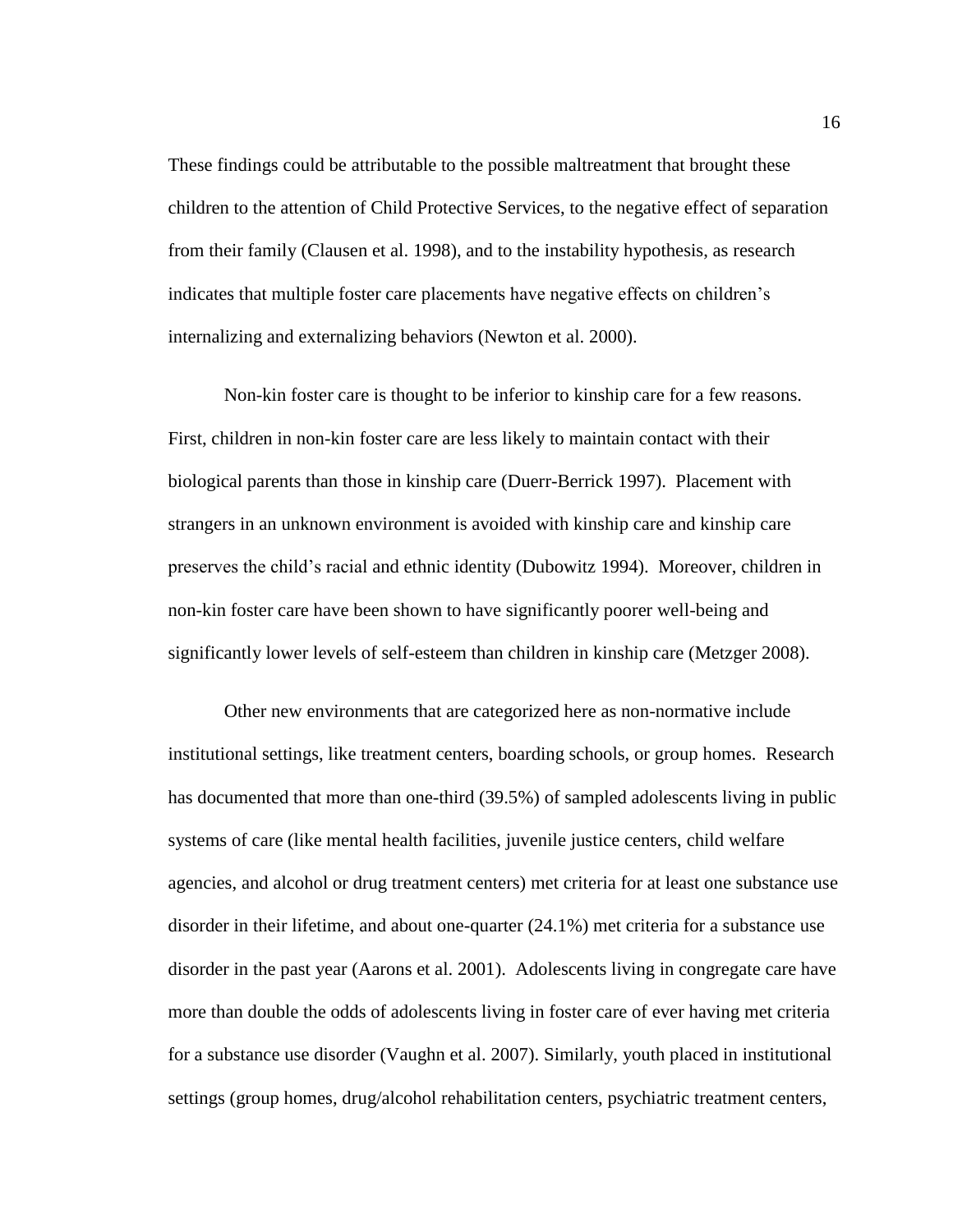These findings could be attributable to the possible maltreatment that brought these children to the attention of Child Protective Services, to the negative effect of separation from their family (Clausen et al. 1998), and to the instability hypothesis, as research indicates that multiple foster care placements have negative effects on children's internalizing and externalizing behaviors (Newton et al. 2000).

Non-kin foster care is thought to be inferior to kinship care for a few reasons. First, children in non-kin foster care are less likely to maintain contact with their biological parents than those in kinship care (Duerr-Berrick 1997). Placement with strangers in an unknown environment is avoided with kinship care and kinship care preserves the child's racial and ethnic identity (Dubowitz 1994). Moreover, children in non-kin foster care have been shown to have significantly poorer well-being and significantly lower levels of self-esteem than children in kinship care (Metzger 2008).

Other new environments that are categorized here as non-normative include institutional settings, like treatment centers, boarding schools, or group homes. Research has documented that more than one-third (39.5%) of sampled adolescents living in public systems of care (like mental health facilities, juvenile justice centers, child welfare agencies, and alcohol or drug treatment centers) met criteria for at least one substance use disorder in their lifetime, and about one-quarter (24.1%) met criteria for a substance use disorder in the past year (Aarons et al. 2001). Adolescents living in congregate care have more than double the odds of adolescents living in foster care of ever having met criteria for a substance use disorder (Vaughn et al. 2007). Similarly, youth placed in institutional settings (group homes, drug/alcohol rehabilitation centers, psychiatric treatment centers,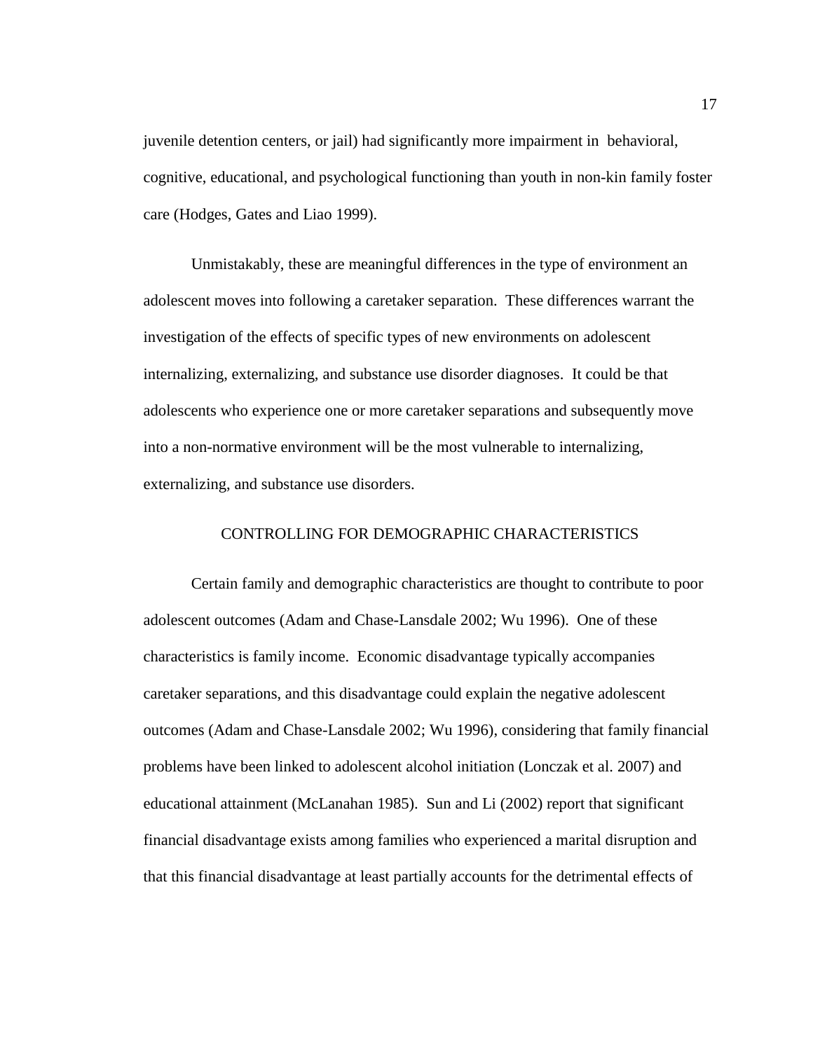juvenile detention centers, or jail) had significantly more impairment in behavioral, cognitive, educational, and psychological functioning than youth in non-kin family foster care (Hodges, Gates and Liao 1999).

Unmistakably, these are meaningful differences in the type of environment an adolescent moves into following a caretaker separation. These differences warrant the investigation of the effects of specific types of new environments on adolescent internalizing, externalizing, and substance use disorder diagnoses. It could be that adolescents who experience one or more caretaker separations and subsequently move into a non-normative environment will be the most vulnerable to internalizing, externalizing, and substance use disorders.

## CONTROLLING FOR DEMOGRAPHIC CHARACTERISTICS

Certain family and demographic characteristics are thought to contribute to poor adolescent outcomes (Adam and Chase-Lansdale 2002; Wu 1996). One of these characteristics is family income. Economic disadvantage typically accompanies caretaker separations, and this disadvantage could explain the negative adolescent outcomes (Adam and Chase-Lansdale 2002; Wu 1996), considering that family financial problems have been linked to adolescent alcohol initiation (Lonczak et al. 2007) and educational attainment (McLanahan 1985). Sun and Li (2002) report that significant financial disadvantage exists among families who experienced a marital disruption and that this financial disadvantage at least partially accounts for the detrimental effects of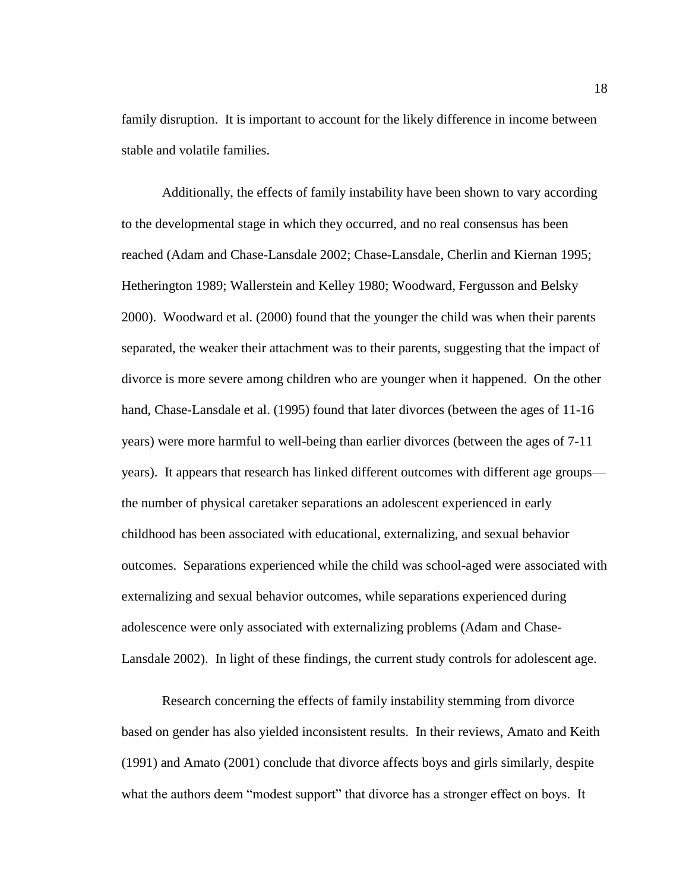family disruption. It is important to account for the likely difference in income between stable and volatile families.

Additionally, the effects of family instability have been shown to vary according to the developmental stage in which they occurred, and no real consensus has been reached (Adam and Chase-Lansdale 2002; Chase-Lansdale, Cherlin and Kiernan 1995; Hetherington 1989; Wallerstein and Kelley 1980; Woodward, Fergusson and Belsky 2000). Woodward et al. (2000) found that the younger the child was when their parents separated, the weaker their attachment was to their parents, suggesting that the impact of divorce is more severe among children who are younger when it happened. On the other hand, Chase-Lansdale et al. (1995) found that later divorces (between the ages of 11-16 years) were more harmful to well-being than earlier divorces (between the ages of 7-11 years). It appears that research has linked different outcomes with different age groups—the number of physical caretaker separations an adolescent experienced in early childhood has been associated with educational, externalizing, and sexual behavior outcomes. Separations experienced while the child was school-aged were associated with externalizing and sexual behavior outcomes, while separations experienced during adolescence were only associated with externalizing problems (Adam and Chase-Lansdale 2002). In light of these findings, the current study controls for adolescent age.

Research concerning the effects of family instability stemming from divorce based on gender has also yielded inconsistent results. In their reviews, Amato and Keith (1991) and Amato (2001) conclude that divorce affects boys and girls similarly, despite what the authors deem "modest support" that divorce has a stronger effect on boys. It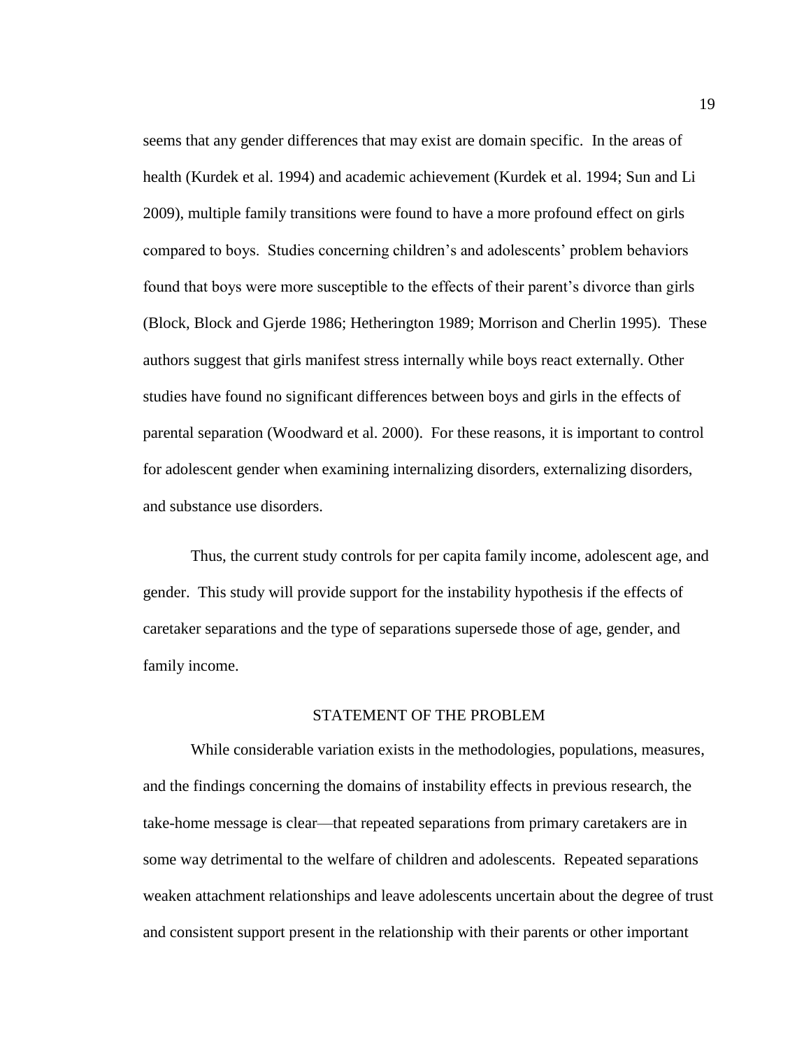seems that any gender differences that may exist are domain specific. In the areas of health (Kurdek et al. 1994) and academic achievement (Kurdek et al. 1994; Sun and Li 2009), multiple family transitions were found to have a more profound effect on girls compared to boys. Studies concerning children's and adolescents' problem behaviors found that boys were more susceptible to the effects of their parent's divorce than girls (Block, Block and Gjerde 1986; Hetherington 1989; Morrison and Cherlin 1995). These authors suggest that girls manifest stress internally while boys react externally. Other studies have found no significant differences between boys and girls in the effects of parental separation (Woodward et al. 2000). For these reasons, it is important to control for adolescent gender when examining internalizing disorders, externalizing disorders, and substance use disorders.

Thus, the current study controls for per capita family income, adolescent age, and gender. This study will provide support for the instability hypothesis if the effects of caretaker separations and the type of separations supersede those of age, gender, and family income.

## STATEMENT OF THE PROBLEM

While considerable variation exists in the methodologies, populations, measures, and the findings concerning the domains of instability effects in previous research, the take-home message is clear—that repeated separations from primary caretakers are in some way detrimental to the welfare of children and adolescents. Repeated separations weaken attachment relationships and leave adolescents uncertain about the degree of trust and consistent support present in the relationship with their parents or other important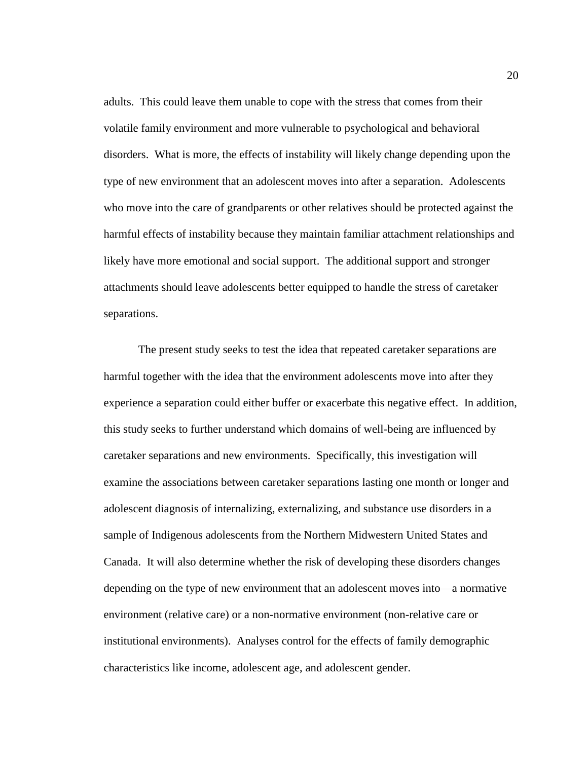adults. This could leave them unable to cope with the stress that comes from their volatile family environment and more vulnerable to psychological and behavioral disorders. What is more, the effects of instability will likely change depending upon the type of new environment that an adolescent moves into after a separation. Adolescents who move into the care of grandparents or other relatives should be protected against the harmful effects of instability because they maintain familiar attachment relationships and likely have more emotional and social support. The additional support and stronger attachments should leave adolescents better equipped to handle the stress of caretaker separations.

The present study seeks to test the idea that repeated caretaker separations are harmful together with the idea that the environment adolescents move into after they experience a separation could either buffer or exacerbate this negative effect. In addition, this study seeks to further understand which domains of well-being are influenced by caretaker separations and new environments. Specifically, this investigation will examine the associations between caretaker separations lasting one month or longer and adolescent diagnosis of internalizing, externalizing, and substance use disorders in a sample of Indigenous adolescents from the Northern Midwestern United States and Canada. It will also determine whether the risk of developing these disorders changes depending on the type of new environment that an adolescent moves into—a normative environment (relative care) or a non-normative environment (non-relative care or institutional environments). Analyses control for the effects of family demographic characteristics like income, adolescent age, and adolescent gender.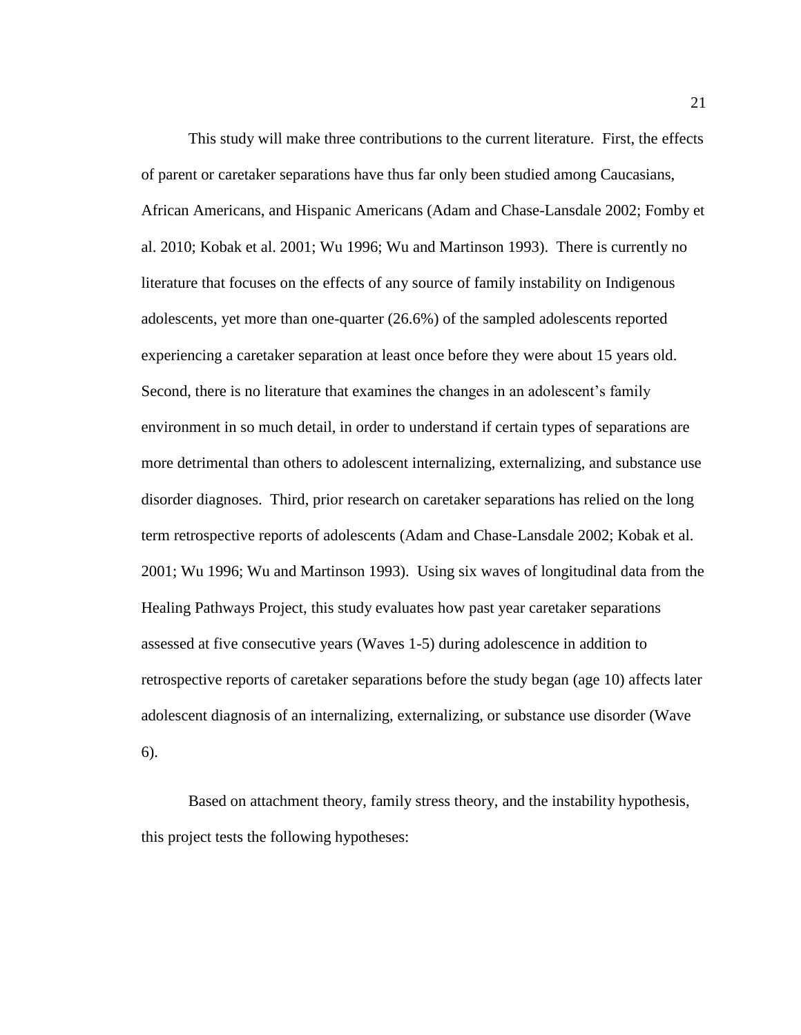This study will make three contributions to the current literature. First, the effects of parent or caretaker separations have thus far only been studied among Caucasians, African Americans, and Hispanic Americans (Adam and Chase-Lansdale 2002; Fomby et al. 2010; Kobak et al. 2001; Wu 1996; Wu and Martinson 1993). There is currently no literature that focuses on the effects of any source of family instability on Indigenous adolescents, yet more than one-quarter (26.6%) of the sampled adolescents reported experiencing a caretaker separation at least once before they were about 15 years old. Second, there is no literature that examines the changes in an adolescent's family environment in so much detail, in order to understand if certain types of separations are more detrimental than others to adolescent internalizing, externalizing, and substance use disorder diagnoses. Third, prior research on caretaker separations has relied on the long term retrospective reports of adolescents (Adam and Chase-Lansdale 2002; Kobak et al. 2001; Wu 1996; Wu and Martinson 1993). Using six waves of longitudinal data from the Healing Pathways Project, this study evaluates how past year caretaker separations assessed at five consecutive years (Waves 1-5) during adolescence in addition to retrospective reports of caretaker separations before the study began (age 10) affects later adolescent diagnosis of an internalizing, externalizing, or substance use disorder (Wave 6).

Based on attachment theory, family stress theory, and the instability hypothesis, this project tests the following hypotheses: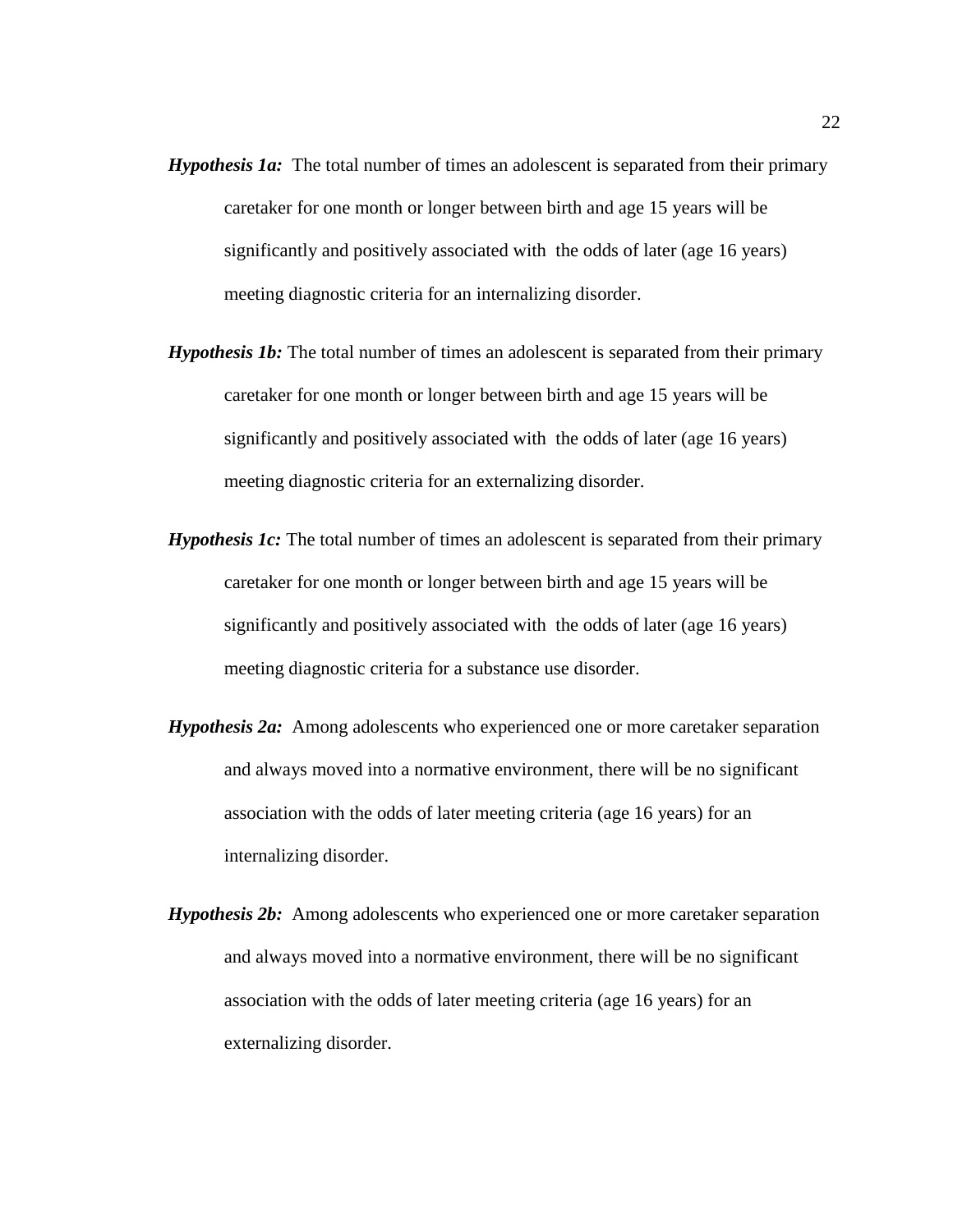***Hypothesis 1a:*** The total number of times an adolescent is separated from their primary caretaker for one month or longer between birth and age 15 years will be significantly and positively associated with the odds of later (age 16 years) meeting diagnostic criteria for an internalizing disorder.

***Hypothesis 1b:*** The total number of times an adolescent is separated from their primary caretaker for one month or longer between birth and age 15 years will be significantly and positively associated with the odds of later (age 16 years) meeting diagnostic criteria for an externalizing disorder.

***Hypothesis 1c:*** The total number of times an adolescent is separated from their primary caretaker for one month or longer between birth and age 15 years will be significantly and positively associated with the odds of later (age 16 years) meeting diagnostic criteria for a substance use disorder.

***Hypothesis 2a:*** Among adolescents who experienced one or more caretaker separation and always moved into a normative environment, there will be no significant association with the odds of later meeting criteria (age 16 years) for an internalizing disorder.

***Hypothesis 2b:*** Among adolescents who experienced one or more caretaker separation and always moved into a normative environment, there will be no significant association with the odds of later meeting criteria (age 16 years) for an externalizing disorder.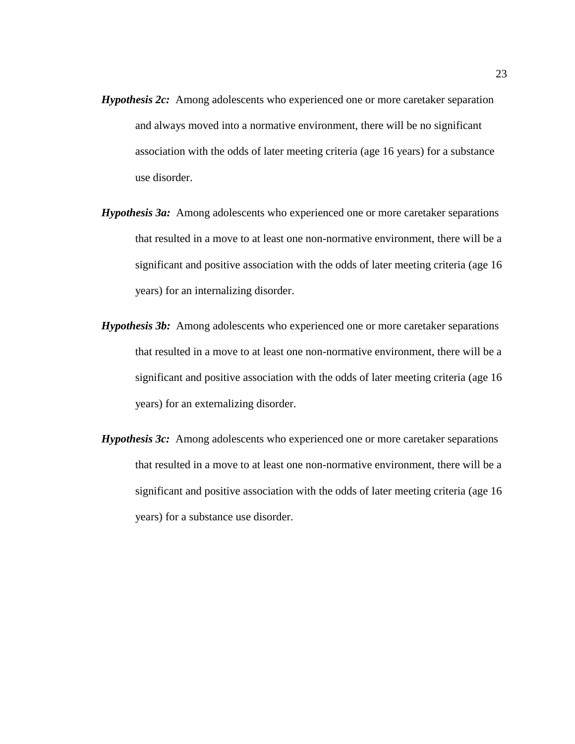***Hypothesis 2c:*** Among adolescents who experienced one or more caretaker separation and always moved into a normative environment, there will be no significant association with the odds of later meeting criteria (age 16 years) for a substance use disorder.

***Hypothesis 3a:*** Among adolescents who experienced one or more caretaker separations that resulted in a move to at least one non-normative environment, there will be a significant and positive association with the odds of later meeting criteria (age 16 years) for an internalizing disorder.

***Hypothesis 3b:*** Among adolescents who experienced one or more caretaker separations that resulted in a move to at least one non-normative environment, there will be a significant and positive association with the odds of later meeting criteria (age 16 years) for an externalizing disorder.

***Hypothesis 3c:*** Among adolescents who experienced one or more caretaker separations that resulted in a move to at least one non-normative environment, there will be a significant and positive association with the odds of later meeting criteria (age 16 years) for a substance use disorder.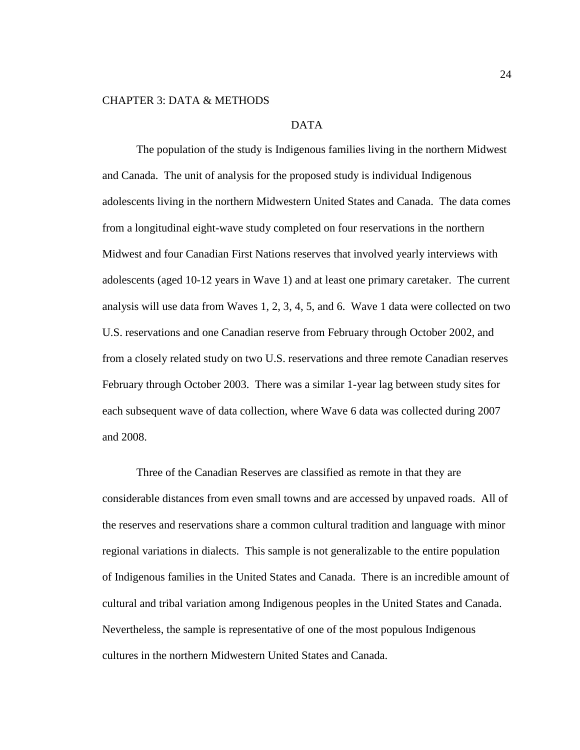# CHAPTER 3: DATA & METHODS

## DATA

The population of the study is Indigenous families living in the northern Midwest and Canada. The unit of analysis for the proposed study is individual Indigenous adolescents living in the northern Midwestern United States and Canada. The data comes from a longitudinal eight-wave study completed on four reservations in the northern Midwest and four Canadian First Nations reserves that involved yearly interviews with adolescents (aged 10-12 years in Wave 1) and at least one primary caretaker. The current analysis will use data from Waves 1, 2, 3, 4, 5, and 6. Wave 1 data were collected on two U.S. reservations and one Canadian reserve from February through October 2002, and from a closely related study on two U.S. reservations and three remote Canadian reserves February through October 2003. There was a similar 1-year lag between study sites for each subsequent wave of data collection, where Wave 6 data was collected during 2007 and 2008.

Three of the Canadian Reserves are classified as remote in that they are considerable distances from even small towns and are accessed by unpaved roads. All of the reserves and reservations share a common cultural tradition and language with minor regional variations in dialects. This sample is not generalizable to the entire population of Indigenous families in the United States and Canada. There is an incredible amount of cultural and tribal variation among Indigenous peoples in the United States and Canada. Nevertheless, the sample is representative of one of the most populous Indigenous cultures in the northern Midwestern United States and Canada.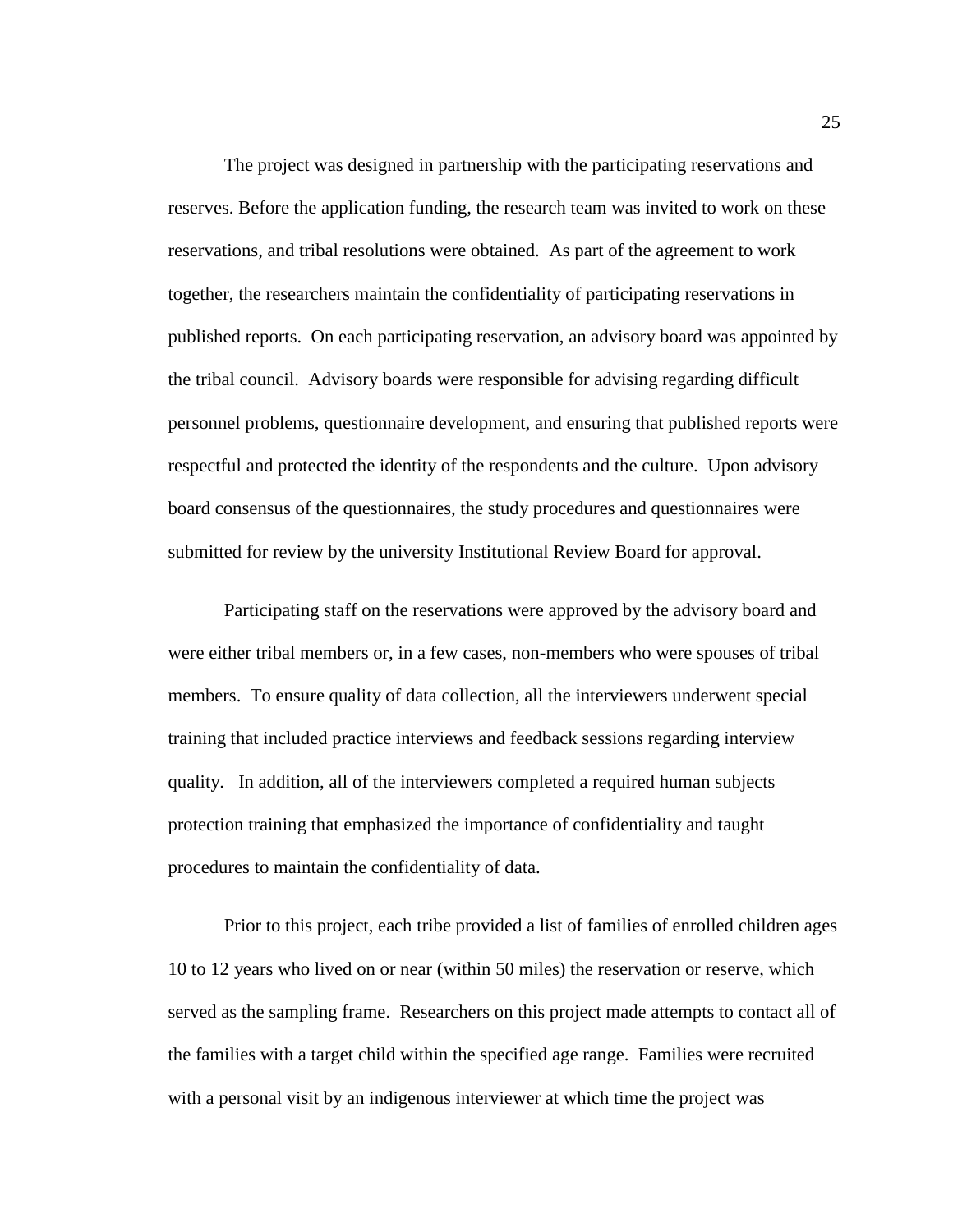The project was designed in partnership with the participating reservations and reserves. Before the application funding, the research team was invited to work on these reservations, and tribal resolutions were obtained. As part of the agreement to work together, the researchers maintain the confidentiality of participating reservations in published reports. On each participating reservation, an advisory board was appointed by the tribal council. Advisory boards were responsible for advising regarding difficult personnel problems, questionnaire development, and ensuring that published reports were respectful and protected the identity of the respondents and the culture. Upon advisory board consensus of the questionnaires, the study procedures and questionnaires were submitted for review by the university Institutional Review Board for approval.

Participating staff on the reservations were approved by the advisory board and were either tribal members or, in a few cases, non-members who were spouses of tribal members. To ensure quality of data collection, all the interviewers underwent special training that included practice interviews and feedback sessions regarding interview quality. In addition, all of the interviewers completed a required human subjects protection training that emphasized the importance of confidentiality and taught procedures to maintain the confidentiality of data.

Prior to this project, each tribe provided a list of families of enrolled children ages 10 to 12 years who lived on or near (within 50 miles) the reservation or reserve, which served as the sampling frame. Researchers on this project made attempts to contact all of the families with a target child within the specified age range. Families were recruited with a personal visit by an indigenous interviewer at which time the project was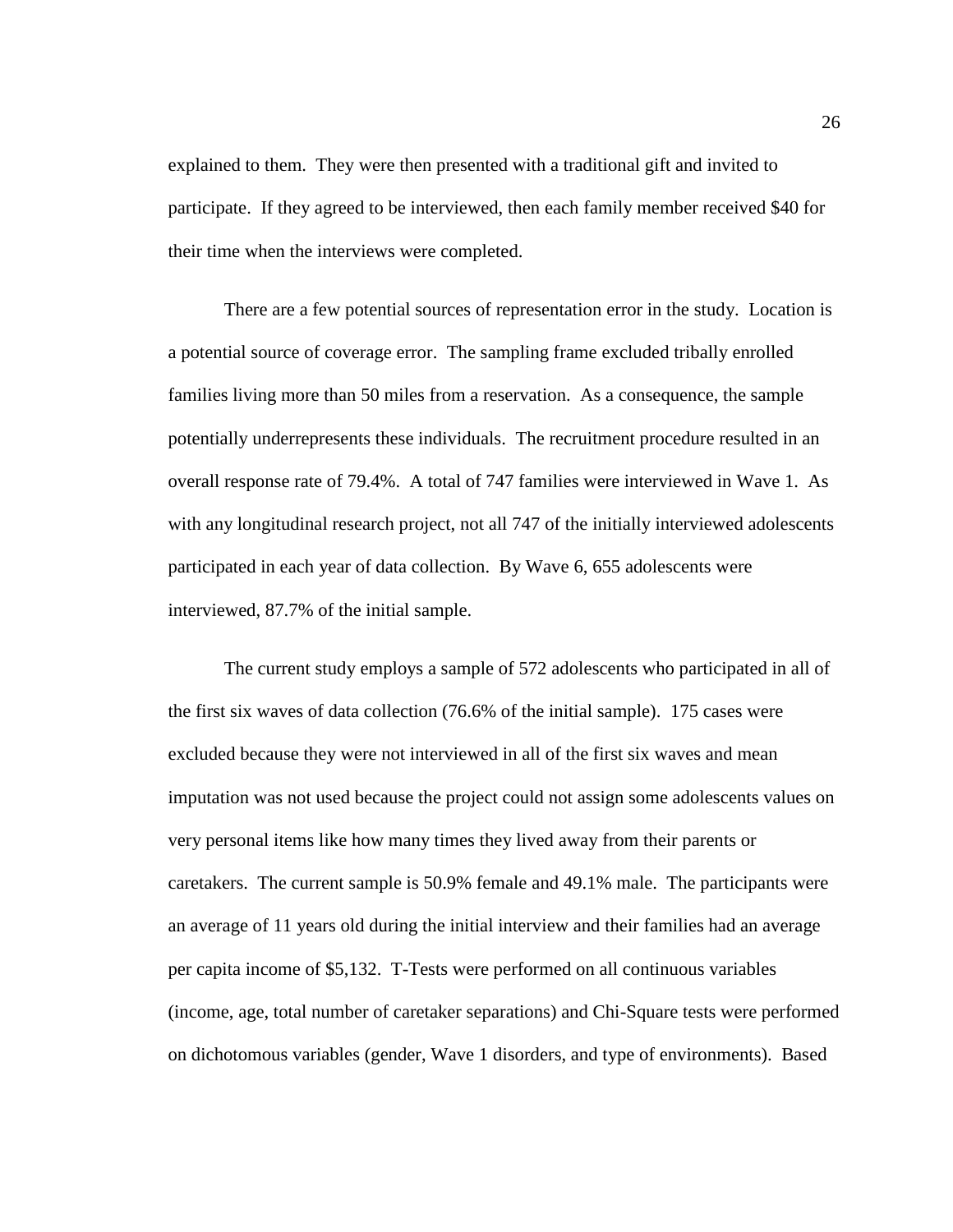explained to them. They were then presented with a traditional gift and invited to participate. If they agreed to be interviewed, then each family member received $40 for their time when the interviews were completed.

There are a few potential sources of representation error in the study. Location is a potential source of coverage error. The sampling frame excluded tribally enrolled families living more than 50 miles from a reservation. As a consequence, the sample potentially underrepresents these individuals. The recruitment procedure resulted in an overall response rate of 79.4%. A total of 747 families were interviewed in Wave 1. As with any longitudinal research project, not all 747 of the initially interviewed adolescents participated in each year of data collection. By Wave 6, 655 adolescents were interviewed, 87.7% of the initial sample.

The current study employs a sample of 572 adolescents who participated in all of the first six waves of data collection (76.6% of the initial sample). 175 cases were excluded because they were not interviewed in all of the first six waves and mean imputation was not used because the project could not assign some adolescents values on very personal items like how many times they lived away from their parents or caretakers. The current sample is 50.9% female and 49.1% male. The participants were an average of 11 years old during the initial interview and their families had an average per capita income of $5,132. T-Tests were performed on all continuous variables (income, age, total number of caretaker separations) and Chi-Square tests were performed on dichotomous variables (gender, Wave 1 disorders, and type of environments). Based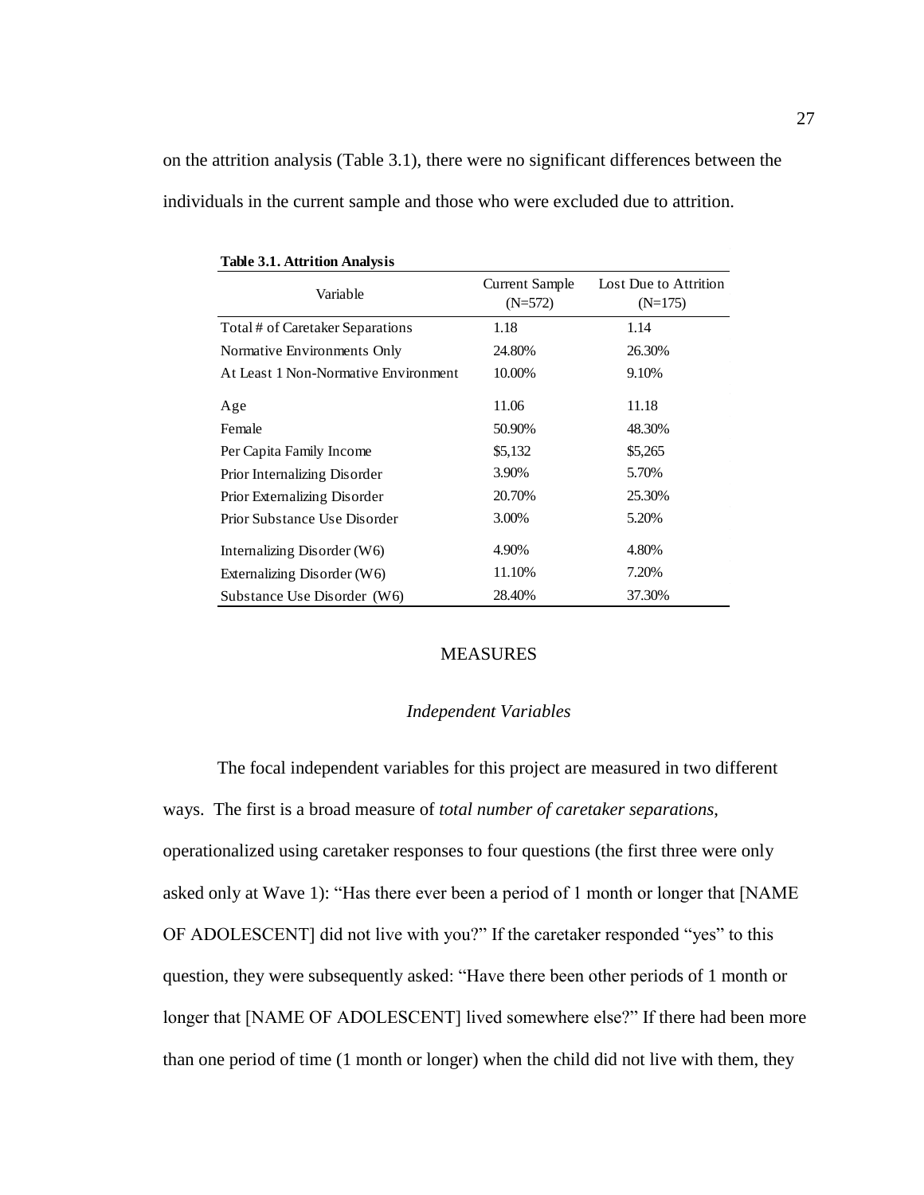on the attrition analysis (Table 3.1), there were no significant differences between the individuals in the current sample and those who were excluded due to attrition.

**Table 3.1. Attrition Analysis**

| Variable | Current Sample (N=572) | Lost Due to Attrition (N=175) |
|---|---|---|
| Total # of Caretaker Separations | 1.18 | 1.14 |
| Normative Environments Only | 24.80% | 26.30% |
| At Least 1 Non-Normative Environment | 10.00% | 9.10% |
| Age | 11.06 | 11.18 |
| Female | 50.90% | 48.30% |
| Per Capita Family Income | $5,132 | $5,265 |
| Prior Internalizing Disorder | 3.90% | 5.70% |
| Prior Externalizing Disorder | 20.70% | 25.30% |
| Prior Substance Use Disorder | 3.00% | 5.20% |
| Internalizing Disorder (W6) | 4.90% | 4.80% |
| Externalizing Disorder (W6) | 11.10% | 7.20% |
| Substance Use Disorder (W6) | 28.40% | 37.30% |

## MEASURES

### *Independent Variables*

The focal independent variables for this project are measured in two different ways. The first is a broad measure of *total number of caretaker separations*, operationalized using caretaker responses to four questions (the first three were only asked only at Wave 1): "Has there ever been a period of 1 month or longer that [NAME OF ADOLESCENT] did not live with you?" If the caretaker responded "yes" to this question, they were subsequently asked: "Have there been other periods of 1 month or longer that [NAME OF ADOLESCENT] lived somewhere else?" If there had been more than one period of time (1 month or longer) when the child did not live with them, they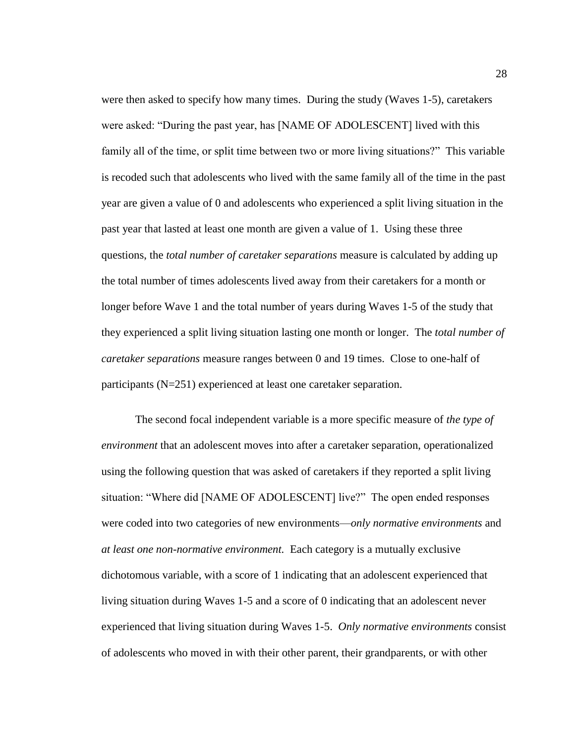were then asked to specify how many times. During the study (Waves 1-5), caretakers were asked: "During the past year, has [NAME OF ADOLESCENT] lived with this family all of the time, or split time between two or more living situations?" This variable is recoded such that adolescents who lived with the same family all of the time in the past year are given a value of 0 and adolescents who experienced a split living situation in the past year that lasted at least one month are given a value of 1. Using these three questions, the *total number of caretaker separations* measure is calculated by adding up the total number of times adolescents lived away from their caretakers for a month or longer before Wave 1 and the total number of years during Waves 1-5 of the study that they experienced a split living situation lasting one month or longer. The *total number of caretaker separations* measure ranges between 0 and 19 times. Close to one-half of participants (N=251) experienced at least one caretaker separation.

The second focal independent variable is a more specific measure of *the type of environment* that an adolescent moves into after a caretaker separation, operationalized using the following question that was asked of caretakers if they reported a split living situation: "Where did [NAME OF ADOLESCENT] live?" The open ended responses were coded into two categories of new environments—*only normative environments* and *at least one non-normative environment.* Each category is a mutually exclusive dichotomous variable, with a score of 1 indicating that an adolescent experienced that living situation during Waves 1-5 and a score of 0 indicating that an adolescent never experienced that living situation during Waves 1-5. *Only normative environments* consist of adolescents who moved in with their other parent, their grandparents, or with other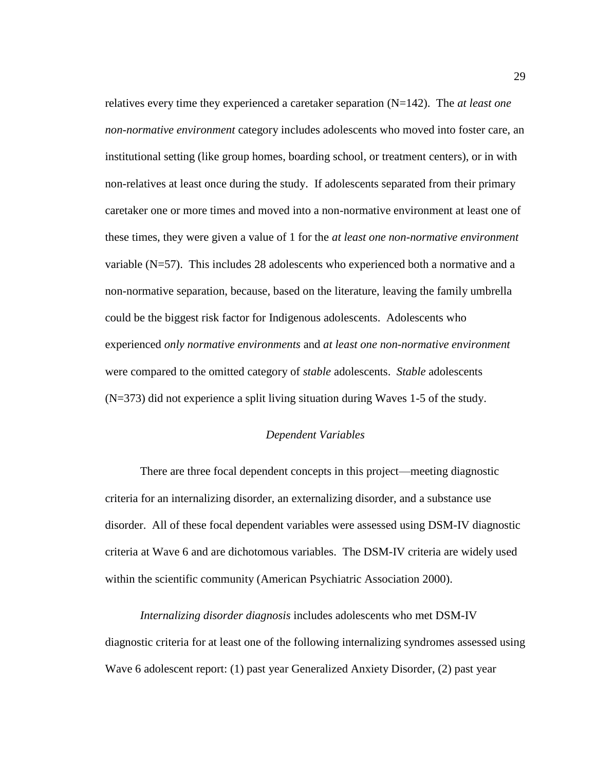relatives every time they experienced a caretaker separation (N=142). The *at least one non-normative environment* category includes adolescents who moved into foster care, an institutional setting (like group homes, boarding school, or treatment centers), or in with non-relatives at least once during the study. If adolescents separated from their primary caretaker one or more times and moved into a non-normative environment at least one of these times, they were given a value of 1 for the *at least one non-normative environment* variable (N=57). This includes 28 adolescents who experienced both a normative and a non-normative separation, because, based on the literature, leaving the family umbrella could be the biggest risk factor for Indigenous adolescents. Adolescents who experienced *only normative environments* and *at least one non-normative environment* were compared to the omitted category of *stable* adolescents. *Stable* adolescents (N=373) did not experience a split living situation during Waves 1-5 of the study.

### *Dependent Variables*

There are three focal dependent concepts in this project—meeting diagnostic criteria for an internalizing disorder, an externalizing disorder, and a substance use disorder. All of these focal dependent variables were assessed using DSM-IV diagnostic criteria at Wave 6 and are dichotomous variables. The DSM-IV criteria are widely used within the scientific community (American Psychiatric Association 2000).

*Internalizing disorder diagnosis* includes adolescents who met DSM-IV diagnostic criteria for at least one of the following internalizing syndromes assessed using Wave 6 adolescent report: (1) past year Generalized Anxiety Disorder, (2) past year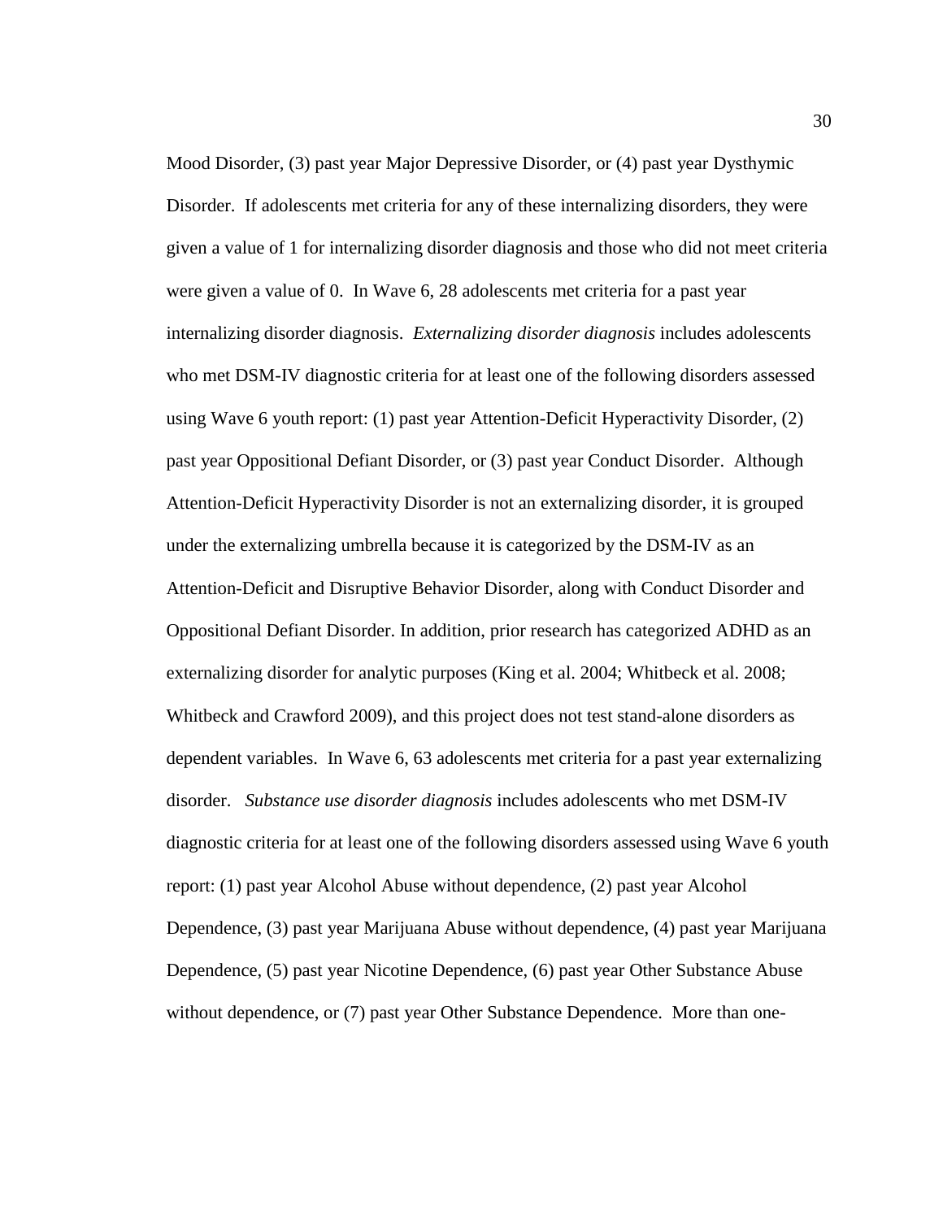Mood Disorder, (3) past year Major Depressive Disorder, or (4) past year Dysthymic Disorder. If adolescents met criteria for any of these internalizing disorders, they were given a value of 1 for internalizing disorder diagnosis and those who did not meet criteria were given a value of 0. In Wave 6, 28 adolescents met criteria for a past year internalizing disorder diagnosis. *Externalizing disorder diagnosis* includes adolescents who met DSM-IV diagnostic criteria for at least one of the following disorders assessed using Wave 6 youth report: (1) past year Attention-Deficit Hyperactivity Disorder, (2) past year Oppositional Defiant Disorder, or (3) past year Conduct Disorder. Although Attention-Deficit Hyperactivity Disorder is not an externalizing disorder, it is grouped under the externalizing umbrella because it is categorized by the DSM-IV as an Attention-Deficit and Disruptive Behavior Disorder, along with Conduct Disorder and Oppositional Defiant Disorder. In addition, prior research has categorized ADHD as an externalizing disorder for analytic purposes (King et al. 2004; Whitbeck et al. 2008; Whitbeck and Crawford 2009), and this project does not test stand-alone disorders as dependent variables. In Wave 6, 63 adolescents met criteria for a past year externalizing disorder. *Substance use disorder diagnosis* includes adolescents who met DSM-IV diagnostic criteria for at least one of the following disorders assessed using Wave 6 youth report: (1) past year Alcohol Abuse without dependence, (2) past year Alcohol Dependence, (3) past year Marijuana Abuse without dependence, (4) past year Marijuana Dependence, (5) past year Nicotine Dependence, (6) past year Other Substance Abuse without dependence, or (7) past year Other Substance Dependence. More than one-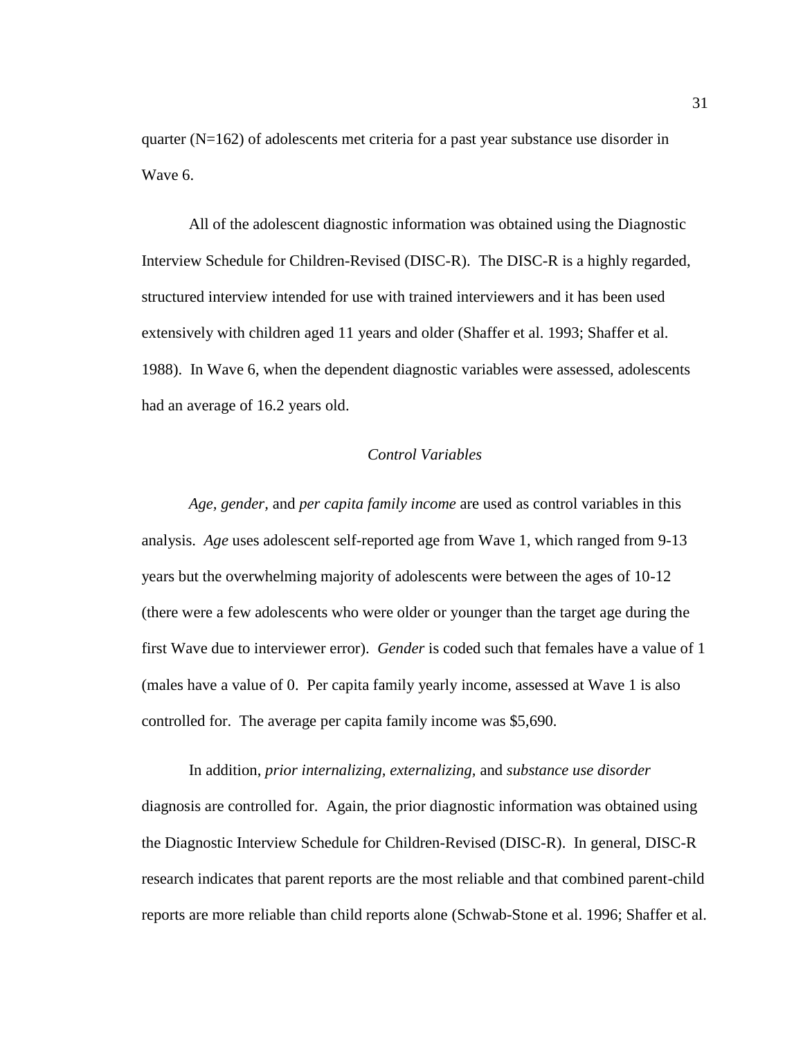quarter (N=162) of adolescents met criteria for a past year substance use disorder in Wave 6.

All of the adolescent diagnostic information was obtained using the Diagnostic Interview Schedule for Children-Revised (DISC-R). The DISC-R is a highly regarded, structured interview intended for use with trained interviewers and it has been used extensively with children aged 11 years and older (Shaffer et al. 1993; Shaffer et al. 1988). In Wave 6, when the dependent diagnostic variables were assessed, adolescents had an average of 16.2 years old.

### *Control Variables*

*Age, gender,* and *per capita family income* are used as control variables in this analysis. *Age* uses adolescent self-reported age from Wave 1, which ranged from 9-13 years but the overwhelming majority of adolescents were between the ages of 10-12 (there were a few adolescents who were older or younger than the target age during the first Wave due to interviewer error). *Gender* is coded such that females have a value of 1 (males have a value of 0. Per capita family yearly income, assessed at Wave 1 is also controlled for. The average per capita family income was $5,690.

In addition, *prior internalizing, externalizing,* and *substance use disorder* diagnosis are controlled for. Again, the prior diagnostic information was obtained using the Diagnostic Interview Schedule for Children-Revised (DISC-R). In general, DISC-R research indicates that parent reports are the most reliable and that combined parent-child reports are more reliable than child reports alone (Schwab-Stone et al. 1996; Shaffer et al.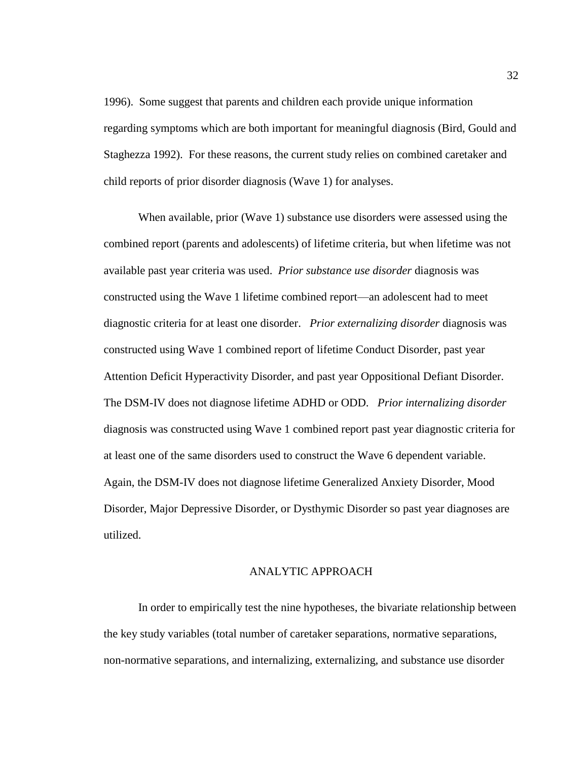1996). Some suggest that parents and children each provide unique information regarding symptoms which are both important for meaningful diagnosis (Bird, Gould and Staghezza 1992). For these reasons, the current study relies on combined caretaker and child reports of prior disorder diagnosis (Wave 1) for analyses.

When available, prior (Wave 1) substance use disorders were assessed using the combined report (parents and adolescents) of lifetime criteria, but when lifetime was not available past year criteria was used. *Prior substance use disorder* diagnosis was constructed using the Wave 1 lifetime combined report—an adolescent had to meet diagnostic criteria for at least one disorder. *Prior externalizing disorder* diagnosis was constructed using Wave 1 combined report of lifetime Conduct Disorder, past year Attention Deficit Hyperactivity Disorder, and past year Oppositional Defiant Disorder. The DSM-IV does not diagnose lifetime ADHD or ODD. *Prior internalizing disorder* diagnosis was constructed using Wave 1 combined report past year diagnostic criteria for at least one of the same disorders used to construct the Wave 6 dependent variable. Again, the DSM-IV does not diagnose lifetime Generalized Anxiety Disorder, Mood Disorder, Major Depressive Disorder, or Dysthymic Disorder so past year diagnoses are utilized.

## ANALYTIC APPROACH

In order to empirically test the nine hypotheses, the bivariate relationship between the key study variables (total number of caretaker separations, normative separations, non-normative separations, and internalizing, externalizing, and substance use disorder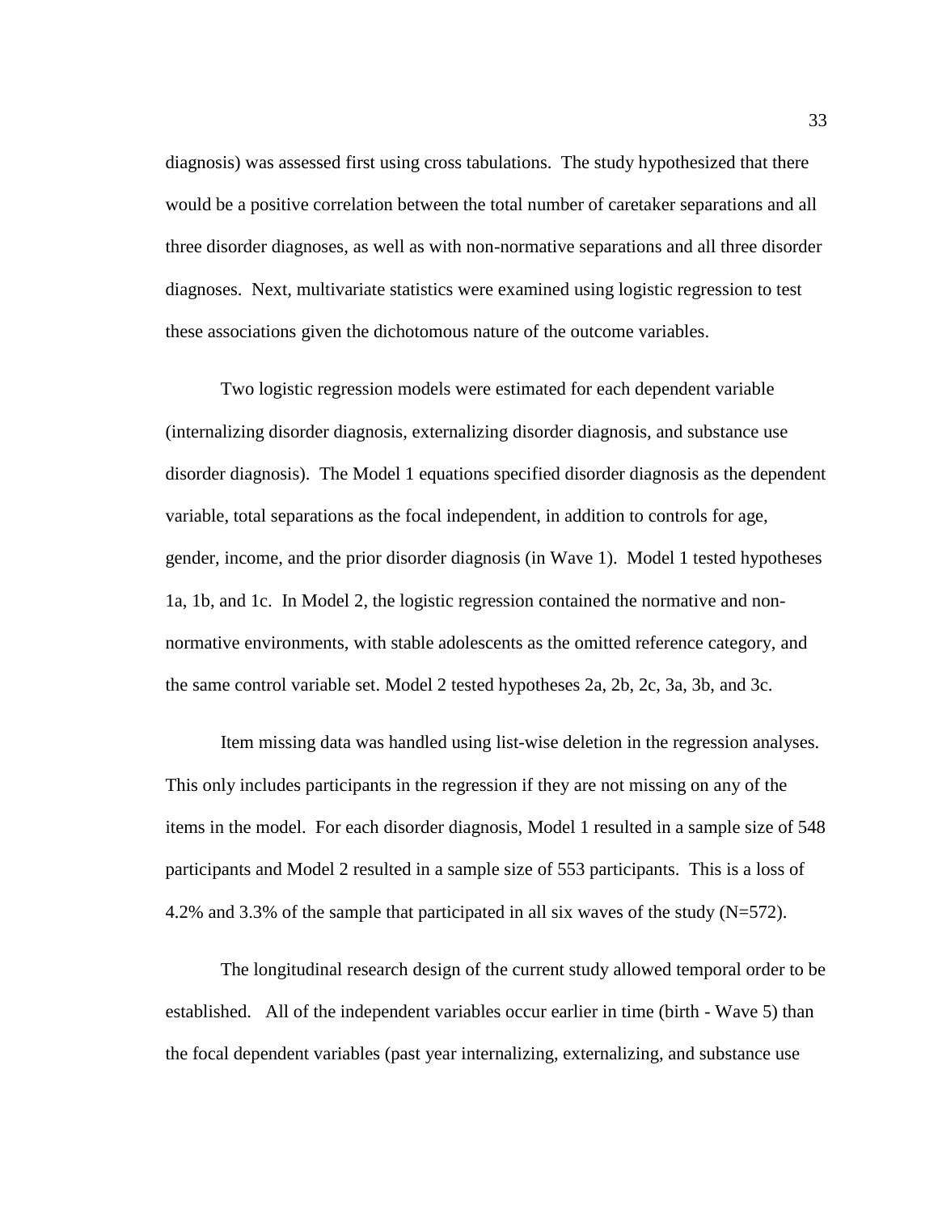diagnosis) was assessed first using cross tabulations. The study hypothesized that there would be a positive correlation between the total number of caretaker separations and all three disorder diagnoses, as well as with non-normative separations and all three disorder diagnoses. Next, multivariate statistics were examined using logistic regression to test these associations given the dichotomous nature of the outcome variables.

Two logistic regression models were estimated for each dependent variable (internalizing disorder diagnosis, externalizing disorder diagnosis, and substance use disorder diagnosis). The Model 1 equations specified disorder diagnosis as the dependent variable, total separations as the focal independent, in addition to controls for age, gender, income, and the prior disorder diagnosis (in Wave 1). Model 1 tested hypotheses 1a, 1b, and 1c. In Model 2, the logistic regression contained the normative and non-normative environments, with stable adolescents as the omitted reference category, and the same control variable set. Model 2 tested hypotheses 2a, 2b, 2c, 3a, 3b, and 3c.

Item missing data was handled using list-wise deletion in the regression analyses. This only includes participants in the regression if they are not missing on any of the items in the model. For each disorder diagnosis, Model 1 resulted in a sample size of 548 participants and Model 2 resulted in a sample size of 553 participants. This is a loss of 4.2% and 3.3% of the sample that participated in all six waves of the study (N=572).

The longitudinal research design of the current study allowed temporal order to be established. All of the independent variables occur earlier in time (birth - Wave 5) than the focal dependent variables (past year internalizing, externalizing, and substance use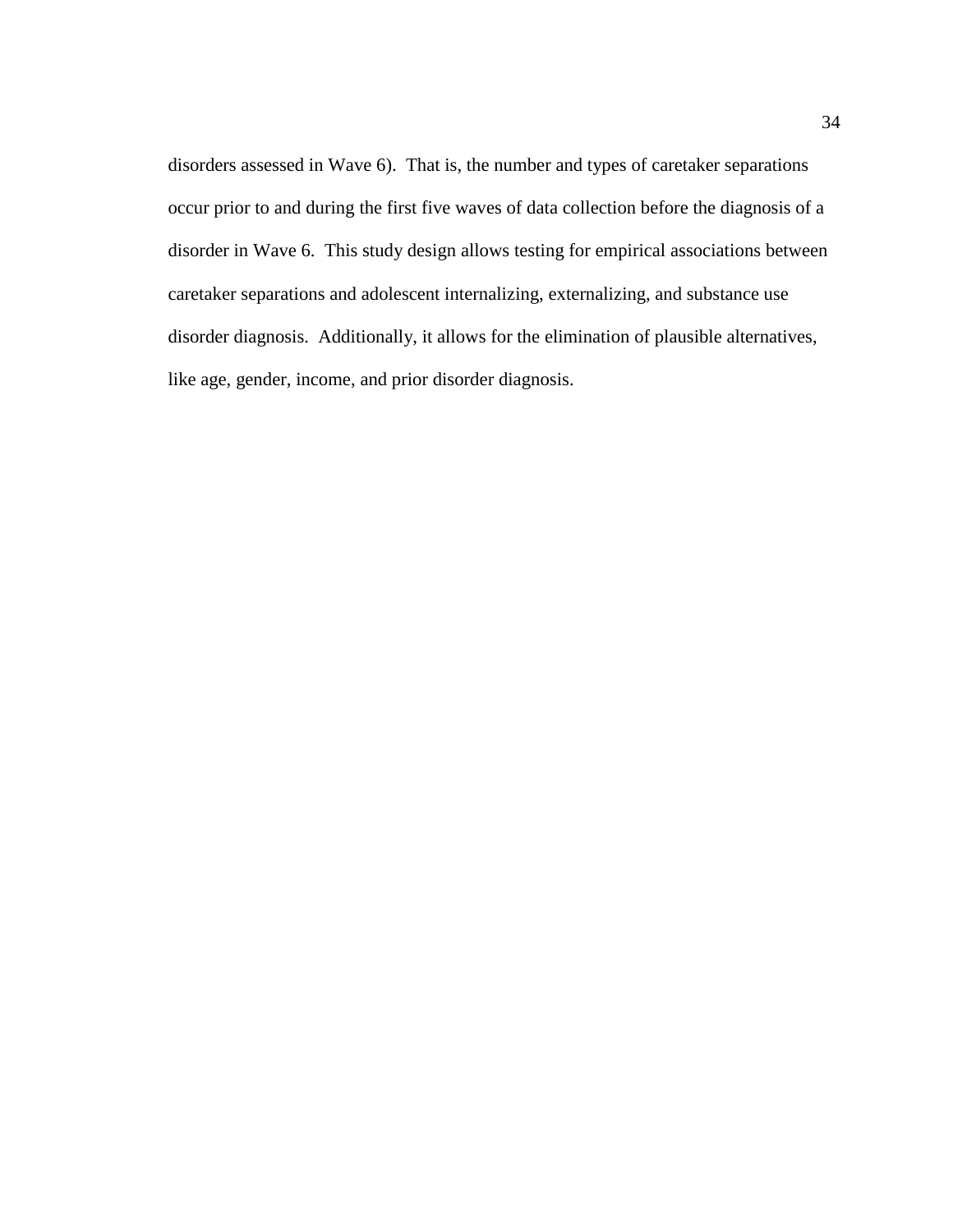disorders assessed in Wave 6). That is, the number and types of caretaker separations occur prior to and during the first five waves of data collection before the diagnosis of a disorder in Wave 6. This study design allows testing for empirical associations between caretaker separations and adolescent internalizing, externalizing, and substance use disorder diagnosis. Additionally, it allows for the elimination of plausible alternatives, like age, gender, income, and prior disorder diagnosis.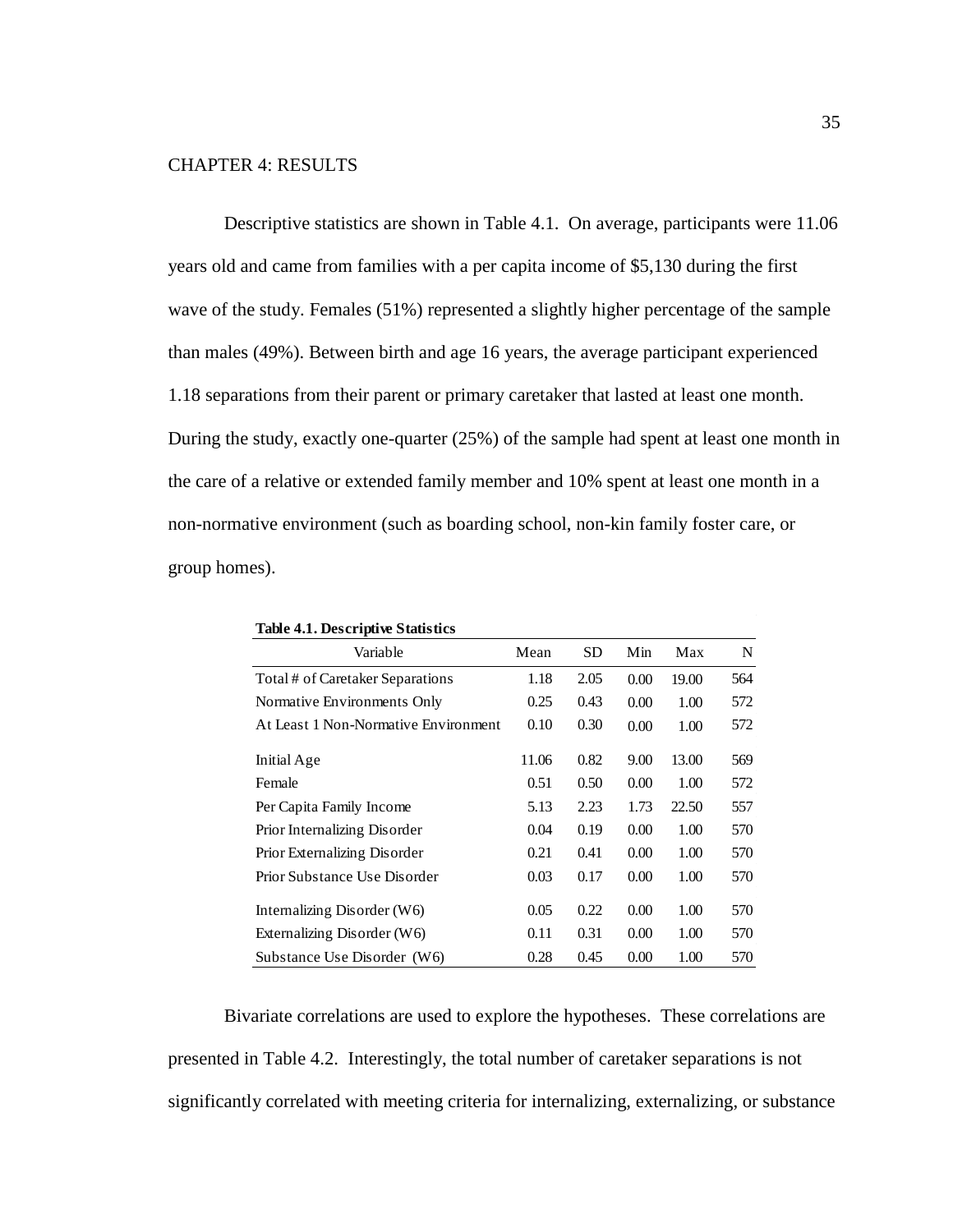# CHAPTER 4: RESULTS

Descriptive statistics are shown in Table 4.1. On average, participants were 11.06 years old and came from families with a per capita income of $5,130 during the first wave of the study. Females (51%) represented a slightly higher percentage of the sample than males (49%). Between birth and age 16 years, the average participant experienced 1.18 separations from their parent or primary caretaker that lasted at least one month. During the study, exactly one-quarter (25%) of the sample had spent at least one month in the care of a relative or extended family member and 10% spent at least one month in a non-normative environment (such as boarding school, non-kin family foster care, or group homes).

**Table 4.1. Descriptive Statistics**

| Variable | Mean | SD | Min | Max | N |
|---|---|---|---|---|---|
| Total # of Caretaker Separations | 1.18 | 2.05 | 0.00 | 19.00 | 564 |
| Normative Environments Only | 0.25 | 0.43 | 0.00 | 1.00 | 572 |
| At Least 1 Non-Normative Environment | 0.10 | 0.30 | 0.00 | 1.00 | 572 |
| Initial Age | 11.06 | 0.82 | 9.00 | 13.00 | 569 |
| Female | 0.51 | 0.50 | 0.00 | 1.00 | 572 |
| Per Capita Family Income | 5.13 | 2.23 | 1.73 | 22.50 | 557 |
| Prior Internalizing Disorder | 0.04 | 0.19 | 0.00 | 1.00 | 570 |
| Prior Externalizing Disorder | 0.21 | 0.41 | 0.00 | 1.00 | 570 |
| Prior Substance Use Disorder | 0.03 | 0.17 | 0.00 | 1.00 | 570 |
| Internalizing Disorder (W6) | 0.05 | 0.22 | 0.00 | 1.00 | 570 |
| Externalizing Disorder (W6) | 0.11 | 0.31 | 0.00 | 1.00 | 570 |
| Substance Use Disorder (W6) | 0.28 | 0.45 | 0.00 | 1.00 | 570 |

Bivariate correlations are used to explore the hypotheses. These correlations are presented in Table 4.2. Interestingly, the total number of caretaker separations is not significantly correlated with meeting criteria for internalizing, externalizing, or substance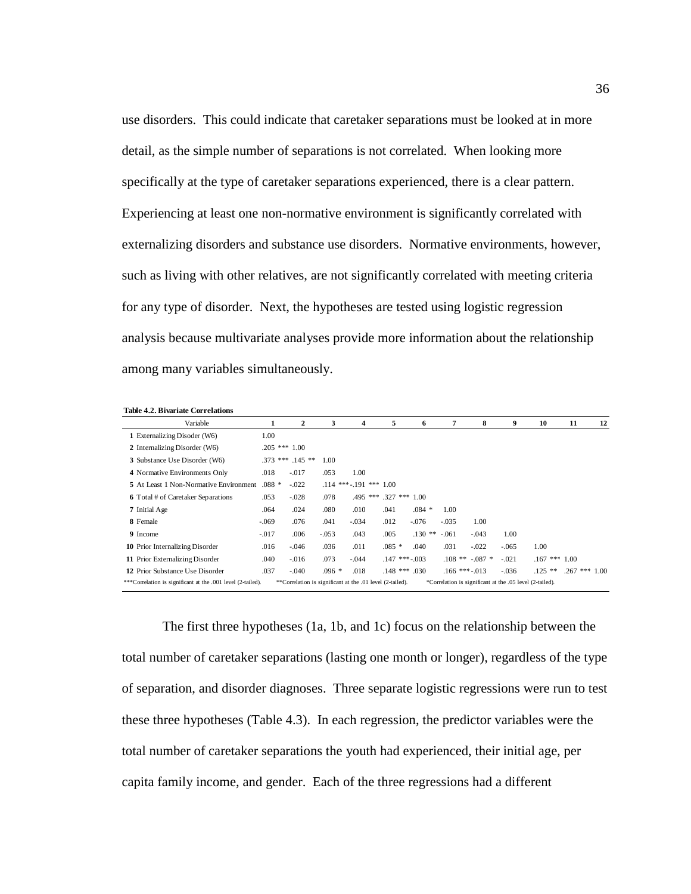use disorders. This could indicate that caretaker separations must be looked at in more detail, as the simple number of separations is not correlated. When looking more specifically at the type of caretaker separations experienced, there is a clear pattern. Experiencing at least one non-normative environment is significantly correlated with externalizing disorders and substance use disorders. Normative environments, however, such as living with other relatives, are not significantly correlated with meeting criteria for any type of disorder. Next, the hypotheses are tested using logistic regression analysis because multivariate analyses provide more information about the relationship among many variables simultaneously.

**Table 4.2. Bivariate Correlations**

| Variable | 1 | 2 | 3 | 4 | 5 | 6 | 7 | 8 | 9 | 10 | 11 | 12 |
|---|---|---|---|---|---|---|---|---|---|---|---|---|
| **1** Externalizing Disoder (W6) | 1.00 | | | | | | | | | | | |
| **2** Internalizing Disorder (W6) | .205 *** | 1.00 | | | | | | | | | | |
| **3** Substance Use Disorder (W6) | .373 *** | .145 ** | 1.00 | | | | | | | | | |
| **4** Normative Environments Only | .018 | -.017 | .053 | 1.00 | | | | | | | | |
| **5** At Least 1 Non-Normative Environment | .088 * | -.022 | .114 *** | -.191 *** | 1.00 | | | | | | | |
| **6** Total # of Caretaker Separations | .053 | -.028 | .078 | .495 *** | .327 *** | 1.00 | | | | | | |
| **7** Initial Age | .064 | .024 | .080 | .010 | .041 | .084 * | 1.00 | | | | | |
| **8** Female | -.069 | .076 | .041 | -.034 | .012 | -.076 | -.035 | 1.00 | | | | |
| **9** Income | -.017 | .006 | -.053 | .043 | .005 | .130 ** | -.061 | -.043 | 1.00 | | | |
| **10** Prior Internalizing Disorder | .016 | -.046 | .036 | .011 | .085 * | .040 | .031 | -.022 | -.065 | 1.00 | | |
| **11** Prior Externalizing Disorder | .040 | -.016 | .073 | -.044 | .147 *** | -.003 | .108 ** | -.087 * | -.021 | .167 *** | 1.00 | |
| **12** Prior Substance Use Disorder | .037 | -.040 | .096 * | .018 | .148 *** | .030 | .166 *** | -.013 | -.036 | .125 ** | .267 *** | 1.00 |

***Correlation is significant at the .001 level (2-tailed). **Correlation is significant at the .01 level (2-tailed). *Correlation is significant at the .05 level (2-tailed).

The first three hypotheses (1a, 1b, and 1c) focus on the relationship between the total number of caretaker separations (lasting one month or longer), regardless of the type of separation, and disorder diagnoses. Three separate logistic regressions were run to test these three hypotheses (Table 4.3). In each regression, the predictor variables were the total number of caretaker separations the youth had experienced, their initial age, per capita family income, and gender. Each of the three regressions had a different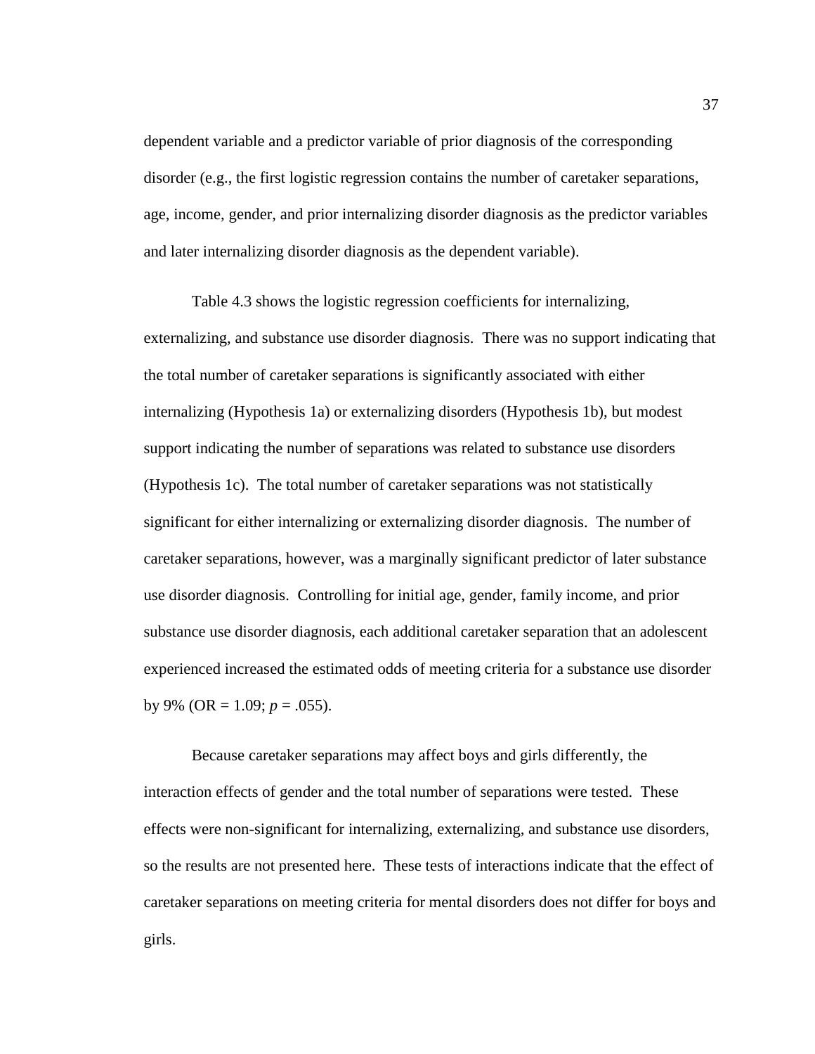dependent variable and a predictor variable of prior diagnosis of the corresponding disorder (e.g., the first logistic regression contains the number of caretaker separations, age, income, gender, and prior internalizing disorder diagnosis as the predictor variables and later internalizing disorder diagnosis as the dependent variable).

Table 4.3 shows the logistic regression coefficients for internalizing, externalizing, and substance use disorder diagnosis. There was no support indicating that the total number of caretaker separations is significantly associated with either internalizing (Hypothesis 1a) or externalizing disorders (Hypothesis 1b), but modest support indicating the number of separations was related to substance use disorders (Hypothesis 1c). The total number of caretaker separations was not statistically significant for either internalizing or externalizing disorder diagnosis. The number of caretaker separations, however, was a marginally significant predictor of later substance use disorder diagnosis. Controlling for initial age, gender, family income, and prior substance use disorder diagnosis, each additional caretaker separation that an adolescent experienced increased the estimated odds of meeting criteria for a substance use disorder by 9% (OR = 1.09; $p = .055$).

Because caretaker separations may affect boys and girls differently, the interaction effects of gender and the total number of separations were tested. These effects were non-significant for internalizing, externalizing, and substance use disorders, so the results are not presented here. These tests of interactions indicate that the effect of caretaker separations on meeting criteria for mental disorders does not differ for boys and girls.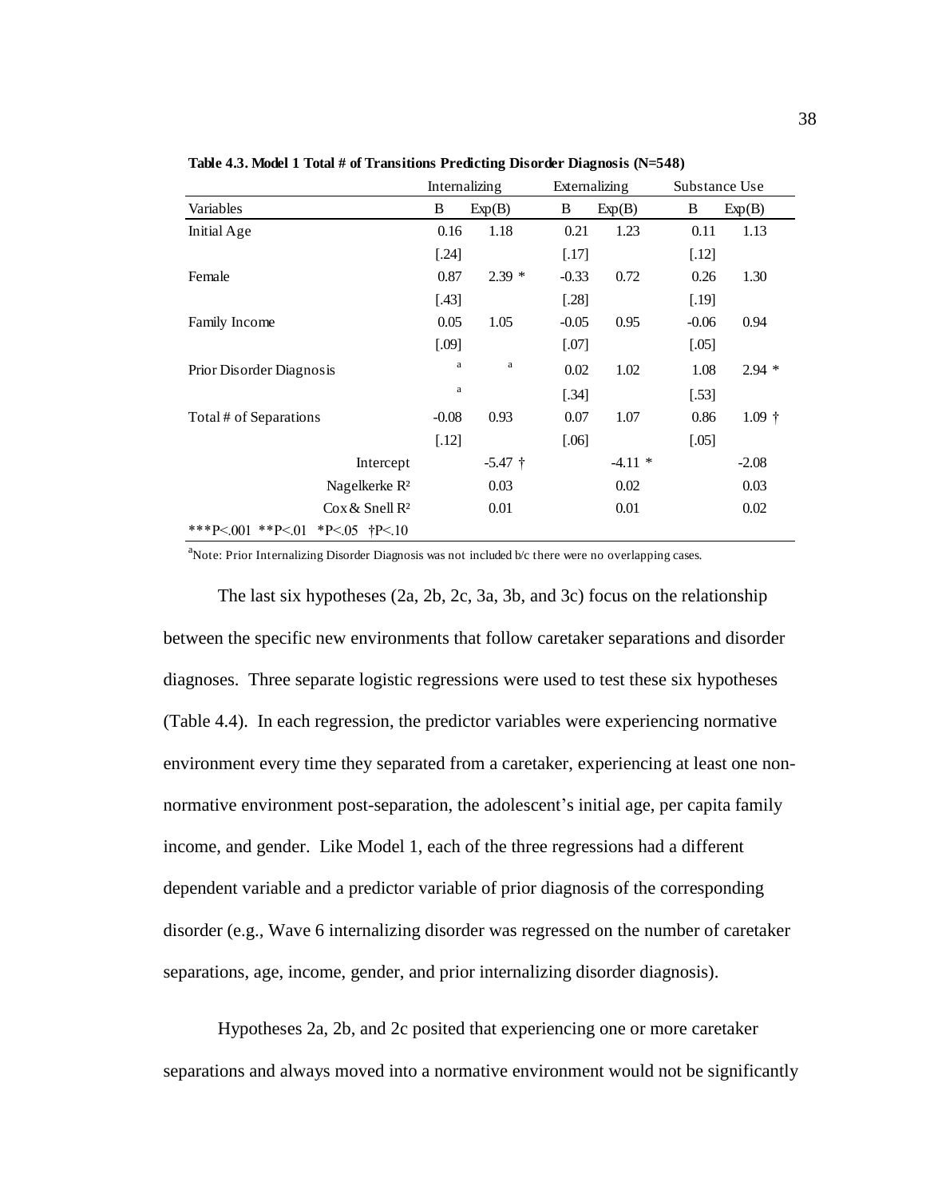**Table 4.3. Model 1 Total # of Transitions Predicting Disorder Diagnosis (N=548)**

| | Internalizing | | Externalizing | | Substance Use | |
|---|---|---|---|---|---|---|
| Variables | B | Exp(B) | B | Exp(B) | B | Exp(B) |
| Initial Age | 0.16 | 1.18 | 0.21 | 1.23 | 0.11 | 1.13 |
| | [.24] | | [.17] | | [.12] | |
| Female | 0.87 | 2.39 * | -0.33 | 0.72 | 0.26 | 1.30 |
| | [.43] | | [.28] | | [.19] | |
| Family Income | 0.05 | 1.05 | -0.05 | 0.95 | -0.06 | 0.94 |
| | [.09] | | [.07] | | [.05] | |
| Prior Disorder Diagnosis | a | a | 0.02 | 1.02 | 1.08 | 2.94 * |
| | a | | [.34] | | [.53] | |
| Total # of Separations | -0.08 | 0.93 | 0.07 | 1.07 | 0.86 | 1.09 † |
| | [.12] | | [.06] | | [.05] | |
| Intercept | | -5.47 † | | -4.11 * | | -2.08 |
| Nagelkerke $R^2$ | | 0.03 | | 0.02 | | 0.03 |
| Cox & Snell $R^2$ | | 0.01 | | 0.01 | | 0.02 |
| ***P<.001 **P<.01 *P<.05 †P<.10 | | | | | | |

[a]Note: Prior Internalizing Disorder Diagnosis was not included b/c there were no overlapping cases.

The last six hypotheses (2a, 2b, 2c, 3a, 3b, and 3c) focus on the relationship between the specific new environments that follow caretaker separations and disorder diagnoses. Three separate logistic regressions were used to test these six hypotheses (Table 4.4). In each regression, the predictor variables were experiencing normative environment every time they separated from a caretaker, experiencing at least one non-normative environment post-separation, the adolescent's initial age, per capita family income, and gender. Like Model 1, each of the three regressions had a different dependent variable and a predictor variable of prior diagnosis of the corresponding disorder (e.g., Wave 6 internalizing disorder was regressed on the number of caretaker separations, age, income, gender, and prior internalizing disorder diagnosis).

Hypotheses 2a, 2b, and 2c posited that experiencing one or more caretaker separations and always moved into a normative environment would not be significantly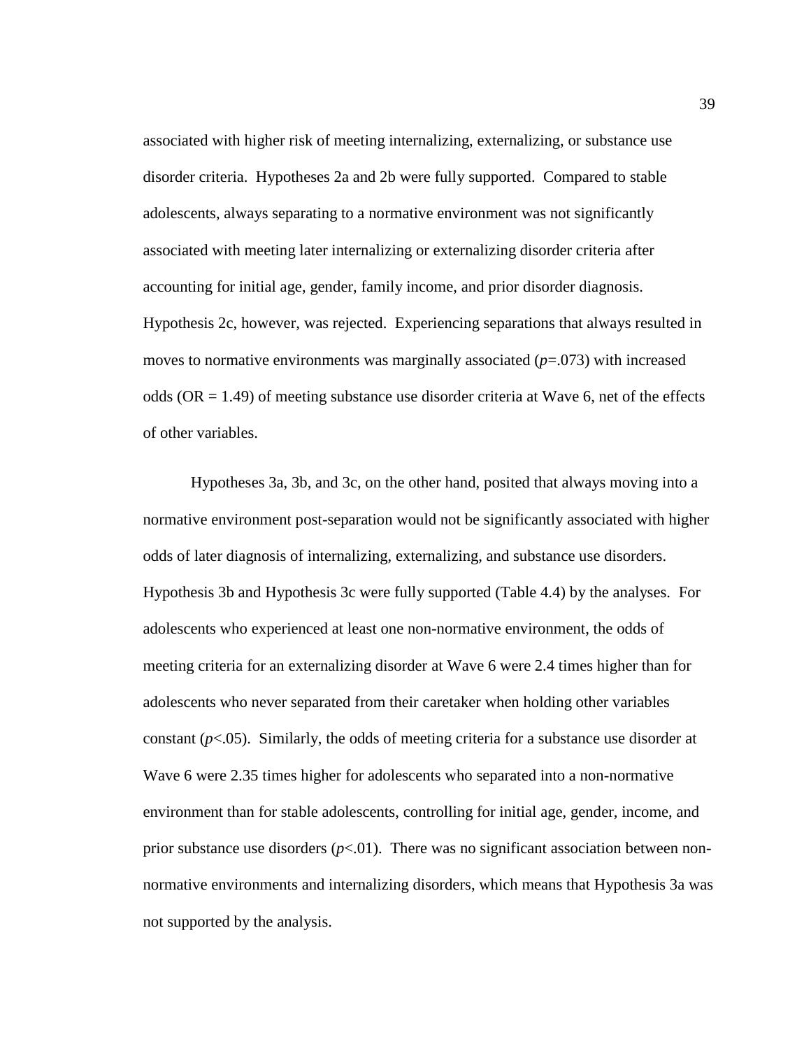associated with higher risk of meeting internalizing, externalizing, or substance use disorder criteria. Hypotheses 2a and 2b were fully supported. Compared to stable adolescents, always separating to a normative environment was not significantly associated with meeting later internalizing or externalizing disorder criteria after accounting for initial age, gender, family income, and prior disorder diagnosis. Hypothesis 2c, however, was rejected. Experiencing separations that always resulted in moves to normative environments was marginally associated ($p$=.073) with increased odds (OR = 1.49) of meeting substance use disorder criteria at Wave 6, net of the effects of other variables.

Hypotheses 3a, 3b, and 3c, on the other hand, posited that always moving into a normative environment post-separation would not be significantly associated with higher odds of later diagnosis of internalizing, externalizing, and substance use disorders. Hypothesis 3b and Hypothesis 3c were fully supported (Table 4.4) by the analyses. For adolescents who experienced at least one non-normative environment, the odds of meeting criteria for an externalizing disorder at Wave 6 were 2.4 times higher than for adolescents who never separated from their caretaker when holding other variables constant ($p$<.05). Similarly, the odds of meeting criteria for a substance use disorder at Wave 6 were 2.35 times higher for adolescents who separated into a non-normative environment than for stable adolescents, controlling for initial age, gender, income, and prior substance use disorders ($p$<.01). There was no significant association between non-normative environments and internalizing disorders, which means that Hypothesis 3a was not supported by the analysis.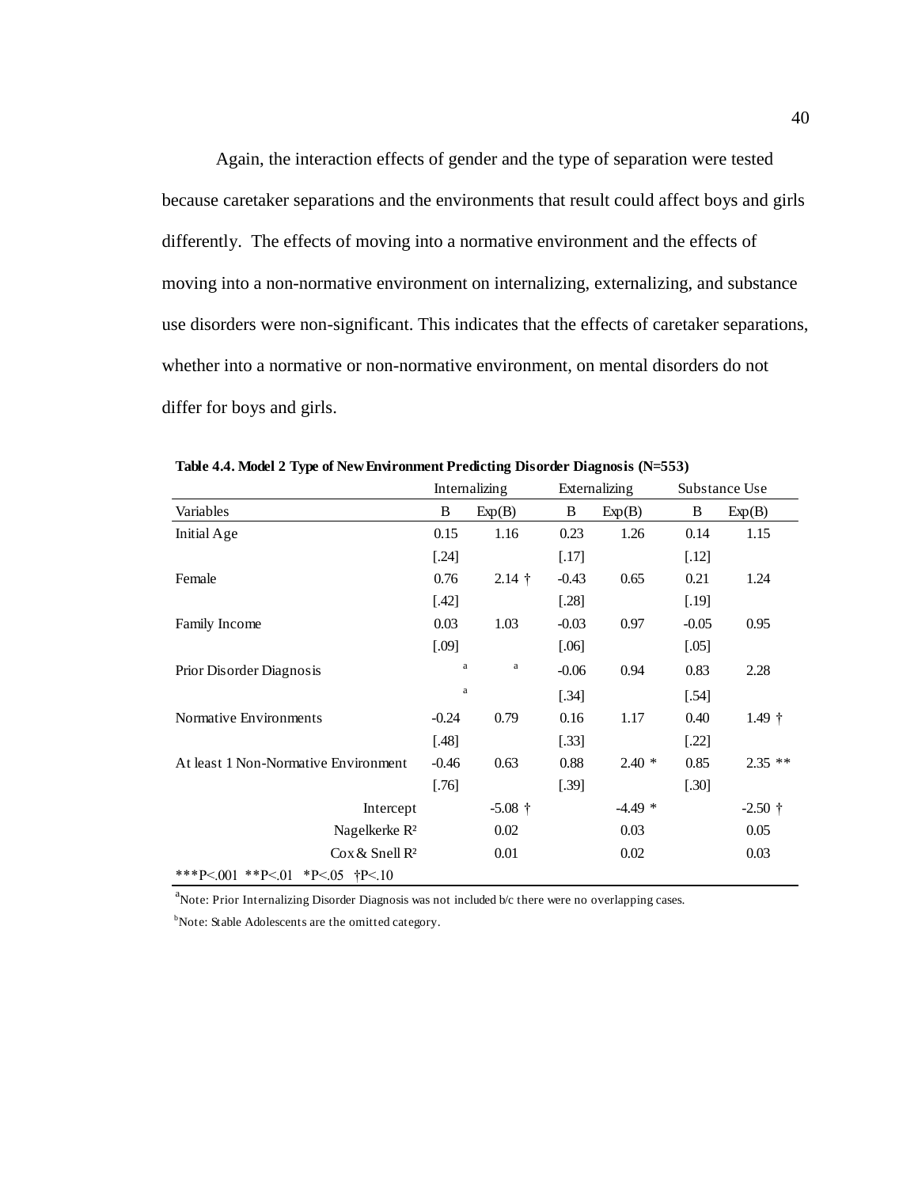Again, the interaction effects of gender and the type of separation were tested because caretaker separations and the environments that result could affect boys and girls differently. The effects of moving into a normative environment and the effects of moving into a non-normative environment on internalizing, externalizing, and substance use disorders were non-significant. This indicates that the effects of caretaker separations, whether into a normative or non-normative environment, on mental disorders do not differ for boys and girls.

**Table 4.4. Model 2 Type of New Environment Predicting Disorder Diagnosis (N=553)**

| | Internalizing | | Externalizing | | Substance Use | |
|---|---|---|---|---|---|---|
| Variables | B | Exp(B) | B | Exp(B) | B | Exp(B) |
| Initial Age | 0.15 | 1.16 | 0.23 | 1.26 | 0.14 | 1.15 |
| | [.24] | | [.17] | | [.12] | |
| Female | 0.76 | 2.14 † | -0.43 | 0.65 | 0.21 | 1.24 |
| | [.42] | | [.28] | | [.19] | |
| Family Income | 0.03 | 1.03 | -0.03 | 0.97 | -0.05 | 0.95 |
| | [.09] | | [.06] | | [.05] | |
| Prior Disorder Diagnosis | [a] | [a] | -0.06 | 0.94 | 0.83 | 2.28 |
| | [a] | | [.34] | | [.54] | |
| Normative Environments | -0.24 | 0.79 | 0.16 | 1.17 | 0.40 | 1.49 † |
| | [.48] | | [.33] | | [.22] | |
| At least 1 Non-Normative Environment | -0.46 | 0.63 | 0.88 | 2.40 * | 0.85 | 2.35 ** |
| | [.76] | | [.39] | | [.30] | |
| Intercept | | -5.08 † | | -4.49 * | | -2.50 † |
| Nagelkerke $R^2$ | | 0.02 | | 0.03 | | 0.05 |
| Cox & Snell $R^2$ | | 0.01 | | 0.02 | | 0.03 |
| ***P<.001 **P<.01 *P<.05 †P<.10 | | | | | | |

[a]Note: Prior Internalizing Disorder Diagnosis was not included b/c there were no overlapping cases.

[b]Note: Stable Adolescents are the omitted category.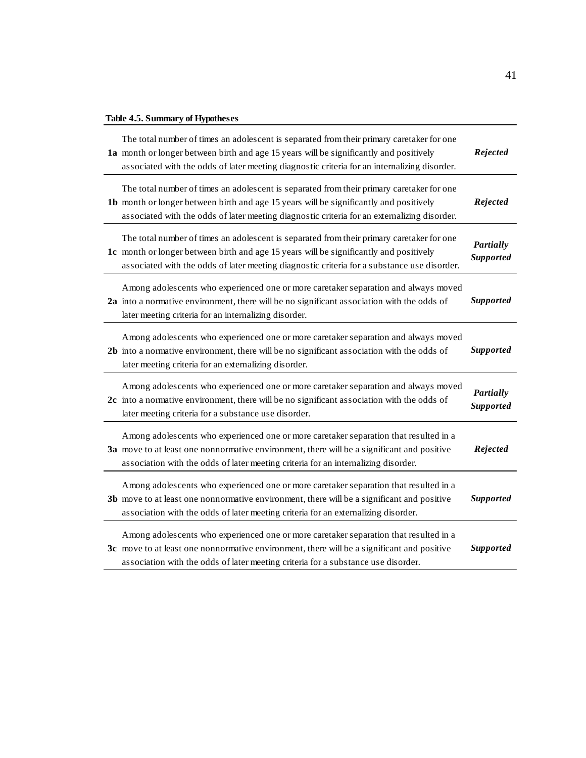**Table 4.5. Summary of Hypotheses**

| | | |
|---|---|---|
| **1a** | The total number of times an adolescent is separated from their primary caretaker for one month or longer between birth and age 15 years will be significantly and positively associated with the odds of later meeting diagnostic criteria for an internalizing disorder. | ***Rejected*** |
| **1b** | The total number of times an adolescent is separated from their primary caretaker for one month or longer between birth and age 15 years will be significantly and positively associated with the odds of later meeting diagnostic criteria for an externalizing disorder. | ***Rejected*** |
| **1c** | The total number of times an adolescent is separated from their primary caretaker for one month or longer between birth and age 15 years will be significantly and positively associated with the odds of later meeting diagnostic criteria for a substance use disorder. | ***Partially Supported*** |
| **2a** | Among adolescents who experienced one or more caretaker separation and always moved into a normative environment, there will be no significant association with the odds of later meeting criteria for an internalizing disorder. | ***Supported*** |
| **2b** | Among adolescents who experienced one or more caretaker separation and always moved into a normative environment, there will be no significant association with the odds of later meeting criteria for an externalizing disorder. | ***Supported*** |
| **2c** | Among adolescents who experienced one or more caretaker separation and always moved into a normative environment, there will be no significant association with the odds of later meeting criteria for a substance use disorder. | ***Partially Supported*** |
| **3a** | Among adolescents who experienced one or more caretaker separation that resulted in a move to at least one nonnormative environment, there will be a significant and positive association with the odds of later meeting criteria for an internalizing disorder. | ***Rejected*** |
| **3b** | Among adolescents who experienced one or more caretaker separation that resulted in a move to at least one nonnormative environment, there will be a significant and positive association with the odds of later meeting criteria for an externalizing disorder. | ***Supported*** |
| **3c** | Among adolescents who experienced one or more caretaker separation that resulted in a move to at least one nonnormative environment, there will be a significant and positive association with the odds of later meeting criteria for a substance use disorder. | ***Supported*** |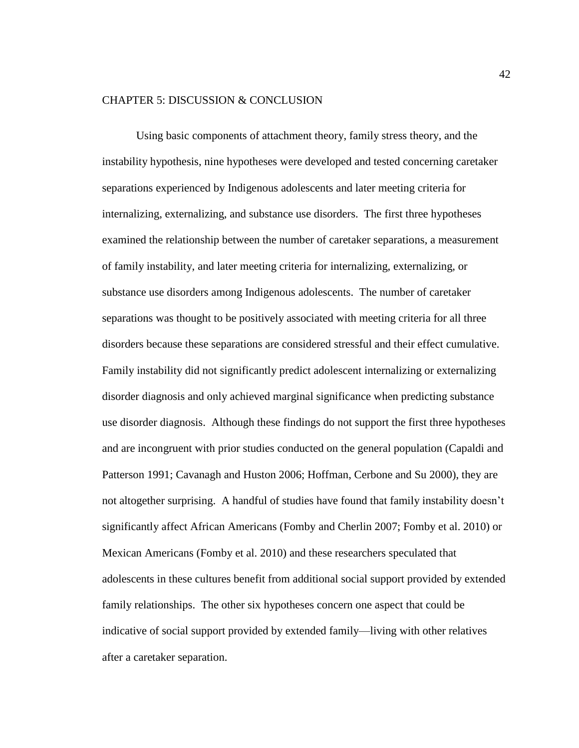# CHAPTER 5: DISCUSSION & CONCLUSION

Using basic components of attachment theory, family stress theory, and the instability hypothesis, nine hypotheses were developed and tested concerning caretaker separations experienced by Indigenous adolescents and later meeting criteria for internalizing, externalizing, and substance use disorders. The first three hypotheses examined the relationship between the number of caretaker separations, a measurement of family instability, and later meeting criteria for internalizing, externalizing, or substance use disorders among Indigenous adolescents. The number of caretaker separations was thought to be positively associated with meeting criteria for all three disorders because these separations are considered stressful and their effect cumulative. Family instability did not significantly predict adolescent internalizing or externalizing disorder diagnosis and only achieved marginal significance when predicting substance use disorder diagnosis. Although these findings do not support the first three hypotheses and are incongruent with prior studies conducted on the general population (Capaldi and Patterson 1991; Cavanagh and Huston 2006; Hoffman, Cerbone and Su 2000), they are not altogether surprising. A handful of studies have found that family instability doesn't significantly affect African Americans (Fomby and Cherlin 2007; Fomby et al. 2010) or Mexican Americans (Fomby et al. 2010) and these researchers speculated that adolescents in these cultures benefit from additional social support provided by extended family relationships. The other six hypotheses concern one aspect that could be indicative of social support provided by extended family—living with other relatives after a caretaker separation.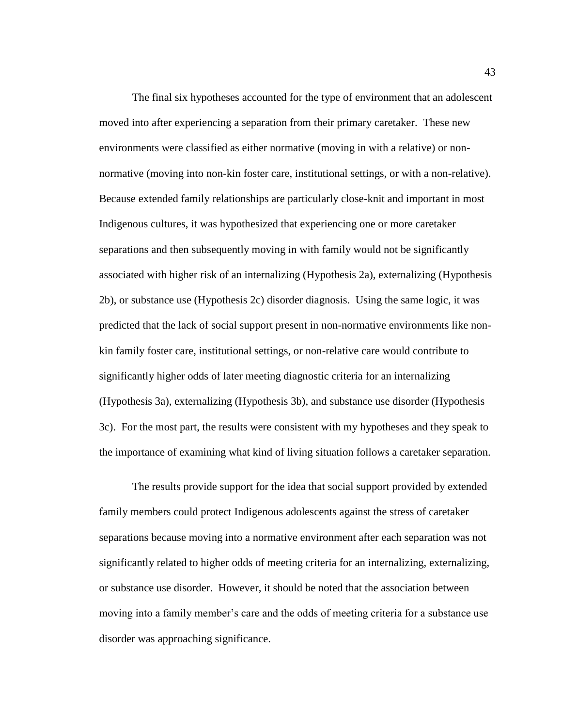The final six hypotheses accounted for the type of environment that an adolescent moved into after experiencing a separation from their primary caretaker. These new environments were classified as either normative (moving in with a relative) or non-normative (moving into non-kin foster care, institutional settings, or with a non-relative). Because extended family relationships are particularly close-knit and important in most Indigenous cultures, it was hypothesized that experiencing one or more caretaker separations and then subsequently moving in with family would not be significantly associated with higher risk of an internalizing (Hypothesis 2a), externalizing (Hypothesis 2b), or substance use (Hypothesis 2c) disorder diagnosis. Using the same logic, it was predicted that the lack of social support present in non-normative environments like non-kin family foster care, institutional settings, or non-relative care would contribute to significantly higher odds of later meeting diagnostic criteria for an internalizing (Hypothesis 3a), externalizing (Hypothesis 3b), and substance use disorder (Hypothesis 3c). For the most part, the results were consistent with my hypotheses and they speak to the importance of examining what kind of living situation follows a caretaker separation.

The results provide support for the idea that social support provided by extended family members could protect Indigenous adolescents against the stress of caretaker separations because moving into a normative environment after each separation was not significantly related to higher odds of meeting criteria for an internalizing, externalizing, or substance use disorder. However, it should be noted that the association between moving into a family member's care and the odds of meeting criteria for a substance use disorder was approaching significance.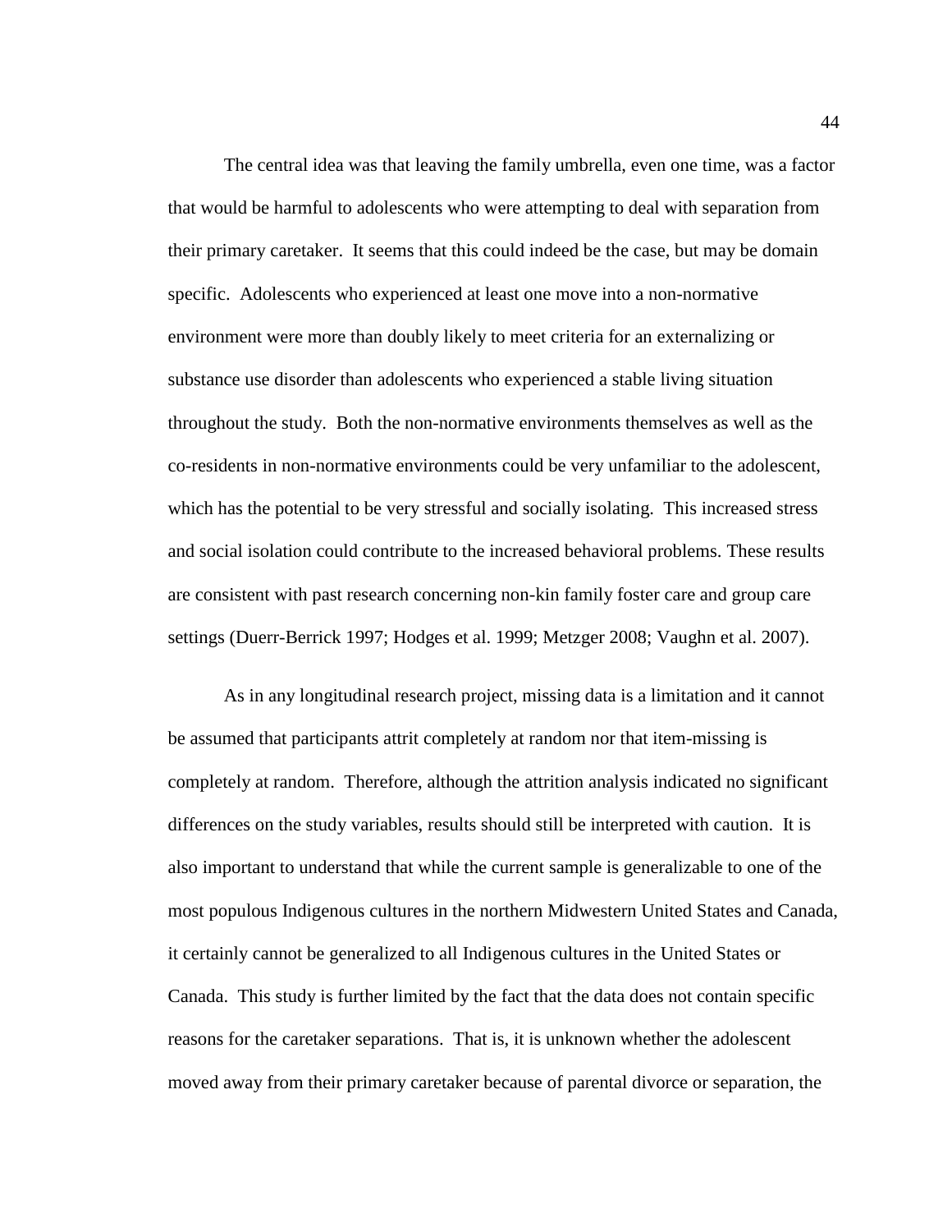The central idea was that leaving the family umbrella, even one time, was a factor that would be harmful to adolescents who were attempting to deal with separation from their primary caretaker. It seems that this could indeed be the case, but may be domain specific. Adolescents who experienced at least one move into a non-normative environment were more than doubly likely to meet criteria for an externalizing or substance use disorder than adolescents who experienced a stable living situation throughout the study. Both the non-normative environments themselves as well as the co-residents in non-normative environments could be very unfamiliar to the adolescent, which has the potential to be very stressful and socially isolating. This increased stress and social isolation could contribute to the increased behavioral problems. These results are consistent with past research concerning non-kin family foster care and group care settings (Duerr-Berrick 1997; Hodges et al. 1999; Metzger 2008; Vaughn et al. 2007).

As in any longitudinal research project, missing data is a limitation and it cannot be assumed that participants attrit completely at random nor that item-missing is completely at random. Therefore, although the attrition analysis indicated no significant differences on the study variables, results should still be interpreted with caution. It is also important to understand that while the current sample is generalizable to one of the most populous Indigenous cultures in the northern Midwestern United States and Canada, it certainly cannot be generalized to all Indigenous cultures in the United States or Canada. This study is further limited by the fact that the data does not contain specific reasons for the caretaker separations. That is, it is unknown whether the adolescent moved away from their primary caretaker because of parental divorce or separation, the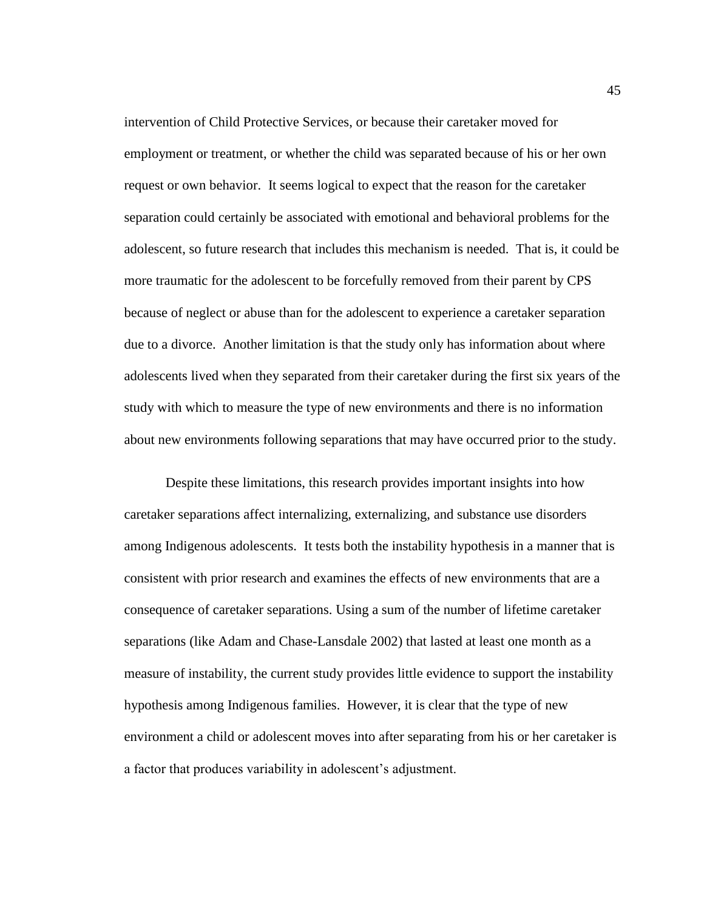intervention of Child Protective Services, or because their caretaker moved for employment or treatment, or whether the child was separated because of his or her own request or own behavior. It seems logical to expect that the reason for the caretaker separation could certainly be associated with emotional and behavioral problems for the adolescent, so future research that includes this mechanism is needed. That is, it could be more traumatic for the adolescent to be forcefully removed from their parent by CPS because of neglect or abuse than for the adolescent to experience a caretaker separation due to a divorce. Another limitation is that the study only has information about where adolescents lived when they separated from their caretaker during the first six years of the study with which to measure the type of new environments and there is no information about new environments following separations that may have occurred prior to the study.

Despite these limitations, this research provides important insights into how caretaker separations affect internalizing, externalizing, and substance use disorders among Indigenous adolescents. It tests both the instability hypothesis in a manner that is consistent with prior research and examines the effects of new environments that are a consequence of caretaker separations. Using a sum of the number of lifetime caretaker separations (like Adam and Chase-Lansdale 2002) that lasted at least one month as a measure of instability, the current study provides little evidence to support the instability hypothesis among Indigenous families. However, it is clear that the type of new environment a child or adolescent moves into after separating from his or her caretaker is a factor that produces variability in adolescent's adjustment.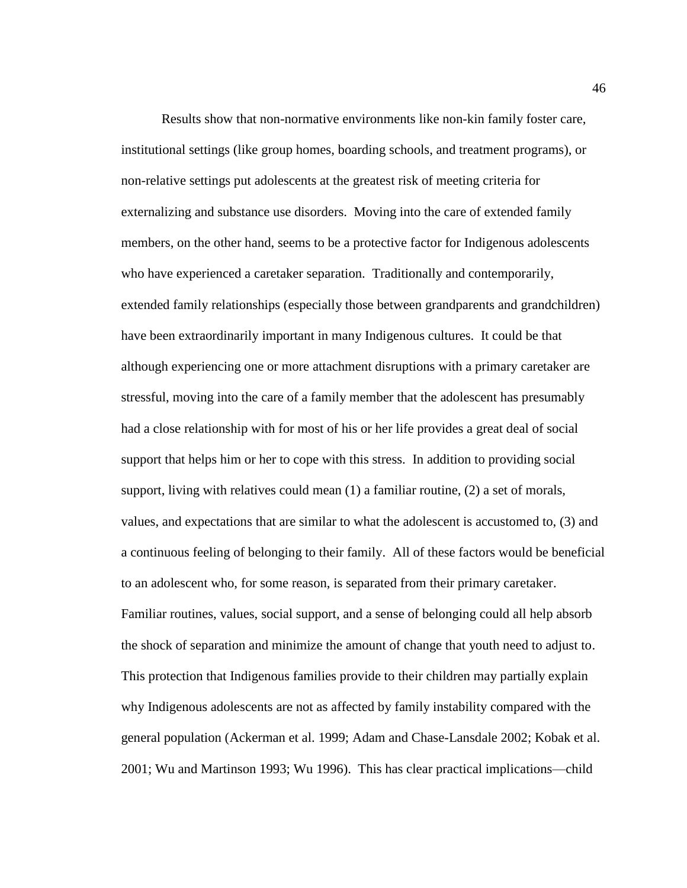Results show that non-normative environments like non-kin family foster care, institutional settings (like group homes, boarding schools, and treatment programs), or non-relative settings put adolescents at the greatest risk of meeting criteria for externalizing and substance use disorders. Moving into the care of extended family members, on the other hand, seems to be a protective factor for Indigenous adolescents who have experienced a caretaker separation. Traditionally and contemporarily, extended family relationships (especially those between grandparents and grandchildren) have been extraordinarily important in many Indigenous cultures. It could be that although experiencing one or more attachment disruptions with a primary caretaker are stressful, moving into the care of a family member that the adolescent has presumably had a close relationship with for most of his or her life provides a great deal of social support that helps him or her to cope with this stress. In addition to providing social support, living with relatives could mean (1) a familiar routine, (2) a set of morals, values, and expectations that are similar to what the adolescent is accustomed to, (3) and a continuous feeling of belonging to their family. All of these factors would be beneficial to an adolescent who, for some reason, is separated from their primary caretaker. Familiar routines, values, social support, and a sense of belonging could all help absorb the shock of separation and minimize the amount of change that youth need to adjust to. This protection that Indigenous families provide to their children may partially explain why Indigenous adolescents are not as affected by family instability compared with the general population (Ackerman et al. 1999; Adam and Chase-Lansdale 2002; Kobak et al. 2001; Wu and Martinson 1993; Wu 1996). This has clear practical implications—child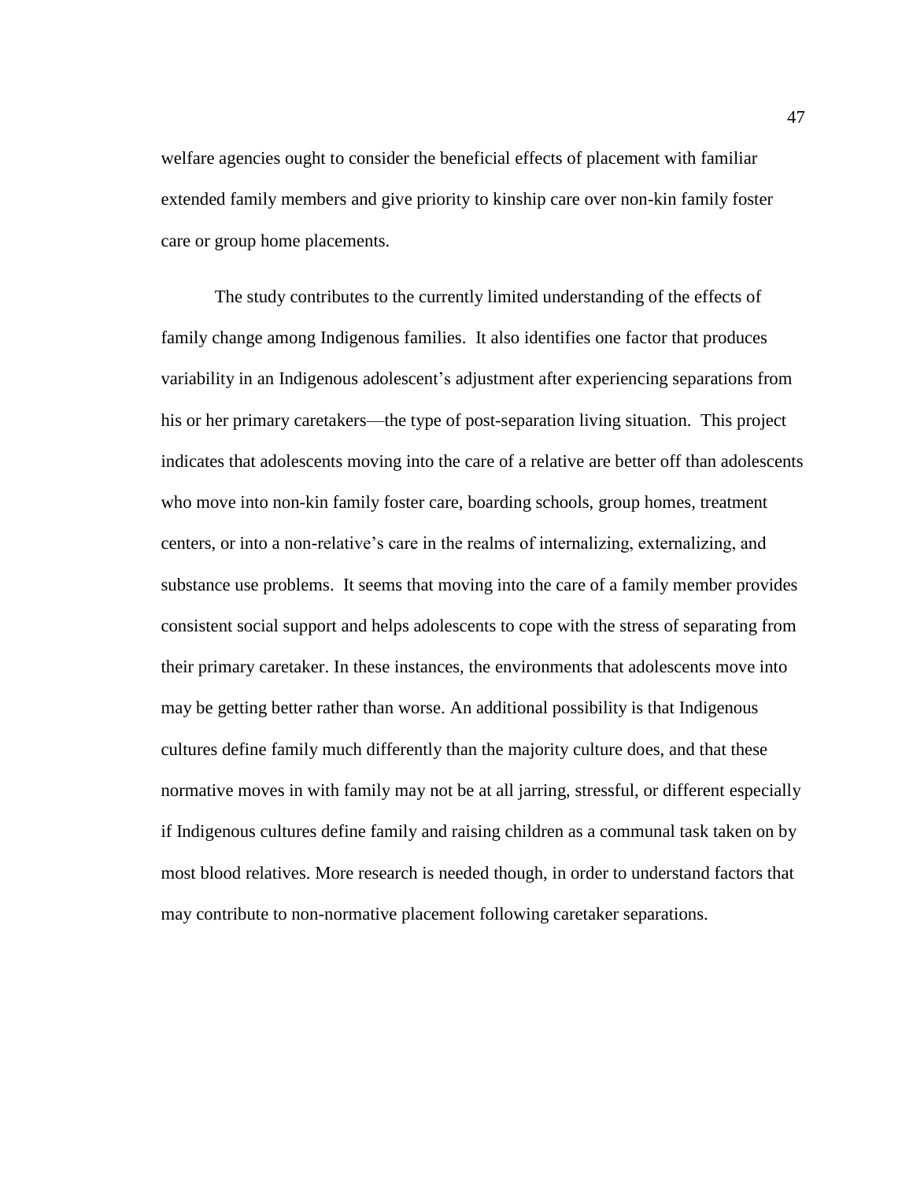welfare agencies ought to consider the beneficial effects of placement with familiar extended family members and give priority to kinship care over non-kin family foster care or group home placements.

The study contributes to the currently limited understanding of the effects of family change among Indigenous families. It also identifies one factor that produces variability in an Indigenous adolescent's adjustment after experiencing separations from his or her primary caretakers—the type of post-separation living situation. This project indicates that adolescents moving into the care of a relative are better off than adolescents who move into non-kin family foster care, boarding schools, group homes, treatment centers, or into a non-relative's care in the realms of internalizing, externalizing, and substance use problems. It seems that moving into the care of a family member provides consistent social support and helps adolescents to cope with the stress of separating from their primary caretaker. In these instances, the environments that adolescents move into may be getting better rather than worse. An additional possibility is that Indigenous cultures define family much differently than the majority culture does, and that these normative moves in with family may not be at all jarring, stressful, or different especially if Indigenous cultures define family and raising children as a communal task taken on by most blood relatives. More research is needed though, in order to understand factors that may contribute to non-normative placement following caretaker separations.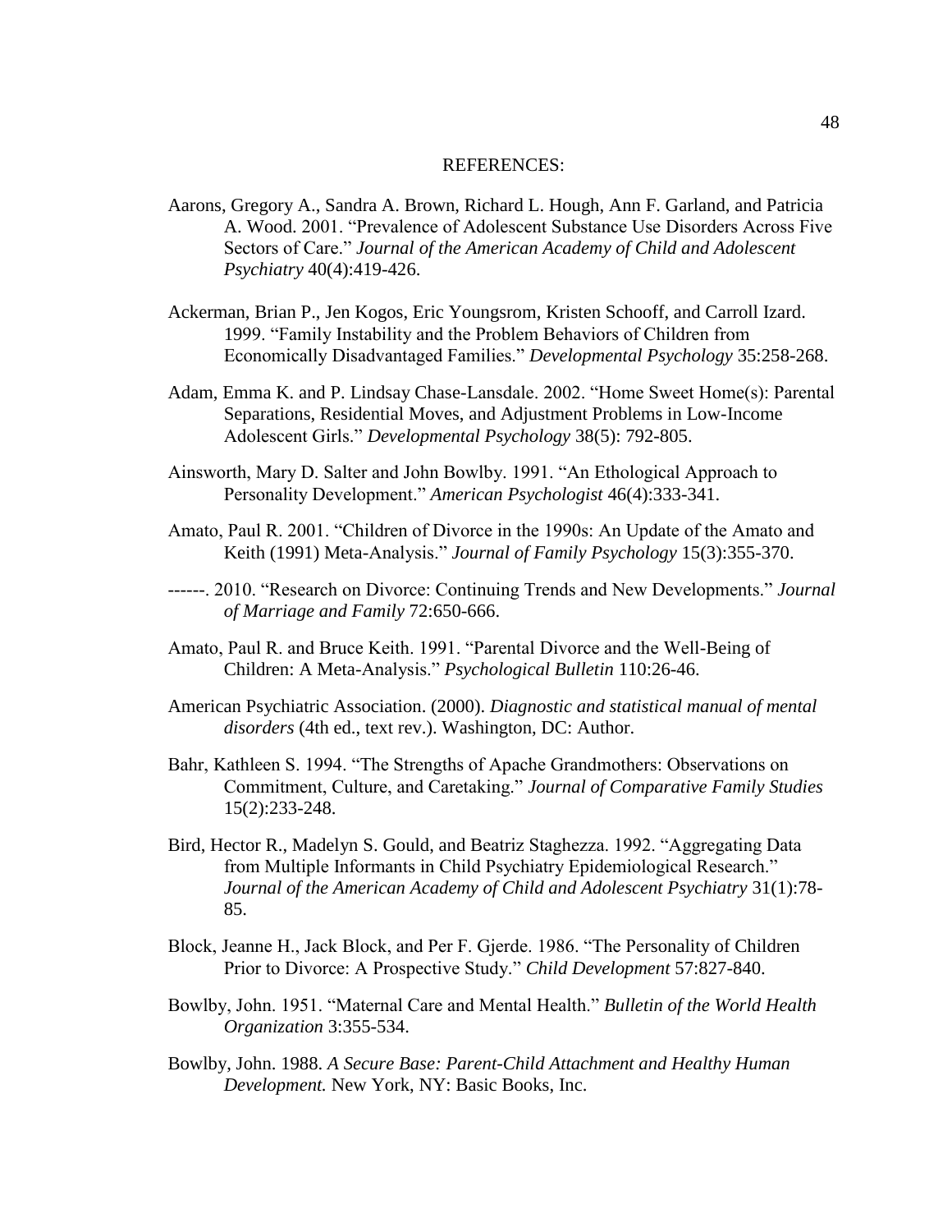REFERENCES:

Aarons, Gregory A., Sandra A. Brown, Richard L. Hough, Ann F. Garland, and Patricia A. Wood. 2001. "Prevalence of Adolescent Substance Use Disorders Across Five Sectors of Care." *Journal of the American Academy of Child and Adolescent Psychiatry* 40(4):419-426.

Ackerman, Brian P., Jen Kogos, Eric Youngsrom, Kristen Schooff, and Carroll Izard. 1999. "Family Instability and the Problem Behaviors of Children from Economically Disadvantaged Families." *Developmental Psychology* 35:258-268.

Adam, Emma K. and P. Lindsay Chase-Lansdale. 2002. "Home Sweet Home(s): Parental Separations, Residential Moves, and Adjustment Problems in Low-Income Adolescent Girls." *Developmental Psychology* 38(5): 792-805.

Ainsworth, Mary D. Salter and John Bowlby. 1991. "An Ethological Approach to Personality Development." *American Psychologist* 46(4):333-341.

Amato, Paul R. 2001. "Children of Divorce in the 1990s: An Update of the Amato and Keith (1991) Meta-Analysis." *Journal of Family Psychology* 15(3):355-370.

------. 2010. "Research on Divorce: Continuing Trends and New Developments." *Journal of Marriage and Family* 72:650-666.

Amato, Paul R. and Bruce Keith. 1991. "Parental Divorce and the Well-Being of Children: A Meta-Analysis." *Psychological Bulletin* 110:26-46.

American Psychiatric Association. (2000). *Diagnostic and statistical manual of mental disorders* (4th ed., text rev.). Washington, DC: Author.

Bahr, Kathleen S. 1994. "The Strengths of Apache Grandmothers: Observations on Commitment, Culture, and Caretaking." *Journal of Comparative Family Studies* 15(2):233-248.

Bird, Hector R., Madelyn S. Gould, and Beatriz Staghezza. 1992. "Aggregating Data from Multiple Informants in Child Psychiatry Epidemiological Research." *Journal of the American Academy of Child and Adolescent Psychiatry* 31(1):78-85.

Block, Jeanne H., Jack Block, and Per F. Gjerde. 1986. "The Personality of Children Prior to Divorce: A Prospective Study." *Child Development* 57:827-840.

Bowlby, John. 1951. "Maternal Care and Mental Health." *Bulletin of the World Health Organization* 3:355-534.

Bowlby, John. 1988. *A Secure Base: Parent-Child Attachment and Healthy Human Development.* New York, NY: Basic Books, Inc.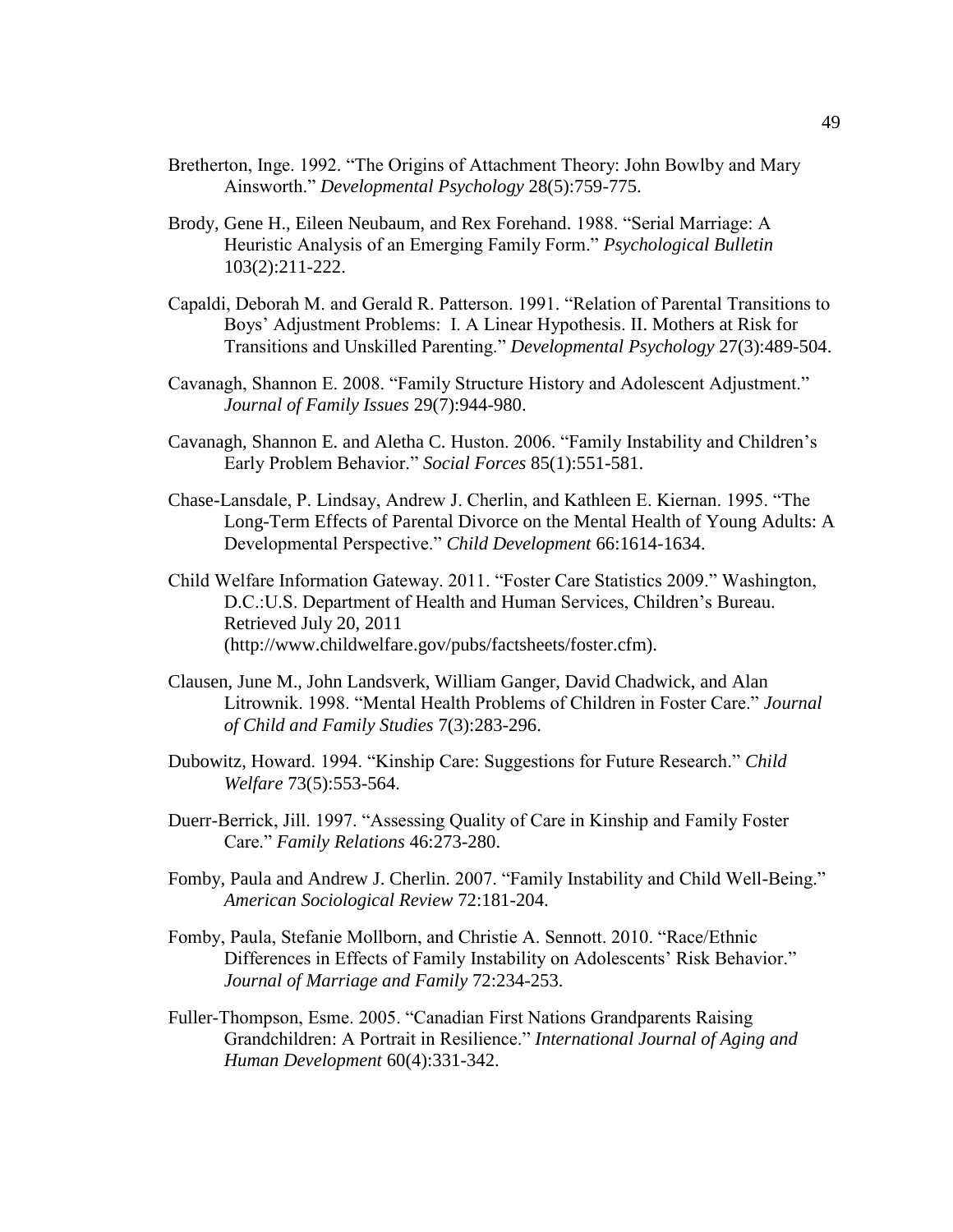Bretherton, Inge. 1992. "The Origins of Attachment Theory: John Bowlby and Mary Ainsworth." *Developmental Psychology* 28(5):759-775.

Brody, Gene H., Eileen Neubaum, and Rex Forehand. 1988. "Serial Marriage: A Heuristic Analysis of an Emerging Family Form." *Psychological Bulletin* 103(2):211-222.

Capaldi, Deborah M. and Gerald R. Patterson. 1991. "Relation of Parental Transitions to Boys' Adjustment Problems: I. A Linear Hypothesis. II. Mothers at Risk for Transitions and Unskilled Parenting." *Developmental Psychology* 27(3):489-504.

Cavanagh, Shannon E. 2008. "Family Structure History and Adolescent Adjustment." *Journal of Family Issues* 29(7):944-980.

Cavanagh, Shannon E. and Aletha C. Huston. 2006. "Family Instability and Children's Early Problem Behavior." *Social Forces* 85(1):551-581.

Chase-Lansdale, P. Lindsay, Andrew J. Cherlin, and Kathleen E. Kiernan. 1995. "The Long-Term Effects of Parental Divorce on the Mental Health of Young Adults: A Developmental Perspective." *Child Development* 66:1614-1634.

Child Welfare Information Gateway. 2011. "Foster Care Statistics 2009." Washington, D.C.:U.S. Department of Health and Human Services, Children's Bureau. Retrieved July 20, 2011 (http://www.childwelfare.gov/pubs/factsheets/foster.cfm).

Clausen, June M., John Landsverk, William Ganger, David Chadwick, and Alan Litrownik. 1998. "Mental Health Problems of Children in Foster Care." *Journal of Child and Family Studies* 7(3):283-296.

Dubowitz, Howard. 1994. "Kinship Care: Suggestions for Future Research." *Child Welfare* 73(5):553-564.

Duerr-Berrick, Jill. 1997. "Assessing Quality of Care in Kinship and Family Foster Care." *Family Relations* 46:273-280.

Fomby, Paula and Andrew J. Cherlin. 2007. "Family Instability and Child Well-Being." *American Sociological Review* 72:181-204.

Fomby, Paula, Stefanie Mollborn, and Christie A. Sennott. 2010. "Race/Ethnic Differences in Effects of Family Instability on Adolescents' Risk Behavior." *Journal of Marriage and Family* 72:234-253.

Fuller-Thompson, Esme. 2005. "Canadian First Nations Grandparents Raising Grandchildren: A Portrait in Resilience." *International Journal of Aging and Human Development* 60(4):331-342.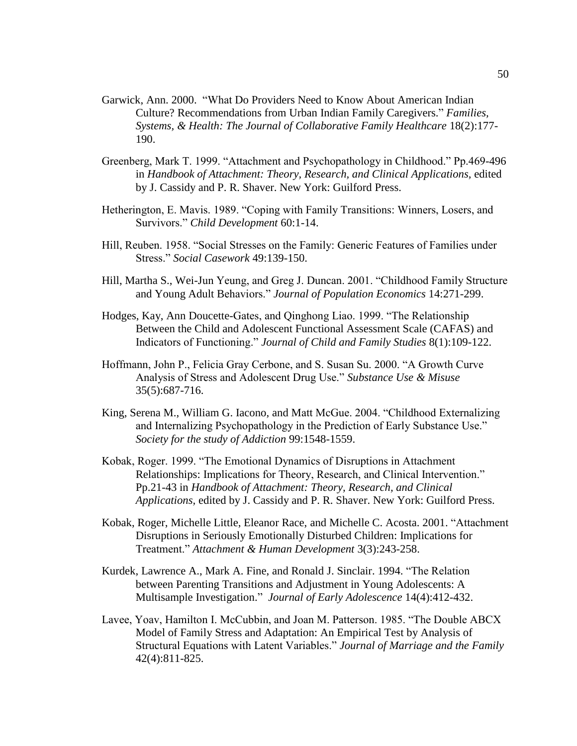Garwick, Ann. 2000. "What Do Providers Need to Know About American Indian Culture? Recommendations from Urban Indian Family Caregivers." *Families, Systems, & Health: The Journal of Collaborative Family Healthcare* 18(2):177-190.

Greenberg, Mark T. 1999. "Attachment and Psychopathology in Childhood." Pp.469-496 in *Handbook of Attachment: Theory, Research, and Clinical Applications,* edited by J. Cassidy and P. R. Shaver. New York: Guilford Press.

Hetherington, E. Mavis. 1989. "Coping with Family Transitions: Winners, Losers, and Survivors." *Child Development* 60:1-14.

Hill, Reuben. 1958. "Social Stresses on the Family: Generic Features of Families under Stress." *Social Casework* 49:139-150.

Hill, Martha S., Wei-Jun Yeung, and Greg J. Duncan. 2001. "Childhood Family Structure and Young Adult Behaviors." *Journal of Population Economics* 14:271-299.

Hodges, Kay, Ann Doucette-Gates, and Qinghong Liao. 1999. "The Relationship Between the Child and Adolescent Functional Assessment Scale (CAFAS) and Indicators of Functioning." *Journal of Child and Family Studies* 8(1):109-122.

Hoffmann, John P., Felicia Gray Cerbone, and S. Susan Su. 2000. "A Growth Curve Analysis of Stress and Adolescent Drug Use." *Substance Use & Misuse* 35(5):687-716.

King, Serena M., William G. Iacono, and Matt McGue. 2004. "Childhood Externalizing and Internalizing Psychopathology in the Prediction of Early Substance Use." *Society for the study of Addiction* 99:1548-1559.

Kobak, Roger. 1999. "The Emotional Dynamics of Disruptions in Attachment Relationships: Implications for Theory, Research, and Clinical Intervention." Pp.21-43 in *Handbook of Attachment: Theory, Research, and Clinical Applications,* edited by J. Cassidy and P. R. Shaver. New York: Guilford Press.

Kobak, Roger, Michelle Little, Eleanor Race, and Michelle C. Acosta. 2001. "Attachment Disruptions in Seriously Emotionally Disturbed Children: Implications for Treatment." *Attachment & Human Development* 3(3):243-258.

Kurdek, Lawrence A., Mark A. Fine, and Ronald J. Sinclair. 1994. "The Relation between Parenting Transitions and Adjustment in Young Adolescents: A Multisample Investigation." *Journal of Early Adolescence* 14(4):412-432.

Lavee, Yoav, Hamilton I. McCubbin, and Joan M. Patterson. 1985. "The Double ABCX Model of Family Stress and Adaptation: An Empirical Test by Analysis of Structural Equations with Latent Variables." *Journal of Marriage and the Family* 42(4):811-825.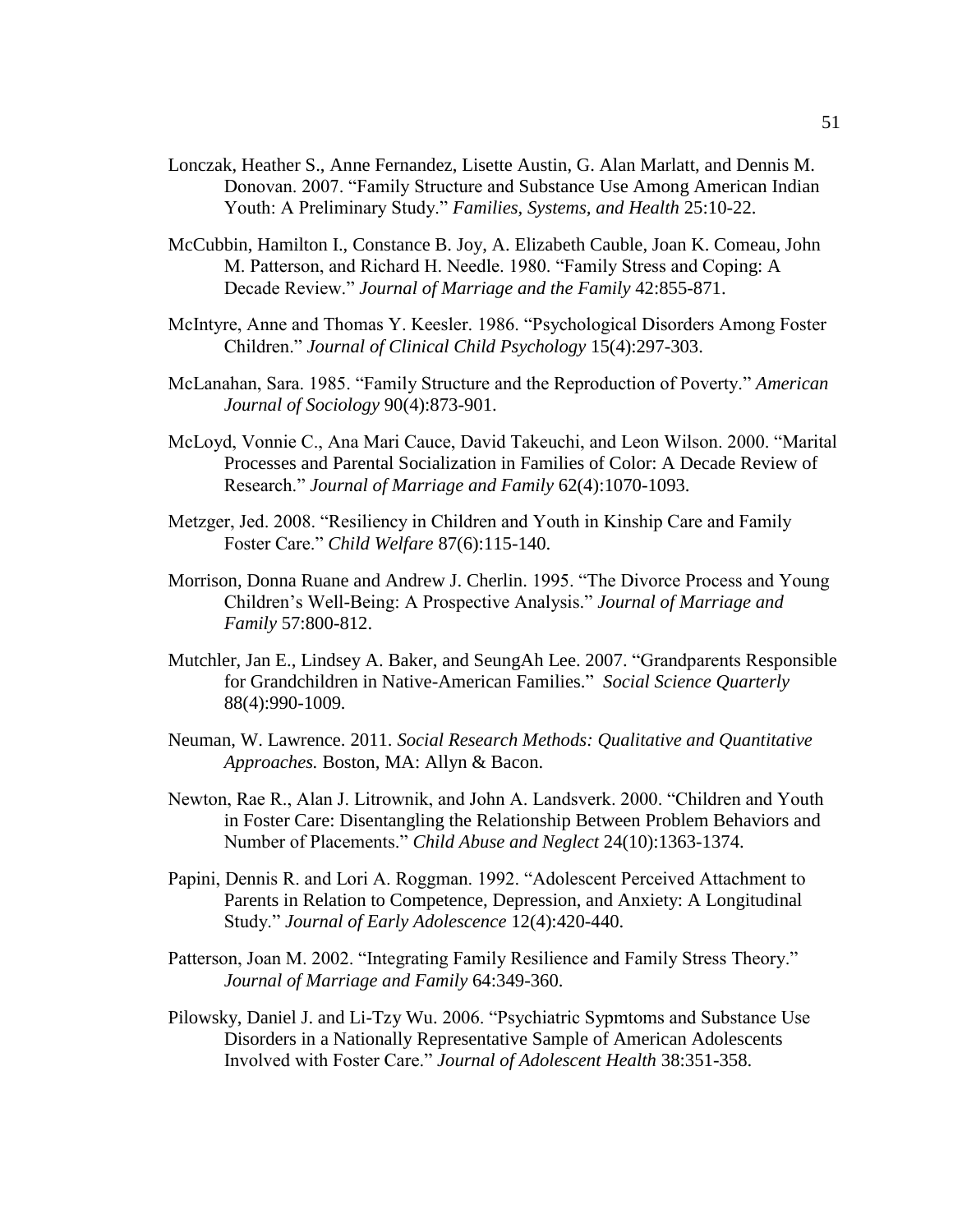Lonczak, Heather S., Anne Fernandez, Lisette Austin, G. Alan Marlatt, and Dennis M. Donovan. 2007. "Family Structure and Substance Use Among American Indian Youth: A Preliminary Study." *Families, Systems, and Health* 25:10-22.

McCubbin, Hamilton I., Constance B. Joy, A. Elizabeth Cauble, Joan K. Comeau, John M. Patterson, and Richard H. Needle. 1980. "Family Stress and Coping: A Decade Review." *Journal of Marriage and the Family* 42:855-871.

McIntyre, Anne and Thomas Y. Keesler. 1986. "Psychological Disorders Among Foster Children." *Journal of Clinical Child Psychology* 15(4):297-303.

McLanahan, Sara. 1985. "Family Structure and the Reproduction of Poverty." *American Journal of Sociology* 90(4):873-901.

McLoyd, Vonnie C., Ana Mari Cauce, David Takeuchi, and Leon Wilson. 2000. "Marital Processes and Parental Socialization in Families of Color: A Decade Review of Research." *Journal of Marriage and Family* 62(4):1070-1093.

Metzger, Jed. 2008. "Resiliency in Children and Youth in Kinship Care and Family Foster Care." *Child Welfare* 87(6):115-140.

Morrison, Donna Ruane and Andrew J. Cherlin. 1995. "The Divorce Process and Young Children's Well-Being: A Prospective Analysis." *Journal of Marriage and Family* 57:800-812.

Mutchler, Jan E., Lindsey A. Baker, and SeungAh Lee. 2007. "Grandparents Responsible for Grandchildren in Native-American Families." *Social Science Quarterly* 88(4):990-1009.

Neuman, W. Lawrence. 2011. *Social Research Methods: Qualitative and Quantitative Approaches.* Boston, MA: Allyn & Bacon.

Newton, Rae R., Alan J. Litrownik, and John A. Landsverk. 2000. "Children and Youth in Foster Care: Disentangling the Relationship Between Problem Behaviors and Number of Placements." *Child Abuse and Neglect* 24(10):1363-1374.

Papini, Dennis R. and Lori A. Roggman. 1992. "Adolescent Perceived Attachment to Parents in Relation to Competence, Depression, and Anxiety: A Longitudinal Study." *Journal of Early Adolescence* 12(4):420-440.

Patterson, Joan M. 2002. "Integrating Family Resilience and Family Stress Theory." *Journal of Marriage and Family* 64:349-360.

Pilowsky, Daniel J. and Li-Tzy Wu. 2006. "Psychiatric Sypmtoms and Substance Use Disorders in a Nationally Representative Sample of American Adolescents Involved with Foster Care." *Journal of Adolescent Health* 38:351-358.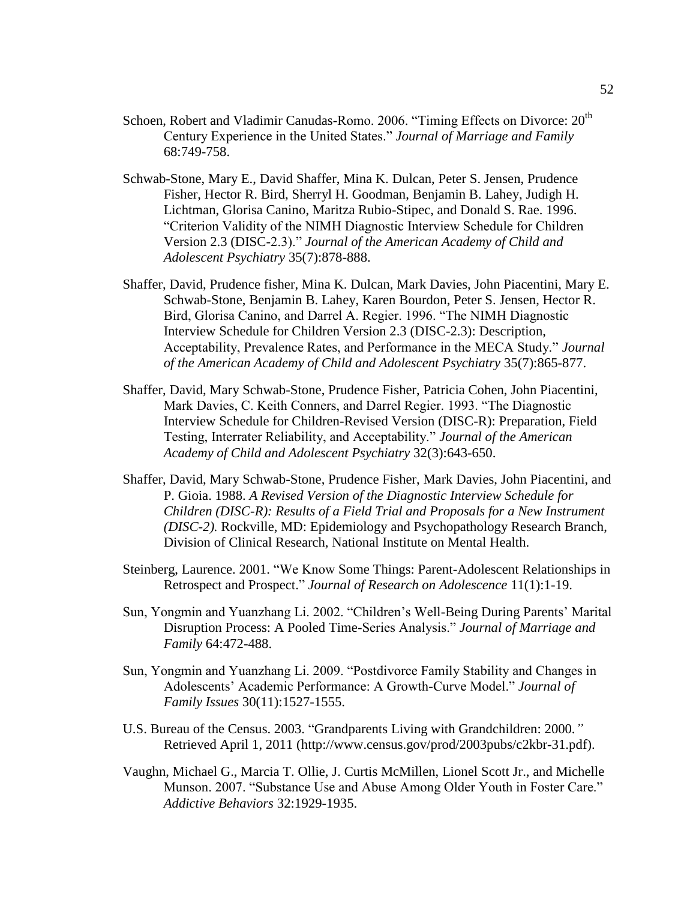Schoen, Robert and Vladimir Canudas-Romo. 2006. "Timing Effects on Divorce: 20th Century Experience in the United States." *Journal of Marriage and Family* 68:749-758.

Schwab-Stone, Mary E., David Shaffer, Mina K. Dulcan, Peter S. Jensen, Prudence Fisher, Hector R. Bird, Sherryl H. Goodman, Benjamin B. Lahey, Judigh H. Lichtman, Glorisa Canino, Maritza Rubio-Stipec, and Donald S. Rae. 1996. "Criterion Validity of the NIMH Diagnostic Interview Schedule for Children Version 2.3 (DISC-2.3)." *Journal of the American Academy of Child and Adolescent Psychiatry* 35(7):878-888.

Shaffer, David, Prudence fisher, Mina K. Dulcan, Mark Davies, John Piacentini, Mary E. Schwab-Stone, Benjamin B. Lahey, Karen Bourdon, Peter S. Jensen, Hector R. Bird, Glorisa Canino, and Darrel A. Regier. 1996. "The NIMH Diagnostic Interview Schedule for Children Version 2.3 (DISC-2.3): Description, Acceptability, Prevalence Rates, and Performance in the MECA Study." *Journal of the American Academy of Child and Adolescent Psychiatry* 35(7):865-877.

Shaffer, David, Mary Schwab-Stone, Prudence Fisher, Patricia Cohen, John Piacentini, Mark Davies, C. Keith Conners, and Darrel Regier. 1993. "The Diagnostic Interview Schedule for Children-Revised Version (DISC-R): Preparation, Field Testing, Interrater Reliability, and Acceptability." *Journal of the American Academy of Child and Adolescent Psychiatry* 32(3):643-650.

Shaffer, David, Mary Schwab-Stone, Prudence Fisher, Mark Davies, John Piacentini, and P. Gioia. 1988. *A Revised Version of the Diagnostic Interview Schedule for Children (DISC-R): Results of a Field Trial and Proposals for a New Instrument (DISC-2).* Rockville, MD: Epidemiology and Psychopathology Research Branch, Division of Clinical Research, National Institute on Mental Health.

Steinberg, Laurence. 2001. "We Know Some Things: Parent-Adolescent Relationships in Retrospect and Prospect." *Journal of Research on Adolescence* 11(1):1-19.

Sun, Yongmin and Yuanzhang Li. 2002. "Children's Well-Being During Parents' Marital Disruption Process: A Pooled Time-Series Analysis." *Journal of Marriage and Family* 64:472-488.

Sun, Yongmin and Yuanzhang Li. 2009. "Postdivorce Family Stability and Changes in Adolescents' Academic Performance: A Growth-Curve Model." *Journal of Family Issues* 30(11):1527-1555.

U.S. Bureau of the Census. 2003. "Grandparents Living with Grandchildren: 2000." Retrieved April 1, 2011 (http://www.census.gov/prod/2003pubs/c2kbr-31.pdf).

Vaughn, Michael G., Marcia T. Ollie, J. Curtis McMillen, Lionel Scott Jr., and Michelle Munson. 2007. "Substance Use and Abuse Among Older Youth in Foster Care." *Addictive Behaviors* 32:1929-1935.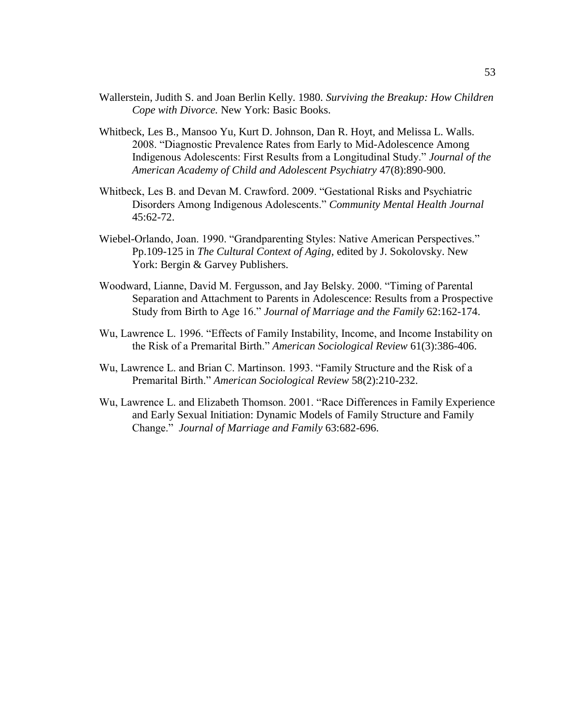Wallerstein, Judith S. and Joan Berlin Kelly. 1980. *Surviving the Breakup: How Children Cope with Divorce.* New York: Basic Books.

Whitbeck, Les B., Mansoo Yu, Kurt D. Johnson, Dan R. Hoyt, and Melissa L. Walls. 2008. "Diagnostic Prevalence Rates from Early to Mid-Adolescence Among Indigenous Adolescents: First Results from a Longitudinal Study." *Journal of the American Academy of Child and Adolescent Psychiatry* 47(8):890-900.

Whitbeck, Les B. and Devan M. Crawford. 2009. "Gestational Risks and Psychiatric Disorders Among Indigenous Adolescents." *Community Mental Health Journal* 45:62-72.

Wiebel-Orlando, Joan. 1990. "Grandparenting Styles: Native American Perspectives." Pp.109-125 in *The Cultural Context of Aging,* edited by J. Sokolovsky. New York: Bergin & Garvey Publishers.

Woodward, Lianne, David M. Fergusson, and Jay Belsky. 2000. "Timing of Parental Separation and Attachment to Parents in Adolescence: Results from a Prospective Study from Birth to Age 16." *Journal of Marriage and the Family* 62:162-174.

Wu, Lawrence L. 1996. "Effects of Family Instability, Income, and Income Instability on the Risk of a Premarital Birth." *American Sociological Review* 61(3):386-406.

Wu, Lawrence L. and Brian C. Martinson. 1993. "Family Structure and the Risk of a Premarital Birth." *American Sociological Review* 58(2):210-232.

Wu, Lawrence L. and Elizabeth Thomson. 2001. "Race Differences in Family Experience and Early Sexual Initiation: Dynamic Models of Family Structure and Family Change." *Journal of Marriage and Family* 63:682-696.